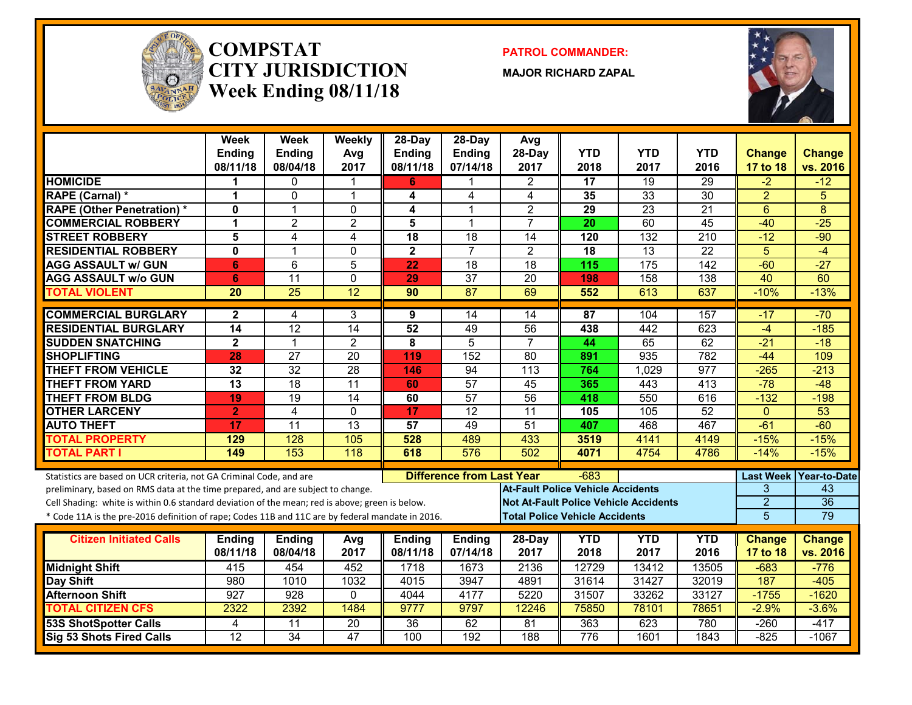# COMPSTAT
# CITY JURISDICTION
# Week Ending 08/11/18

**PATROL COMMANDER:**

**MAJOR RICHARD ZAPAL**

| | Week Ending 08/11/18 | Week Ending 08/04/18 | Weekly Avg 2017 | 28-Day Ending 08/11/18 | 28-Day Ending 07/14/18 | Avg 28-Day 2017 | YTD 2018 | YTD 2017 | YTD 2016 | Change 17 to 18 | Change vs. 2016 |
|---|---|---|---|---|---|---|---|---|---|---|---|
| HOMICIDE | 1 | 0 | 1 | 6 | 1 | 2 | 17 | 19 | 29 | -2 | -12 |
| RAPE (Carnal) * | 1 | 0 | 1 | 4 | 4 | 4 | 35 | 33 | 30 | 2 | 5 |
| RAPE (Other Penetration) * | 0 | 1 | 0 | 4 | 1 | 2 | 29 | 23 | 21 | 6 | 8 |
| COMMERCIAL ROBBERY | 1 | 2 | 2 | 5 | 1 | 7 | 20 | 60 | 45 | -40 | -25 |
| STREET ROBBERY | 5 | 4 | 4 | 18 | 18 | 14 | 120 | 132 | 210 | -12 | -90 |
| RESIDENTIAL ROBBERY | 0 | 1 | 0 | 2 | 7 | 2 | 18 | 13 | 22 | 5 | -4 |
| AGG ASSAULT w/ GUN | 6 | 6 | 5 | 22 | 18 | 18 | 115 | 175 | 142 | -60 | -27 |
| AGG ASSAULT w/o GUN | 6 | 11 | 0 | 29 | 37 | 20 | 198 | 158 | 138 | 40 | 60 |
| TOTAL VIOLENT | 20 | 25 | 12 | 90 | 87 | 69 | 552 | 613 | 637 | -10% | -13% |
| COMMERCIAL BURGLARY | 2 | 4 | 3 | 9 | 14 | 14 | 87 | 104 | 157 | -17 | -70 |
| RESIDENTIAL BURGLARY | 14 | 12 | 14 | 52 | 49 | 56 | 438 | 442 | 623 | -4 | -185 |
| SUDDEN SNATCHING | 2 | 1 | 2 | 8 | 5 | 7 | 44 | 65 | 62 | -21 | -18 |
| SHOPLIFTING | 28 | 27 | 20 | 119 | 152 | 80 | 891 | 935 | 782 | -44 | 109 |
| THEFT FROM VEHICLE | 32 | 32 | 28 | 146 | 94 | 113 | 764 | 1,029 | 977 | -265 | -213 |
| THEFT FROM YARD | 13 | 18 | 11 | 60 | 57 | 45 | 365 | 443 | 413 | -78 | -48 |
| THEFT FROM BLDG | 19 | 19 | 14 | 60 | 57 | 56 | 418 | 550 | 616 | -132 | -198 |
| OTHER LARCENY | 2 | 4 | 0 | 17 | 12 | 11 | 105 | 105 | 52 | 0 | 53 |
| AUTO THEFT | 17 | 11 | 13 | 57 | 49 | 51 | 407 | 468 | 467 | -61 | -60 |
| TOTAL PROPERTY | 129 | 128 | 105 | 528 | 489 | 433 | 3519 | 4141 | 4149 | -15% | -15% |
| TOTAL PART I | 149 | 153 | 118 | 618 | 576 | 502 | 4071 | 4754 | 4786 | -14% | -15% |

Statistics are based on UCR criteria, not GA Criminal Code, and are preliminary, based on RMS data at the time prepared, and are subject to change.
Cell Shading: white is within 0.6 standard deviation of the mean; red is above; green is below.
* Code 11A is the pre-2016 definition of rape; Codes 11B and 11C are by federal mandate in 2016.

**Difference from Last Year:** -683

| | Last Week | Year-to-Date |
|---|---|---|
| At-Fault Police Vehicle Accidents | 3 | 43 |
| Not At-Fault Police Vehicle Accidents | 2 | 36 |
| Total Police Vehicle Accidents | 5 | 79 |

| Citizen Initiated Calls | Ending 08/11/18 | Ending 08/04/18 | Avg 2017 | Ending 08/11/18 | Ending 07/14/18 | 28-Day 2017 | YTD 2018 | YTD 2017 | YTD 2016 | Change 17 to 18 | Change vs. 2016 |
|---|---|---|---|---|---|---|---|---|---|---|---|
| Midnight Shift | 415 | 454 | 452 | 1718 | 1673 | 2136 | 12729 | 13412 | 13505 | -683 | -776 |
| Day Shift | 980 | 1010 | 1032 | 4015 | 3947 | 4891 | 31614 | 31427 | 32019 | 187 | -405 |
| Afternoon Shift | 927 | 928 | 0 | 4044 | 4177 | 5220 | 31507 | 33262 | 33127 | -1755 | -1620 |
| TOTAL CITIZEN CFS | 2322 | 2392 | 1484 | 9777 | 9797 | 12246 | 75850 | 78101 | 78651 | -2.9% | -3.6% |
| 53S ShotSpotter Calls | 4 | 11 | 20 | 36 | 62 | 81 | 363 | 623 | 780 | -260 | -417 |
| Sig 53 Shots Fired Calls | 12 | 34 | 47 | 100 | 192 | 188 | 776 | 1601 | 1843 | -825 | -1067 |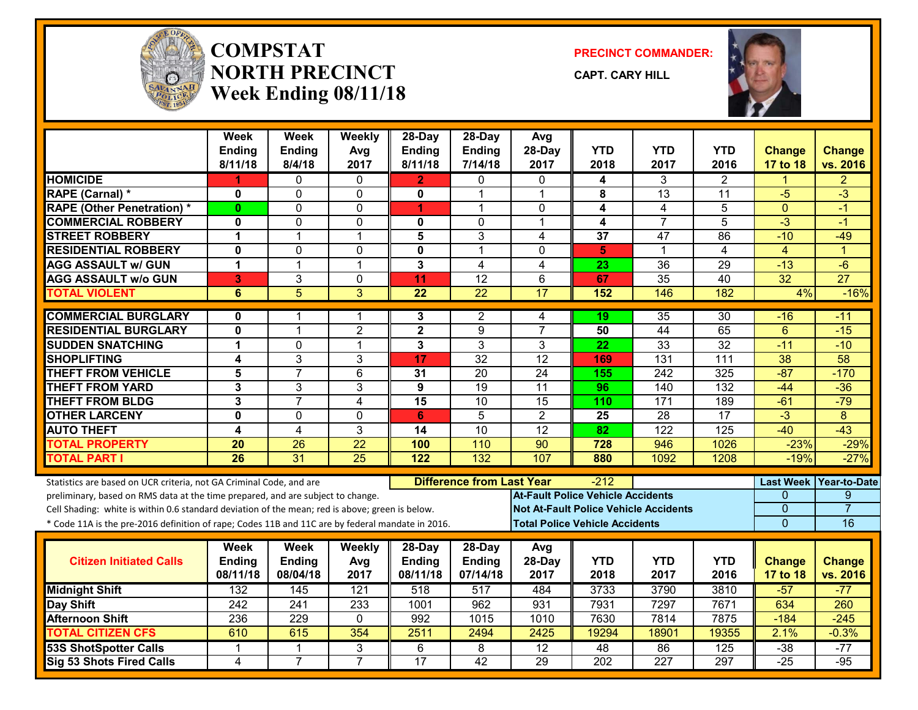# COMPSTAT NORTH PRECINCT
## Week Ending 08/11/18

**PRECINCT COMMANDER:**
**CAPT. CARY HILL**

| | Week Ending 8/11/18 | Week Ending 8/4/18 | Weekly Avg 2017 | 28-Day Ending 8/11/18 | 28-Day Ending 7/14/18 | Avg 28-Day 2017 | YTD 2018 | YTD 2017 | YTD 2016 | Change 17 to 18 | Change vs. 2016 |
|---|---|---|---|---|---|---|---|---|---|---|---|
| HOMICIDE | 1 | 0 | 0 | 2 | 0 | 0 | 4 | 3 | 2 | 1 | 2 |
| RAPE (Carnal) * | 0 | 0 | 0 | 0 | 1 | 1 | 8 | 13 | 11 | -5 | -3 |
| RAPE (Other Penetration) * | 0 | 0 | 0 | 1 | 1 | 0 | 4 | 4 | 5 | 0 | -1 |
| COMMERCIAL ROBBERY | 0 | 0 | 0 | 0 | 0 | 1 | 4 | 7 | 5 | -3 | -1 |
| STREET ROBBERY | 1 | 1 | 1 | 5 | 3 | 4 | 37 | 47 | 86 | -10 | -49 |
| RESIDENTIAL ROBBERY | 0 | 0 | 0 | 0 | 1 | 0 | 5 | 1 | 4 | 4 | 1 |
| AGG ASSAULT w/ GUN | 1 | 1 | 1 | 3 | 4 | 4 | 23 | 36 | 29 | -13 | -6 |
| AGG ASSAULT w/o GUN | 3 | 3 | 0 | 11 | 12 | 6 | 67 | 35 | 40 | 32 | 27 |
| TOTAL VIOLENT | 6 | 5 | 3 | 22 | 22 | 17 | 152 | 146 | 182 | 4% | -16% |
| COMMERCIAL BURGLARY | 0 | 1 | 1 | 3 | 2 | 4 | 19 | 35 | 30 | -16 | -11 |
| RESIDENTIAL BURGLARY | 0 | 1 | 2 | 2 | 9 | 7 | 50 | 44 | 65 | 6 | -15 |
| SUDDEN SNATCHING | 1 | 0 | 1 | 3 | 3 | 3 | 22 | 33 | 32 | -11 | -10 |
| SHOPLIFTING | 4 | 3 | 3 | 17 | 32 | 12 | 169 | 131 | 111 | 38 | 58 |
| THEFT FROM VEHICLE | 5 | 7 | 6 | 31 | 20 | 24 | 155 | 242 | 325 | -87 | -170 |
| THEFT FROM YARD | 3 | 3 | 3 | 9 | 19 | 11 | 96 | 140 | 132 | -44 | -36 |
| THEFT FROM BLDG | 3 | 7 | 4 | 15 | 10 | 15 | 110 | 171 | 189 | -61 | -79 |
| OTHER LARCENY | 0 | 0 | 0 | 6 | 5 | 2 | 25 | 28 | 17 | -3 | 8 |
| AUTO THEFT | 4 | 4 | 3 | 14 | 10 | 12 | 82 | 122 | 125 | -40 | -43 |
| TOTAL PROPERTY | 20 | 26 | 22 | 100 | 110 | 90 | 728 | 946 | 1026 | -23% | -29% |
| TOTAL PART I | 26 | 31 | 25 | 122 | 132 | 107 | 880 | 1092 | 1208 | -19% | -27% |

Statistics are based on UCR criteria, not GA Criminal Code, and are preliminary, based on RMS data at the time prepared, and are subject to change.
Cell Shading: white is within 0.6 standard deviation of the mean; red is above; green is below.
* Code 11A is the pre-2016 definition of rape; Codes 11B and 11C are by federal mandate in 2016.

**Difference from Last Year:** -212

| | Last Week | Year-to-Date |
|---|---|---|
| At-Fault Police Vehicle Accidents | 0 | 9 |
| Not At-Fault Police Vehicle Accidents | 0 | 7 |
| Total Police Vehicle Accidents | 0 | 16 |

| Citizen Initiated Calls | Week Ending 08/11/18 | Week Ending 08/04/18 | Weekly Avg 2017 | 28-Day Ending 08/11/18 | 28-Day Ending 07/14/18 | Avg 28-Day 2017 | YTD 2018 | YTD 2017 | YTD 2016 | Change 17 to 18 | Change vs. 2016 |
|---|---|---|---|---|---|---|---|---|---|---|---|
| Midnight Shift | 132 | 145 | 121 | 518 | 517 | 484 | 3733 | 3790 | 3810 | -57 | -77 |
| Day Shift | 242 | 241 | 233 | 1001 | 962 | 931 | 7931 | 7297 | 7671 | 634 | 260 |
| Afternoon Shift | 236 | 229 | 0 | 992 | 1015 | 1010 | 7630 | 7814 | 7875 | -184 | -245 |
| TOTAL CITIZEN CFS | 610 | 615 | 354 | 2511 | 2494 | 2425 | 19294 | 18901 | 19355 | 2.1% | -0.3% |
| 53S ShotSpotter Calls | 1 | 1 | 3 | 6 | 8 | 12 | 48 | 86 | 125 | -38 | -77 |
| Sig 53 Shots Fired Calls | 4 | 7 | 7 | 17 | 42 | 29 | 202 | 227 | 297 | -25 | -95 |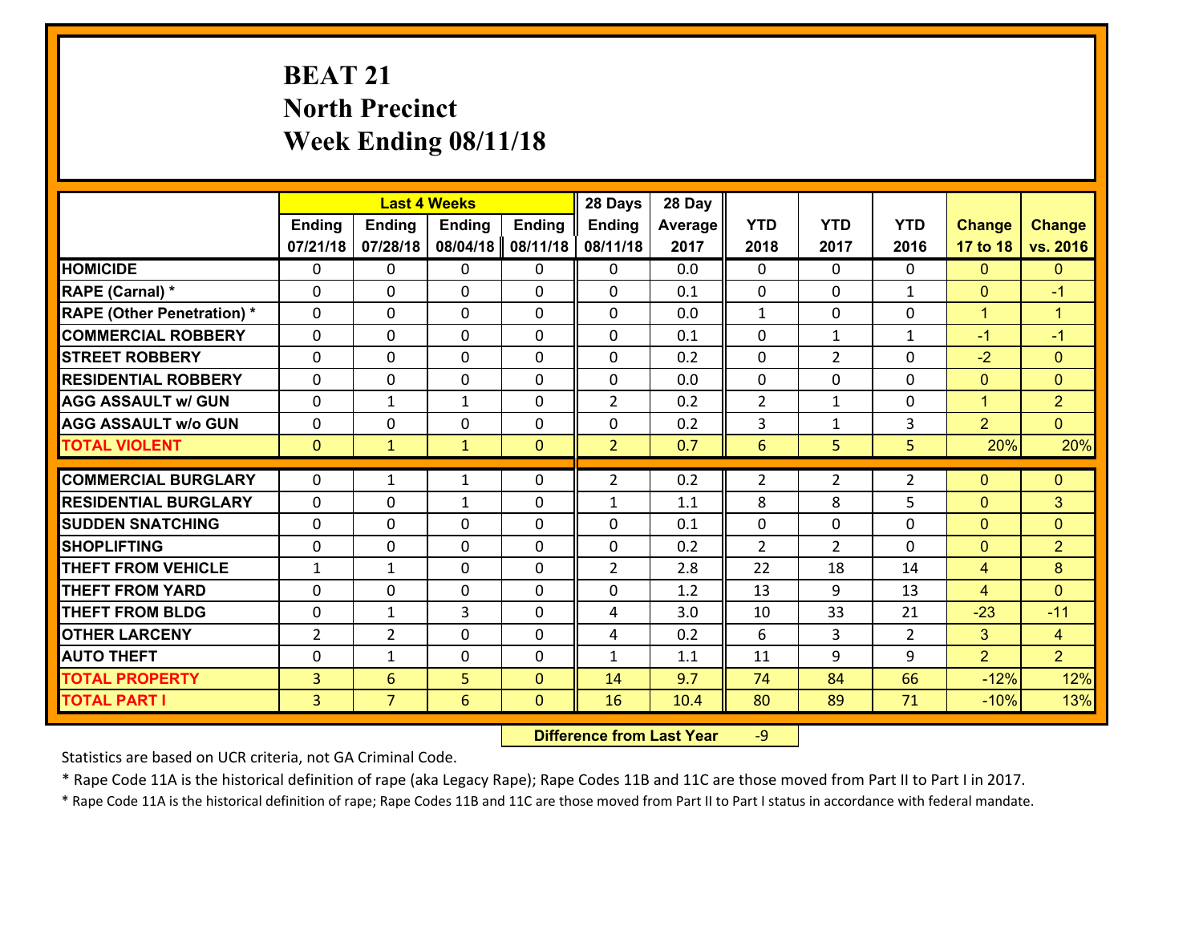# BEAT 21
# North Precinct
# Week Ending 08/11/18

| | Last 4 Weeks | | | | 28 Days | 28 Day | YTD | YTD | YTD | Change | Change |
|---|---|---|---|---|---|---|---|---|---|---|---|
| | Ending 07/21/18 | Ending 07/28/18 | Ending 08/04/18 | Ending 08/11/18 | Ending 08/11/18 | Average 2017 | 2018 | 2017 | 2016 | 17 to 18 | vs. 2016 |
| **HOMICIDE** | 0 | 0 | 0 | 0 | 0 | 0.0 | 0 | 0 | 0 | 0 | 0 |
| **RAPE (Carnal) *** | 0 | 0 | 0 | 0 | 0 | 0.1 | 0 | 0 | 1 | 0 | -1 |
| **RAPE (Other Penetration) *** | 0 | 0 | 0 | 0 | 0 | 0.0 | 1 | 0 | 0 | 1 | 1 |
| **COMMERCIAL ROBBERY** | 0 | 0 | 0 | 0 | 0 | 0.1 | 0 | 1 | 1 | -1 | -1 |
| **STREET ROBBERY** | 0 | 0 | 0 | 0 | 0 | 0.2 | 0 | 2 | 0 | -2 | 0 |
| **RESIDENTIAL ROBBERY** | 0 | 0 | 0 | 0 | 0 | 0.0 | 0 | 0 | 0 | 0 | 0 |
| **AGG ASSAULT w/ GUN** | 0 | 1 | 1 | 0 | 2 | 0.2 | 2 | 1 | 0 | 1 | 2 |
| **AGG ASSAULT w/o GUN** | 0 | 0 | 0 | 0 | 0 | 0.2 | 3 | 1 | 3 | 2 | 0 |
| **TOTAL VIOLENT** | 0 | 1 | 1 | 0 | 2 | 0.7 | 6 | 5 | 5 | 20% | 20% |
| **COMMERCIAL BURGLARY** | 0 | 1 | 1 | 0 | 2 | 0.2 | 2 | 2 | 2 | 0 | 0 |
| **RESIDENTIAL BURGLARY** | 0 | 0 | 1 | 0 | 1 | 1.1 | 8 | 8 | 5 | 0 | 3 |
| **SUDDEN SNATCHING** | 0 | 0 | 0 | 0 | 0 | 0.1 | 0 | 0 | 0 | 0 | 0 |
| **SHOPLIFTING** | 0 | 0 | 0 | 0 | 0 | 0.2 | 2 | 2 | 0 | 0 | 2 |
| **THEFT FROM VEHICLE** | 1 | 1 | 0 | 0 | 2 | 2.8 | 22 | 18 | 14 | 4 | 8 |
| **THEFT FROM YARD** | 0 | 0 | 0 | 0 | 0 | 1.2 | 13 | 9 | 13 | 4 | 0 |
| **THEFT FROM BLDG** | 0 | 1 | 3 | 0 | 4 | 3.0 | 10 | 33 | 21 | -23 | -11 |
| **OTHER LARCENY** | 2 | 2 | 0 | 0 | 4 | 0.2 | 6 | 3 | 2 | 3 | 4 |
| **AUTO THEFT** | 0 | 1 | 0 | 0 | 1 | 1.1 | 11 | 9 | 9 | 2 | 2 |
| **TOTAL PROPERTY** | 3 | 6 | 5 | 0 | 14 | 9.7 | 74 | 84 | 66 | -12% | 12% |
| **TOTAL PART I** | 3 | 7 | 6 | 0 | 16 | 10.4 | 80 | 89 | 71 | -10% | 13% |

**Difference from Last Year** -9

Statistics are based on UCR criteria, not GA Criminal Code.

* Rape Code 11A is the historical definition of rape (aka Legacy Rape); Rape Codes 11B and 11C are those moved from Part II to Part I in 2017.

* Rape Code 11A is the historical definition of rape; Rape Codes 11B and 11C are those moved from Part II to Part I status in accordance with federal mandate.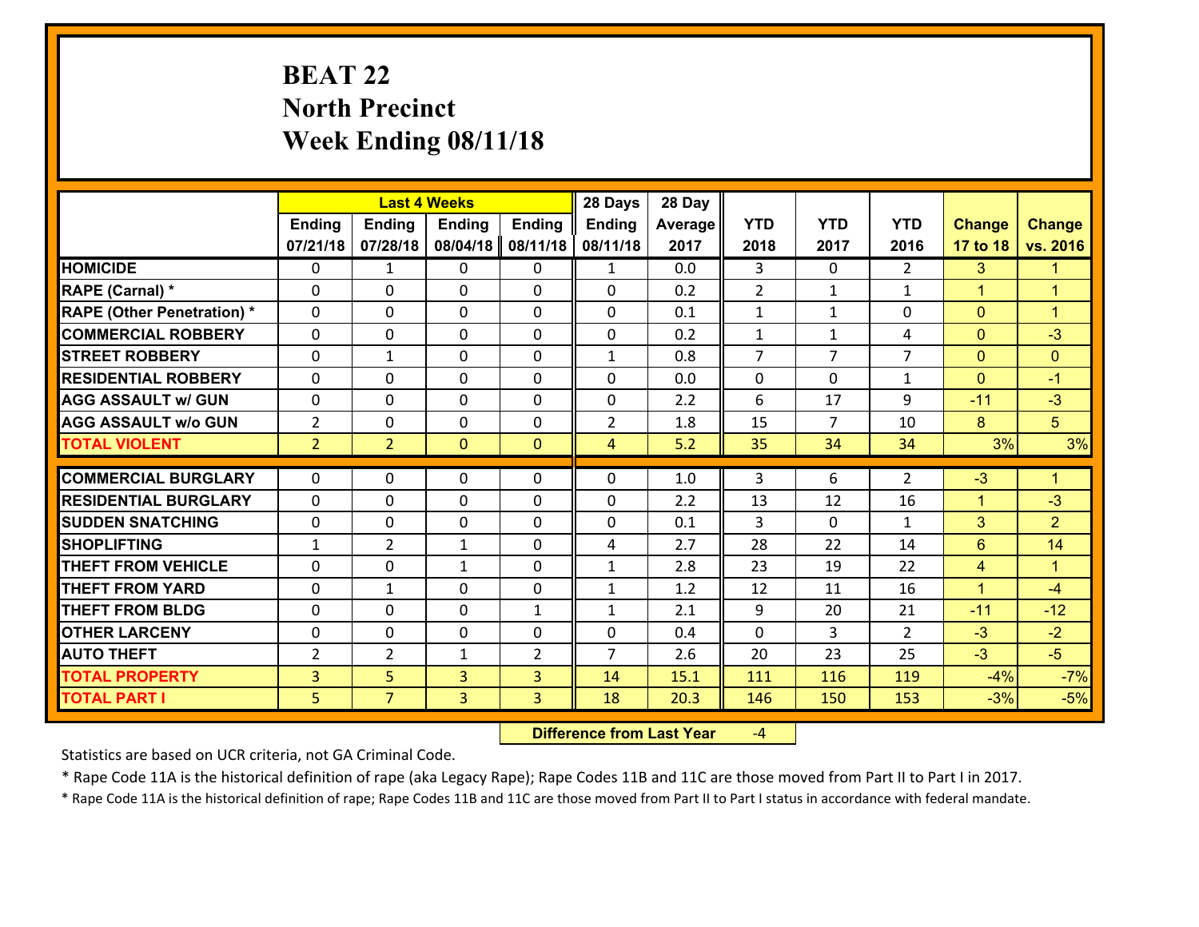# BEAT 22
## North Precinct
## Week Ending 08/11/18

| | Last 4 Weeks | | | | 28 Days | 28 Day | | | | | |
|---|---|---|---|---|---|---|---|---|---|---|---|
| | Ending 07/21/18 | Ending 07/28/18 | Ending 08/04/18 | Ending 08/11/18 | Ending 08/11/18 | Average 2017 | YTD 2018 | YTD 2017 | YTD 2016 | Change 17 to 18 | Change vs. 2016 |
| HOMICIDE | 0 | 1 | 0 | 0 | 1 | 0.0 | 3 | 0 | 2 | 3 | 1 |
| RAPE (Carnal) * | 0 | 0 | 0 | 0 | 0 | 0.2 | 2 | 1 | 1 | 1 | 1 |
| RAPE (Other Penetration) * | 0 | 0 | 0 | 0 | 0 | 0.1 | 1 | 1 | 0 | 0 | 1 |
| COMMERCIAL ROBBERY | 0 | 0 | 0 | 0 | 0 | 0.2 | 1 | 1 | 4 | 0 | -3 |
| STREET ROBBERY | 0 | 1 | 0 | 0 | 1 | 0.8 | 7 | 7 | 7 | 0 | 0 |
| RESIDENTIAL ROBBERY | 0 | 0 | 0 | 0 | 0 | 0.0 | 0 | 0 | 1 | 0 | -1 |
| AGG ASSAULT w/ GUN | 0 | 0 | 0 | 0 | 0 | 2.2 | 6 | 17 | 9 | -11 | -3 |
| AGG ASSAULT w/o GUN | 2 | 0 | 0 | 0 | 2 | 1.8 | 15 | 7 | 10 | 8 | 5 |
| TOTAL VIOLENT | 2 | 2 | 0 | 0 | 4 | 5.2 | 35 | 34 | 34 | 3% | 3% |
| COMMERCIAL BURGLARY | 0 | 0 | 0 | 0 | 0 | 1.0 | 3 | 6 | 2 | -3 | 1 |
| RESIDENTIAL BURGLARY | 0 | 0 | 0 | 0 | 0 | 2.2 | 13 | 12 | 16 | 1 | -3 |
| SUDDEN SNATCHING | 0 | 0 | 0 | 0 | 0 | 0.1 | 3 | 0 | 1 | 3 | 2 |
| SHOPLIFTING | 1 | 2 | 1 | 0 | 4 | 2.7 | 28 | 22 | 14 | 6 | 14 |
| THEFT FROM VEHICLE | 0 | 0 | 1 | 0 | 1 | 2.8 | 23 | 19 | 22 | 4 | 1 |
| THEFT FROM YARD | 0 | 1 | 0 | 0 | 1 | 1.2 | 12 | 11 | 16 | 1 | -4 |
| THEFT FROM BLDG | 0 | 0 | 0 | 1 | 1 | 2.1 | 9 | 20 | 21 | -11 | -12 |
| OTHER LARCENY | 0 | 0 | 0 | 0 | 0 | 0.4 | 0 | 3 | 2 | -3 | -2 |
| AUTO THEFT | 2 | 2 | 1 | 2 | 7 | 2.6 | 20 | 23 | 25 | -3 | -5 |
| TOTAL PROPERTY | 3 | 5 | 3 | 3 | 14 | 15.1 | 111 | 116 | 119 | -4% | -7% |
| TOTAL PART I | 5 | 7 | 3 | 3 | 18 | 20.3 | 146 | 150 | 153 | -3% | -5% |

**Difference from Last Year** -4

Statistics are based on UCR criteria, not GA Criminal Code.

* Rape Code 11A is the historical definition of rape (aka Legacy Rape); Rape Codes 11B and 11C are those moved from Part II to Part I in 2017.

* Rape Code 11A is the historical definition of rape; Rape Codes 11B and 11C are those moved from Part II to Part I status in accordance with federal mandate.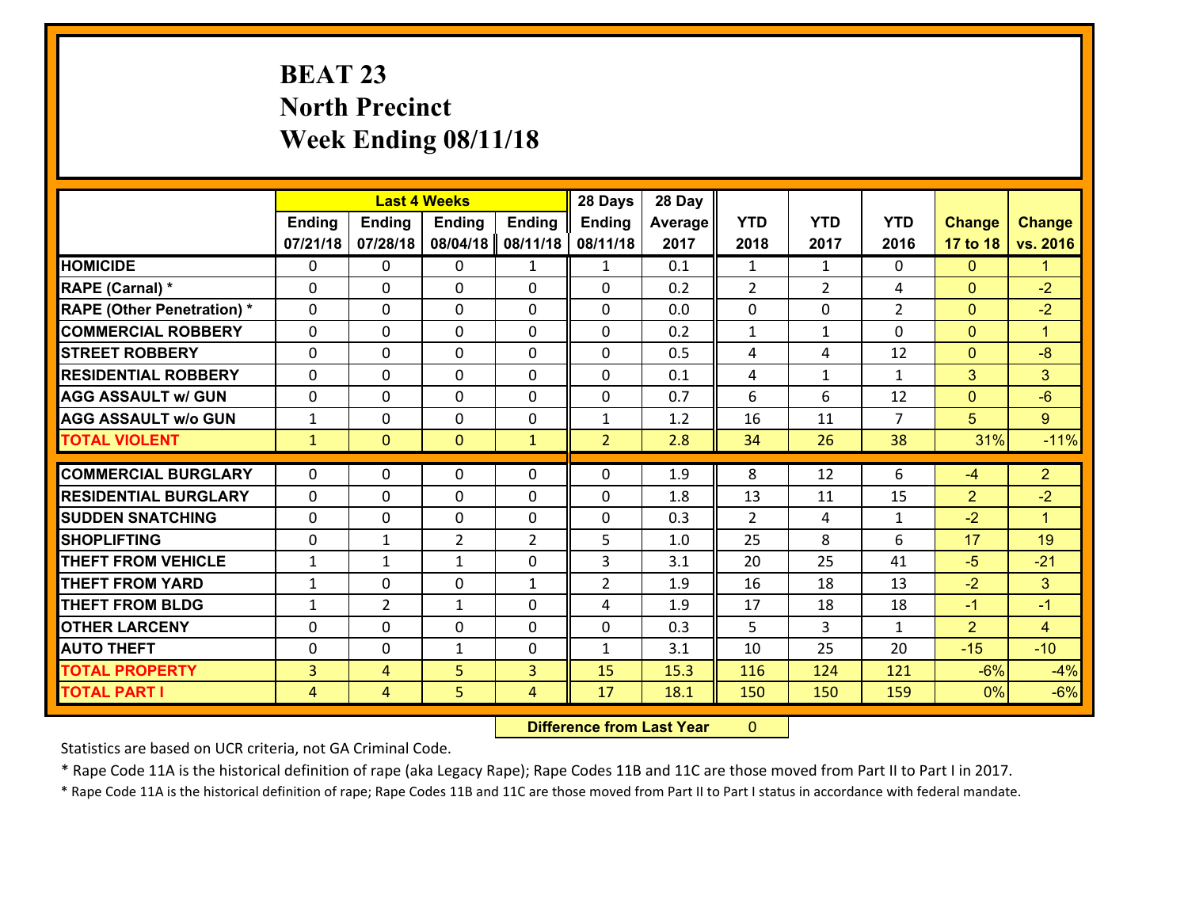# BEAT 23
# North Precinct
# Week Ending 08/11/18

| | Last 4 Weeks | | | | 28 Days | 28 Day | | | | | |
|---|---|---|---|---|---|---|---|---|---|---|---|
| | Ending 07/21/18 | Ending 07/28/18 | Ending 08/04/18 | Ending 08/11/18 | Ending 08/11/18 | Average 2017 | YTD 2018 | YTD 2017 | YTD 2016 | Change 17 to 18 | Change vs. 2016 |
| HOMICIDE | 0 | 0 | 0 | 1 | 1 | 0.1 | 1 | 1 | 0 | 0 | 1 |
| RAPE (Carnal) * | 0 | 0 | 0 | 0 | 0 | 0.2 | 2 | 2 | 4 | 0 | -2 |
| RAPE (Other Penetration) * | 0 | 0 | 0 | 0 | 0 | 0.0 | 0 | 0 | 2 | 0 | -2 |
| COMMERCIAL ROBBERY | 0 | 0 | 0 | 0 | 0 | 0.2 | 1 | 1 | 0 | 0 | 1 |
| STREET ROBBERY | 0 | 0 | 0 | 0 | 0 | 0.5 | 4 | 4 | 12 | 0 | -8 |
| RESIDENTIAL ROBBERY | 0 | 0 | 0 | 0 | 0 | 0.1 | 4 | 1 | 1 | 3 | 3 |
| AGG ASSAULT w/ GUN | 0 | 0 | 0 | 0 | 0 | 0.7 | 6 | 6 | 12 | 0 | -6 |
| AGG ASSAULT w/o GUN | 1 | 0 | 0 | 0 | 1 | 1.2 | 16 | 11 | 7 | 5 | 9 |
| TOTAL VIOLENT | 1 | 0 | 0 | 1 | 2 | 2.8 | 34 | 26 | 38 | 31% | -11% |
| COMMERCIAL BURGLARY | 0 | 0 | 0 | 0 | 0 | 1.9 | 8 | 12 | 6 | -4 | 2 |
| RESIDENTIAL BURGLARY | 0 | 0 | 0 | 0 | 0 | 1.8 | 13 | 11 | 15 | 2 | -2 |
| SUDDEN SNATCHING | 0 | 0 | 0 | 0 | 0 | 0.3 | 2 | 4 | 1 | -2 | 1 |
| SHOPLIFTING | 0 | 1 | 2 | 2 | 5 | 1.0 | 25 | 8 | 6 | 17 | 19 |
| THEFT FROM VEHICLE | 1 | 1 | 1 | 0 | 3 | 3.1 | 20 | 25 | 41 | -5 | -21 |
| THEFT FROM YARD | 1 | 0 | 0 | 1 | 2 | 1.9 | 16 | 18 | 13 | -2 | 3 |
| THEFT FROM BLDG | 1 | 2 | 1 | 0 | 4 | 1.9 | 17 | 18 | 18 | -1 | -1 |
| OTHER LARCENY | 0 | 0 | 0 | 0 | 0 | 0.3 | 5 | 3 | 1 | 2 | 4 |
| AUTO THEFT | 0 | 0 | 1 | 0 | 1 | 3.1 | 10 | 25 | 20 | -15 | -10 |
| TOTAL PROPERTY | 3 | 4 | 5 | 3 | 15 | 15.3 | 116 | 124 | 121 | -6% | -4% |
| TOTAL PART I | 4 | 4 | 5 | 4 | 17 | 18.1 | 150 | 150 | 159 | 0% | -6% |

**Difference from Last Year** 0

Statistics are based on UCR criteria, not GA Criminal Code.

* Rape Code 11A is the historical definition of rape (aka Legacy Rape); Rape Codes 11B and 11C are those moved from Part II to Part I in 2017.

* Rape Code 11A is the historical definition of rape; Rape Codes 11B and 11C are those moved from Part II to Part I status in accordance with federal mandate.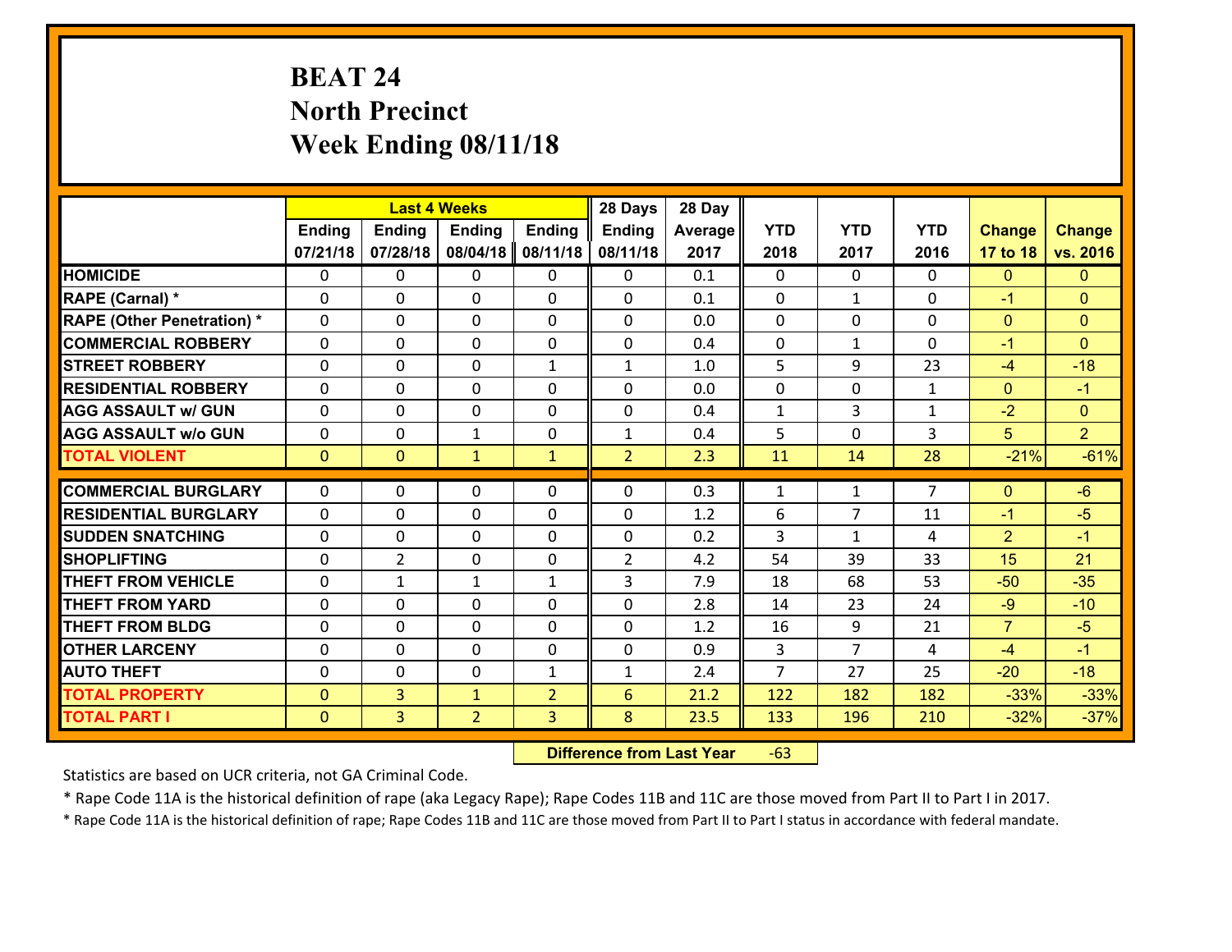# BEAT 24
## North Precinct
## Week Ending 08/11/18

| | Last 4 Weeks | | | | 28 Days | 28 Day | | | | | |
|---|---|---|---|---|---|---|---|---|---|---|---|
| | Ending 07/21/18 | Ending 07/28/18 | Ending 08/04/18 | Ending 08/11/18 | Ending 08/11/18 | Average 2017 | YTD 2018 | YTD 2017 | YTD 2016 | Change 17 to 18 | Change vs. 2016 |
| HOMICIDE | 0 | 0 | 0 | 0 | 0 | 0.1 | 0 | 0 | 0 | 0 | 0 |
| RAPE (Carnal) * | 0 | 0 | 0 | 0 | 0 | 0.1 | 0 | 1 | 0 | -1 | 0 |
| RAPE (Other Penetration) * | 0 | 0 | 0 | 0 | 0 | 0.0 | 0 | 0 | 0 | 0 | 0 |
| COMMERCIAL ROBBERY | 0 | 0 | 0 | 0 | 0 | 0.4 | 0 | 1 | 0 | -1 | 0 |
| STREET ROBBERY | 0 | 0 | 0 | 1 | 1 | 1.0 | 5 | 9 | 23 | -4 | -18 |
| RESIDENTIAL ROBBERY | 0 | 0 | 0 | 0 | 0 | 0.0 | 0 | 0 | 1 | 0 | -1 |
| AGG ASSAULT w/ GUN | 0 | 0 | 0 | 0 | 0 | 0.4 | 1 | 3 | 1 | -2 | 0 |
| AGG ASSAULT w/o GUN | 0 | 0 | 1 | 0 | 1 | 0.4 | 5 | 0 | 3 | 5 | 2 |
| TOTAL VIOLENT | 0 | 0 | 1 | 1 | 2 | 2.3 | 11 | 14 | 28 | -21% | -61% |
| COMMERCIAL BURGLARY | 0 | 0 | 0 | 0 | 0 | 0.3 | 1 | 1 | 7 | 0 | -6 |
| RESIDENTIAL BURGLARY | 0 | 0 | 0 | 0 | 0 | 1.2 | 6 | 7 | 11 | -1 | -5 |
| SUDDEN SNATCHING | 0 | 0 | 0 | 0 | 0 | 0.2 | 3 | 1 | 4 | 2 | -1 |
| SHOPLIFTING | 0 | 2 | 0 | 0 | 2 | 4.2 | 54 | 39 | 33 | 15 | 21 |
| THEFT FROM VEHICLE | 0 | 1 | 1 | 1 | 3 | 7.9 | 18 | 68 | 53 | -50 | -35 |
| THEFT FROM YARD | 0 | 0 | 0 | 0 | 0 | 2.8 | 14 | 23 | 24 | -9 | -10 |
| THEFT FROM BLDG | 0 | 0 | 0 | 0 | 0 | 1.2 | 16 | 9 | 21 | 7 | -5 |
| OTHER LARCENY | 0 | 0 | 0 | 0 | 0 | 0.9 | 3 | 7 | 4 | -4 | -1 |
| AUTO THEFT | 0 | 0 | 0 | 1 | 1 | 2.4 | 7 | 27 | 25 | -20 | -18 |
| TOTAL PROPERTY | 0 | 3 | 1 | 2 | 6 | 21.2 | 122 | 182 | 182 | -33% | -33% |
| TOTAL PART I | 0 | 3 | 2 | 3 | 8 | 23.5 | 133 | 196 | 210 | -32% | -37% |

**Difference from Last Year** -63

Statistics are based on UCR criteria, not GA Criminal Code.

* Rape Code 11A is the historical definition of rape (aka Legacy Rape); Rape Codes 11B and 11C are those moved from Part II to Part I in 2017.

* Rape Code 11A is the historical definition of rape; Rape Codes 11B and 11C are those moved from Part II to Part I status in accordance with federal mandate.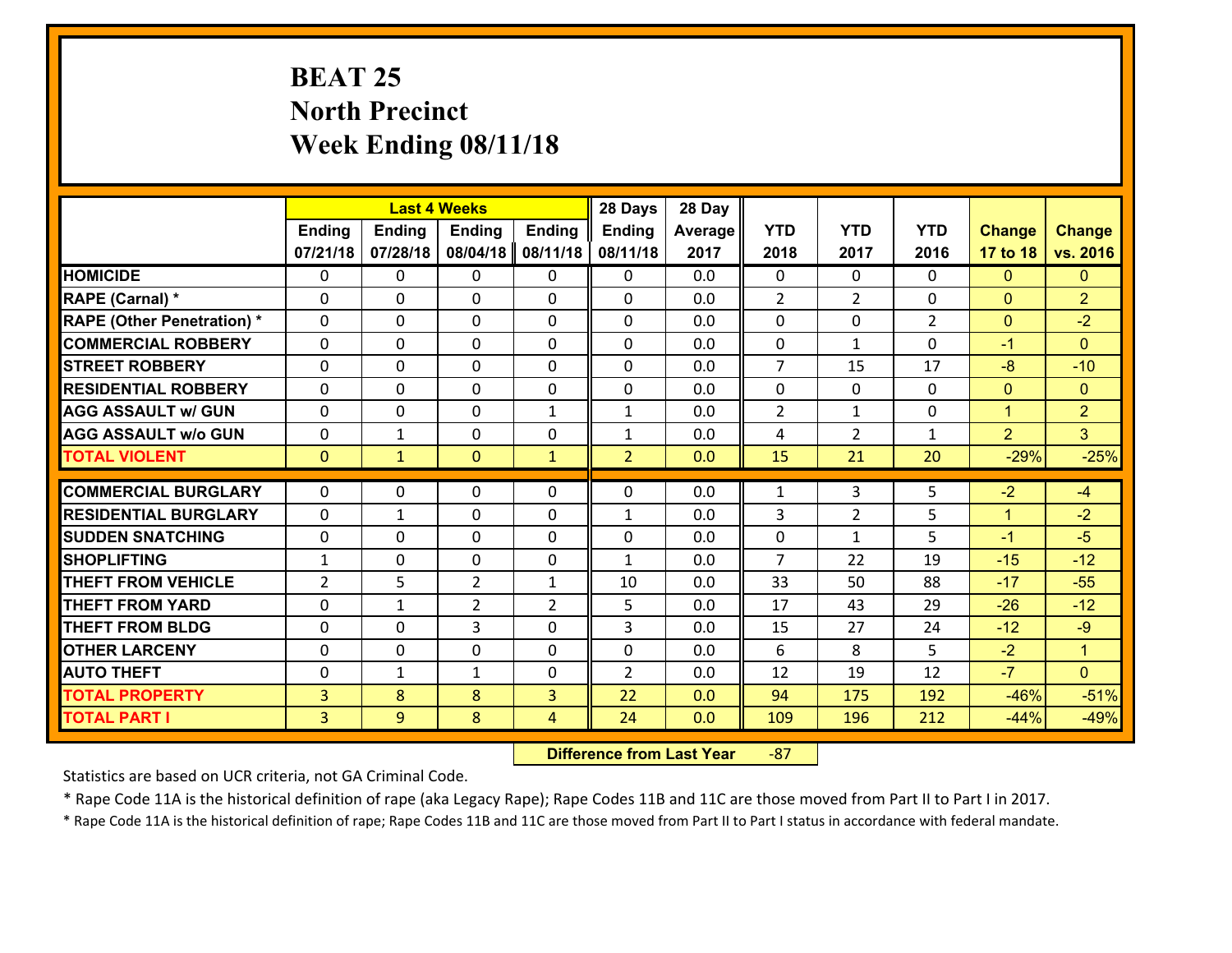# BEAT 25
# North Precinct
# Week Ending 08/11/18

| | Last 4 Weeks | | | | 28 Days | 28 Day | | | | | |
|---|---|---|---|---|---|---|---|---|---|---|---|
| | Ending 07/21/18 | Ending 07/28/18 | Ending 08/04/18 | Ending 08/11/18 | Ending 08/11/18 | Average 2017 | YTD 2018 | YTD 2017 | YTD 2016 | Change 17 to 18 | Change vs. 2016 |
| HOMICIDE | 0 | 0 | 0 | 0 | 0 | 0.0 | 0 | 0 | 0 | 0 | 0 |
| RAPE (Carnal) * | 0 | 0 | 0 | 0 | 0 | 0.0 | 2 | 2 | 0 | 0 | 2 |
| RAPE (Other Penetration) * | 0 | 0 | 0 | 0 | 0 | 0.0 | 0 | 0 | 2 | 0 | -2 |
| COMMERCIAL ROBBERY | 0 | 0 | 0 | 0 | 0 | 0.0 | 0 | 1 | 0 | -1 | 0 |
| STREET ROBBERY | 0 | 0 | 0 | 0 | 0 | 0.0 | 7 | 15 | 17 | -8 | -10 |
| RESIDENTIAL ROBBERY | 0 | 0 | 0 | 0 | 0 | 0.0 | 0 | 0 | 0 | 0 | 0 |
| AGG ASSAULT w/ GUN | 0 | 0 | 0 | 1 | 1 | 0.0 | 2 | 1 | 0 | 1 | 2 |
| AGG ASSAULT w/o GUN | 0 | 1 | 0 | 0 | 1 | 0.0 | 4 | 2 | 1 | 2 | 3 |
| TOTAL VIOLENT | 0 | 1 | 0 | 1 | 2 | 0.0 | 15 | 21 | 20 | -29% | -25% |
| COMMERCIAL BURGLARY | 0 | 0 | 0 | 0 | 0 | 0.0 | 1 | 3 | 5 | -2 | -4 |
| RESIDENTIAL BURGLARY | 0 | 1 | 0 | 0 | 1 | 0.0 | 3 | 2 | 5 | 1 | -2 |
| SUDDEN SNATCHING | 0 | 0 | 0 | 0 | 0 | 0.0 | 0 | 1 | 5 | -1 | -5 |
| SHOPLIFTING | 1 | 0 | 0 | 0 | 1 | 0.0 | 7 | 22 | 19 | -15 | -12 |
| THEFT FROM VEHICLE | 2 | 5 | 2 | 1 | 10 | 0.0 | 33 | 50 | 88 | -17 | -55 |
| THEFT FROM YARD | 0 | 1 | 2 | 2 | 5 | 0.0 | 17 | 43 | 29 | -26 | -12 |
| THEFT FROM BLDG | 0 | 0 | 3 | 0 | 3 | 0.0 | 15 | 27 | 24 | -12 | -9 |
| OTHER LARCENY | 0 | 0 | 0 | 0 | 0 | 0.0 | 6 | 8 | 5 | -2 | 1 |
| AUTO THEFT | 0 | 1 | 1 | 0 | 2 | 0.0 | 12 | 19 | 12 | -7 | 0 |
| TOTAL PROPERTY | 3 | 8 | 8 | 3 | 22 | 0.0 | 94 | 175 | 192 | -46% | -51% |
| TOTAL PART I | 3 | 9 | 8 | 4 | 24 | 0.0 | 109 | 196 | 212 | -44% | -49% |

**Difference from Last Year** -87

Statistics are based on UCR criteria, not GA Criminal Code.

* Rape Code 11A is the historical definition of rape (aka Legacy Rape); Rape Codes 11B and 11C are those moved from Part II to Part I in 2017.

* Rape Code 11A is the historical definition of rape; Rape Codes 11B and 11C are those moved from Part II to Part I status in accordance with federal mandate.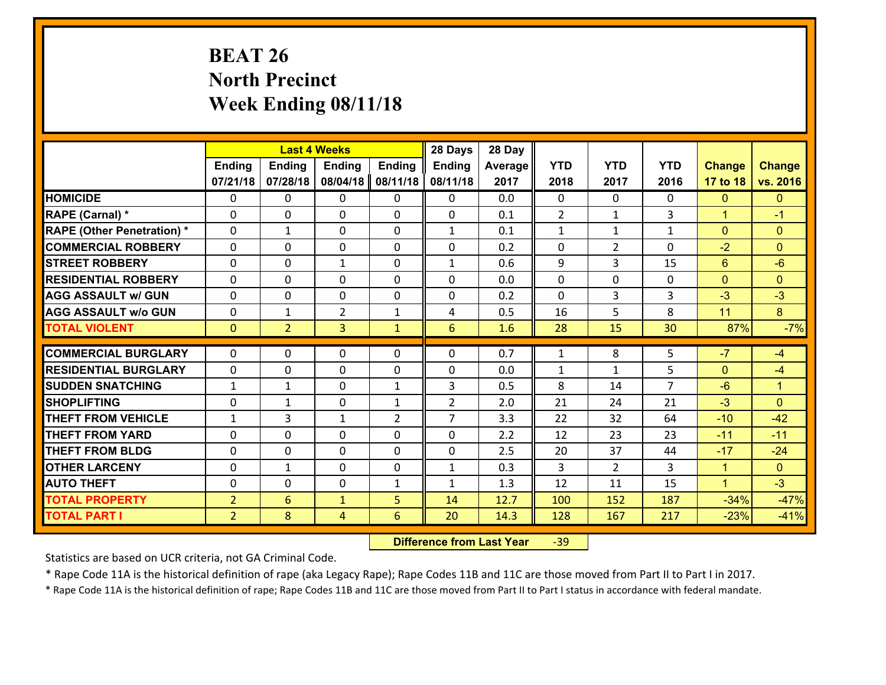# BEAT 26
## North Precinct
## Week Ending 08/11/18

| | Last 4 Weeks | | | | 28 Days | 28 Day | | | | | |
|---|---|---|---|---|---|---|---|---|---|---|---|
| | Ending 07/21/18 | Ending 07/28/18 | Ending 08/04/18 | Ending 08/11/18 | Ending 08/11/18 | Average 2017 | YTD 2018 | YTD 2017 | YTD 2016 | Change 17 to 18 | Change vs. 2016 |
| HOMICIDE | 0 | 0 | 0 | 0 | 0 | 0.0 | 0 | 0 | 0 | 0 | 0 |
| RAPE (Carnal) * | 0 | 0 | 0 | 0 | 0 | 0.1 | 2 | 1 | 3 | 1 | -1 |
| RAPE (Other Penetration) * | 0 | 1 | 0 | 0 | 1 | 0.1 | 1 | 1 | 1 | 0 | 0 |
| COMMERCIAL ROBBERY | 0 | 0 | 0 | 0 | 0 | 0.2 | 0 | 2 | 0 | -2 | 0 |
| STREET ROBBERY | 0 | 0 | 1 | 0 | 1 | 0.6 | 9 | 3 | 15 | 6 | -6 |
| RESIDENTIAL ROBBERY | 0 | 0 | 0 | 0 | 0 | 0.0 | 0 | 0 | 0 | 0 | 0 |
| AGG ASSAULT w/ GUN | 0 | 0 | 0 | 0 | 0 | 0.2 | 0 | 3 | 3 | -3 | -3 |
| AGG ASSAULT w/o GUN | 0 | 1 | 2 | 1 | 4 | 0.5 | 16 | 5 | 8 | 11 | 8 |
| TOTAL VIOLENT | 0 | 2 | 3 | 1 | 6 | 1.6 | 28 | 15 | 30 | 87% | -7% |
| COMMERCIAL BURGLARY | 0 | 0 | 0 | 0 | 0 | 0.7 | 1 | 8 | 5 | -7 | -4 |
| RESIDENTIAL BURGLARY | 0 | 0 | 0 | 0 | 0 | 0.0 | 1 | 1 | 5 | 0 | -4 |
| SUDDEN SNATCHING | 1 | 1 | 0 | 1 | 3 | 0.5 | 8 | 14 | 7 | -6 | 1 |
| SHOPLIFTING | 0 | 1 | 0 | 1 | 2 | 2.0 | 21 | 24 | 21 | -3 | 0 |
| THEFT FROM VEHICLE | 1 | 3 | 1 | 2 | 7 | 3.3 | 22 | 32 | 64 | -10 | -42 |
| THEFT FROM YARD | 0 | 0 | 0 | 0 | 0 | 2.2 | 12 | 23 | 23 | -11 | -11 |
| THEFT FROM BLDG | 0 | 0 | 0 | 0 | 0 | 2.5 | 20 | 37 | 44 | -17 | -24 |
| OTHER LARCENY | 0 | 1 | 0 | 0 | 1 | 0.3 | 3 | 2 | 3 | 1 | 0 |
| AUTO THEFT | 0 | 0 | 0 | 1 | 1 | 1.3 | 12 | 11 | 15 | 1 | -3 |
| TOTAL PROPERTY | 2 | 6 | 1 | 5 | 14 | 12.7 | 100 | 152 | 187 | -34% | -47% |
| TOTAL PART I | 2 | 8 | 4 | 6 | 20 | 14.3 | 128 | 167 | 217 | -23% | -41% |

**Difference from Last Year** -39

Statistics are based on UCR criteria, not GA Criminal Code.

* Rape Code 11A is the historical definition of rape (aka Legacy Rape); Rape Codes 11B and 11C are those moved from Part II to Part I in 2017.

* Rape Code 11A is the historical definition of rape; Rape Codes 11B and 11C are those moved from Part II to Part I status in accordance with federal mandate.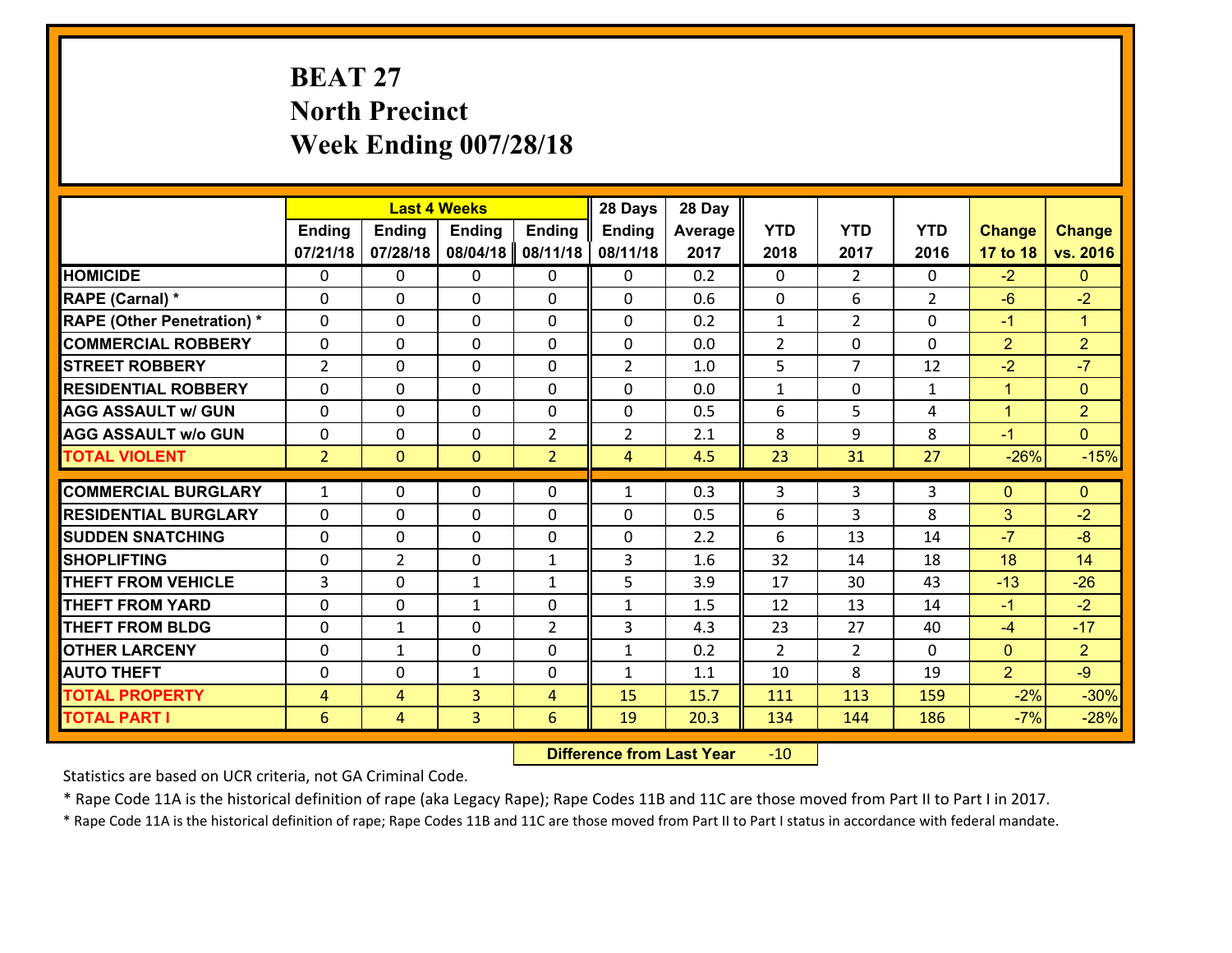# BEAT 27
# North Precinct
# Week Ending 007/28/18

| | Last 4 Weeks | | | | 28 Days | 28 Day | | | | | |
|---|---|---|---|---|---|---|---|---|---|---|---|
| | Ending 07/21/18 | Ending 07/28/18 | Ending 08/04/18 | Ending 08/11/18 | Ending 08/11/18 | Average 2017 | YTD 2018 | YTD 2017 | YTD 2016 | Change 17 to 18 | Change vs. 2016 |
| **HOMICIDE** | 0 | 0 | 0 | 0 | 0 | 0.2 | 0 | 2 | 0 | -2 | 0 |
| **RAPE (Carnal) *** | 0 | 0 | 0 | 0 | 0 | 0.6 | 0 | 6 | 2 | -6 | -2 |
| **RAPE (Other Penetration) *** | 0 | 0 | 0 | 0 | 0 | 0.2 | 1 | 2 | 0 | -1 | 1 |
| **COMMERCIAL ROBBERY** | 0 | 0 | 0 | 0 | 0 | 0.0 | 2 | 0 | 0 | 2 | 2 |
| **STREET ROBBERY** | 2 | 0 | 0 | 0 | 2 | 1.0 | 5 | 7 | 12 | -2 | -7 |
| **RESIDENTIAL ROBBERY** | 0 | 0 | 0 | 0 | 0 | 0.0 | 1 | 0 | 1 | 1 | 0 |
| **AGG ASSAULT w/ GUN** | 0 | 0 | 0 | 0 | 0 | 0.5 | 6 | 5 | 4 | 1 | 2 |
| **AGG ASSAULT w/o GUN** | 0 | 0 | 0 | 2 | 2 | 2.1 | 8 | 9 | 8 | -1 | 0 |
| **TOTAL VIOLENT** | 2 | 0 | 0 | 2 | 4 | 4.5 | 23 | 31 | 27 | -26% | -15% |
| **COMMERCIAL BURGLARY** | 1 | 0 | 0 | 0 | 1 | 0.3 | 3 | 3 | 3 | 0 | 0 |
| **RESIDENTIAL BURGLARY** | 0 | 0 | 0 | 0 | 0 | 0.5 | 6 | 3 | 8 | 3 | -2 |
| **SUDDEN SNATCHING** | 0 | 0 | 0 | 0 | 0 | 2.2 | 6 | 13 | 14 | -7 | -8 |
| **SHOPLIFTING** | 0 | 2 | 0 | 1 | 3 | 1.6 | 32 | 14 | 18 | 18 | 14 |
| **THEFT FROM VEHICLE** | 3 | 0 | 1 | 1 | 5 | 3.9 | 17 | 30 | 43 | -13 | -26 |
| **THEFT FROM YARD** | 0 | 0 | 1 | 0 | 1 | 1.5 | 12 | 13 | 14 | -1 | -2 |
| **THEFT FROM BLDG** | 0 | 1 | 0 | 2 | 3 | 4.3 | 23 | 27 | 40 | -4 | -17 |
| **OTHER LARCENY** | 0 | 1 | 0 | 0 | 1 | 0.2 | 2 | 2 | 0 | 0 | 2 |
| **AUTO THEFT** | 0 | 0 | 1 | 0 | 1 | 1.1 | 10 | 8 | 19 | 2 | -9 |
| **TOTAL PROPERTY** | 4 | 4 | 3 | 4 | 15 | 15.7 | 111 | 113 | 159 | -2% | -30% |
| **TOTAL PART I** | 6 | 4 | 3 | 6 | 19 | 20.3 | 134 | 144 | 186 | -7% | -28% |

**Difference from Last Year** -10

Statistics are based on UCR criteria, not GA Criminal Code.

* Rape Code 11A is the historical definition of rape (aka Legacy Rape); Rape Codes 11B and 11C are those moved from Part II to Part I in 2017.

* Rape Code 11A is the historical definition of rape; Rape Codes 11B and 11C are those moved from Part II to Part I status in accordance with federal mandate.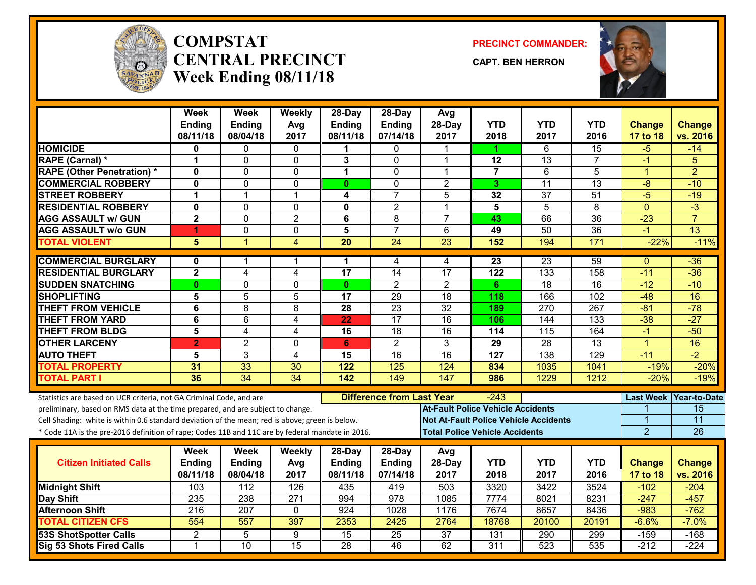# COMPSTAT CENTRAL PRECINCT Week Ending 08/11/18

**PRECINCT COMMANDER:** CAPT. BEN HERRON

| | Week Ending 08/11/18 | Week Ending 08/04/18 | Weekly Avg 2017 | 28-Day Ending 08/11/18 | 28-Day Ending 07/14/18 | Avg 28-Day 2017 | YTD 2018 | YTD 2017 | YTD 2016 | Change 17 to 18 | Change vs. 2016 |
|---|---|---|---|---|---|---|---|---|---|---|---|
| HOMICIDE | 0 | 0 | 0 | 1 | 0 | 1 | 1 | 6 | 15 | -5 | -14 |
| RAPE (Carnal) * | 1 | 0 | 0 | 3 | 0 | 1 | 12 | 13 | 7 | -1 | 5 |
| RAPE (Other Penetration) * | 0 | 0 | 0 | 1 | 0 | 1 | 7 | 6 | 5 | 1 | 2 |
| COMMERCIAL ROBBERY | 0 | 0 | 0 | 0 | 0 | 2 | 3 | 11 | 13 | -8 | -10 |
| STREET ROBBERY | 1 | 1 | 1 | 4 | 7 | 5 | 32 | 37 | 51 | -5 | -19 |
| RESIDENTIAL ROBBERY | 0 | 0 | 0 | 0 | 2 | 1 | 5 | 5 | 8 | 0 | -3 |
| AGG ASSAULT w/ GUN | 2 | 0 | 2 | 6 | 8 | 7 | 43 | 66 | 36 | -23 | 7 |
| AGG ASSAULT w/o GUN | 1 | 0 | 0 | 5 | 7 | 6 | 49 | 50 | 36 | -1 | 13 |
| TOTAL VIOLENT | 5 | 1 | 4 | 20 | 24 | 23 | 152 | 194 | 171 | -22% | -11% |
| COMMERCIAL BURGLARY | 0 | 1 | 1 | 1 | 4 | 4 | 23 | 23 | 59 | 0 | -36 |
| RESIDENTIAL BURGLARY | 2 | 4 | 4 | 17 | 14 | 17 | 122 | 133 | 158 | -11 | -36 |
| SUDDEN SNATCHING | 0 | 0 | 0 | 0 | 2 | 2 | 6 | 18 | 16 | -12 | -10 |
| SHOPLIFTING | 5 | 5 | 5 | 17 | 29 | 18 | 118 | 166 | 102 | -48 | 16 |
| THEFT FROM VEHICLE | 6 | 8 | 8 | 28 | 23 | 32 | 189 | 270 | 267 | -81 | -78 |
| THEFT FROM YARD | 6 | 6 | 4 | 22 | 17 | 16 | 106 | 144 | 133 | -38 | -27 |
| THEFT FROM BLDG | 5 | 4 | 4 | 16 | 18 | 16 | 114 | 115 | 164 | -1 | -50 |
| OTHER LARCENY | 2 | 2 | 0 | 6 | 2 | 3 | 29 | 28 | 13 | 1 | 16 |
| AUTO THEFT | 5 | 3 | 4 | 15 | 16 | 16 | 127 | 138 | 129 | -11 | -2 |
| TOTAL PROPERTY | 31 | 33 | 30 | 122 | 125 | 124 | 834 | 1035 | 1041 | -19% | -20% |
| TOTAL PART I | 36 | 34 | 34 | 142 | 149 | 147 | 986 | 1229 | 1212 | -20% | -19% |

Statistics are based on UCR criteria, not GA Criminal Code, and are preliminary, based on RMS data at the time prepared, and are subject to change.
Cell Shading: white is within 0.6 standard deviation of the mean; red is above; green is below.
* Code 11A is the pre-2016 definition of rape; Codes 11B and 11C are by federal mandate in 2016.

**Difference from Last Year:** -243

| | Last Week | Year-to-Date |
|---|---|---|
| At-Fault Police Vehicle Accidents | 1 | 15 |
| Not At-Fault Police Vehicle Accidents | 1 | 11 |
| Total Police Vehicle Accidents | 2 | 26 |

| Citizen Initiated Calls | Week Ending 08/11/18 | Week Ending 08/04/18 | Weekly Avg 2017 | 28-Day Ending 08/11/18 | 28-Day Ending 07/14/18 | Avg 28-Day 2017 | YTD 2018 | YTD 2017 | YTD 2016 | Change 17 to 18 | Change vs. 2016 |
|---|---|---|---|---|---|---|---|---|---|---|---|
| Midnight Shift | 103 | 112 | 126 | 435 | 419 | 503 | 3320 | 3422 | 3524 | -102 | -204 |
| Day Shift | 235 | 238 | 271 | 994 | 978 | 1085 | 7774 | 8021 | 8231 | -247 | -457 |
| Afternoon Shift | 216 | 207 | 0 | 924 | 1028 | 1176 | 7674 | 8657 | 8436 | -983 | -762 |
| TOTAL CITIZEN CFS | 554 | 557 | 397 | 2353 | 2425 | 2764 | 18768 | 20100 | 20191 | -6.6% | -7.0% |
| 53S ShotSpotter Calls | 2 | 5 | 9 | 15 | 25 | 37 | 131 | 290 | 299 | -159 | -168 |
| Sig 53 Shots Fired Calls | 1 | 10 | 15 | 28 | 46 | 62 | 311 | 523 | 535 | -212 | -224 |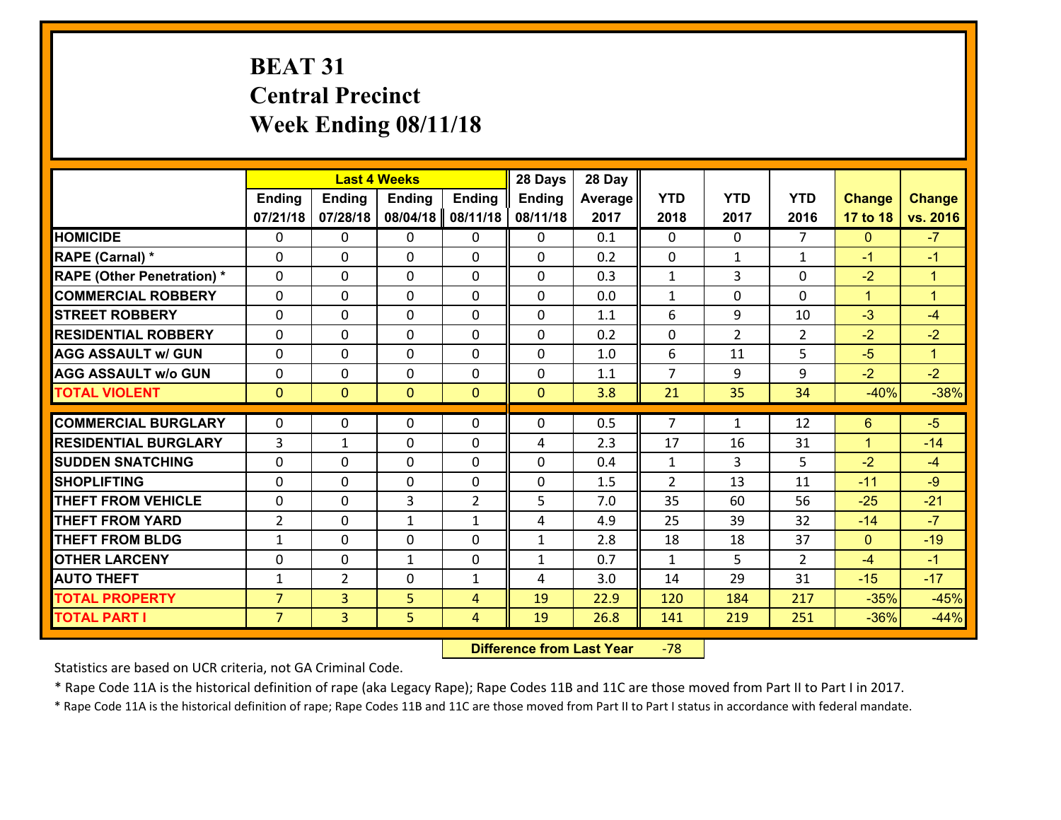# BEAT 31
# Central Precinct
# Week Ending 08/11/18

| | Last 4 Weeks | | | | 28 Days | 28 Day | | | | | |
|---|---|---|---|---|---|---|---|---|---|---|---|
| | Ending 07/21/18 | Ending 07/28/18 | Ending 08/04/18 | Ending 08/11/18 | Ending 08/11/18 | Average 2017 | YTD 2018 | YTD 2017 | YTD 2016 | Change 17 to 18 | Change vs. 2016 |
| HOMICIDE | 0 | 0 | 0 | 0 | 0 | 0.1 | 0 | 0 | 7 | 0 | -7 |
| RAPE (Carnal) * | 0 | 0 | 0 | 0 | 0 | 0.2 | 0 | 1 | 1 | -1 | -1 |
| RAPE (Other Penetration) * | 0 | 0 | 0 | 0 | 0 | 0.3 | 1 | 3 | 0 | -2 | 1 |
| COMMERCIAL ROBBERY | 0 | 0 | 0 | 0 | 0 | 0.0 | 1 | 0 | 0 | 1 | 1 |
| STREET ROBBERY | 0 | 0 | 0 | 0 | 0 | 1.1 | 6 | 9 | 10 | -3 | -4 |
| RESIDENTIAL ROBBERY | 0 | 0 | 0 | 0 | 0 | 0.2 | 0 | 2 | 2 | -2 | -2 |
| AGG ASSAULT w/ GUN | 0 | 0 | 0 | 0 | 0 | 1.0 | 6 | 11 | 5 | -5 | 1 |
| AGG ASSAULT w/o GUN | 0 | 0 | 0 | 0 | 0 | 1.1 | 7 | 9 | 9 | -2 | -2 |
| TOTAL VIOLENT | 0 | 0 | 0 | 0 | 0 | 3.8 | 21 | 35 | 34 | -40% | -38% |
| COMMERCIAL BURGLARY | 0 | 0 | 0 | 0 | 0 | 0.5 | 7 | 1 | 12 | 6 | -5 |
| RESIDENTIAL BURGLARY | 3 | 1 | 0 | 0 | 4 | 2.3 | 17 | 16 | 31 | 1 | -14 |
| SUDDEN SNATCHING | 0 | 0 | 0 | 0 | 0 | 0.4 | 1 | 3 | 5 | -2 | -4 |
| SHOPLIFTING | 0 | 0 | 0 | 0 | 0 | 1.5 | 2 | 13 | 11 | -11 | -9 |
| THEFT FROM VEHICLE | 0 | 0 | 3 | 2 | 5 | 7.0 | 35 | 60 | 56 | -25 | -21 |
| THEFT FROM YARD | 2 | 0 | 1 | 1 | 4 | 4.9 | 25 | 39 | 32 | -14 | -7 |
| THEFT FROM BLDG | 1 | 0 | 0 | 0 | 1 | 2.8 | 18 | 18 | 37 | 0 | -19 |
| OTHER LARCENY | 0 | 0 | 1 | 0 | 1 | 0.7 | 1 | 5 | 2 | -4 | -1 |
| AUTO THEFT | 1 | 2 | 0 | 1 | 4 | 3.0 | 14 | 29 | 31 | -15 | -17 |
| TOTAL PROPERTY | 7 | 3 | 5 | 4 | 19 | 22.9 | 120 | 184 | 217 | -35% | -45% |
| TOTAL PART I | 7 | 3 | 5 | 4 | 19 | 26.8 | 141 | 219 | 251 | -36% | -44% |

**Difference from Last Year** -78

Statistics are based on UCR criteria, not GA Criminal Code.

* Rape Code 11A is the historical definition of rape (aka Legacy Rape); Rape Codes 11B and 11C are those moved from Part II to Part I in 2017.

* Rape Code 11A is the historical definition of rape; Rape Codes 11B and 11C are those moved from Part II to Part I status in accordance with federal mandate.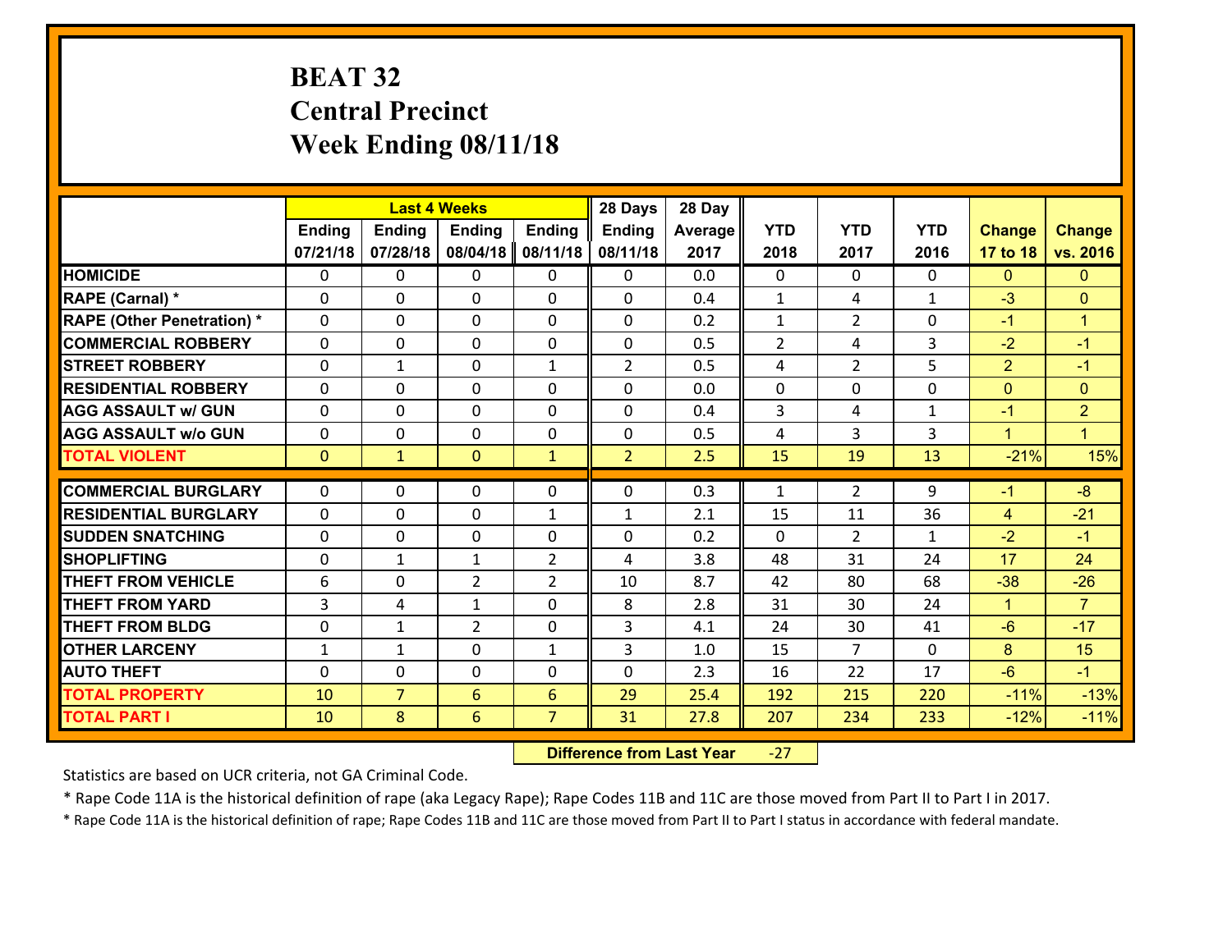# BEAT 32
# Central Precinct
# Week Ending 08/11/18

| | Last 4 Weeks | | | | 28 Days | 28 Day | | | | | |
|---|---|---|---|---|---|---|---|---|---|---|---|
| | Ending 07/21/18 | Ending 07/28/18 | Ending 08/04/18 | Ending 08/11/18 | Ending 08/11/18 | Average 2017 | YTD 2018 | YTD 2017 | YTD 2016 | Change 17 to 18 | Change vs. 2016 |
| **HOMICIDE** | 0 | 0 | 0 | 0 | 0 | 0.0 | 0 | 0 | 0 | 0 | 0 |
| **RAPE (Carnal) *** | 0 | 0 | 0 | 0 | 0 | 0.4 | 1 | 4 | 1 | -3 | 0 |
| **RAPE (Other Penetration) *** | 0 | 0 | 0 | 0 | 0 | 0.2 | 1 | 2 | 0 | -1 | 1 |
| **COMMERCIAL ROBBERY** | 0 | 0 | 0 | 0 | 0 | 0.5 | 2 | 4 | 3 | -2 | -1 |
| **STREET ROBBERY** | 0 | 1 | 0 | 1 | 2 | 0.5 | 4 | 2 | 5 | 2 | -1 |
| **RESIDENTIAL ROBBERY** | 0 | 0 | 0 | 0 | 0 | 0.0 | 0 | 0 | 0 | 0 | 0 |
| **AGG ASSAULT w/ GUN** | 0 | 0 | 0 | 0 | 0 | 0.4 | 3 | 4 | 1 | -1 | 2 |
| **AGG ASSAULT w/o GUN** | 0 | 0 | 0 | 0 | 0 | 0.5 | 4 | 3 | 3 | 1 | 1 |
| **TOTAL VIOLENT** | 0 | 1 | 0 | 1 | 2 | 2.5 | 15 | 19 | 13 | -21% | 15% |
| **COMMERCIAL BURGLARY** | 0 | 0 | 0 | 0 | 0 | 0.3 | 1 | 2 | 9 | -1 | -8 |
| **RESIDENTIAL BURGLARY** | 0 | 0 | 0 | 1 | 1 | 2.1 | 15 | 11 | 36 | 4 | -21 |
| **SUDDEN SNATCHING** | 0 | 0 | 0 | 0 | 0 | 0.2 | 0 | 2 | 1 | -2 | -1 |
| **SHOPLIFTING** | 0 | 1 | 1 | 2 | 4 | 3.8 | 48 | 31 | 24 | 17 | 24 |
| **THEFT FROM VEHICLE** | 6 | 0 | 2 | 2 | 10 | 8.7 | 42 | 80 | 68 | -38 | -26 |
| **THEFT FROM YARD** | 3 | 4 | 1 | 0 | 8 | 2.8 | 31 | 30 | 24 | 1 | 7 |
| **THEFT FROM BLDG** | 0 | 1 | 2 | 0 | 3 | 4.1 | 24 | 30 | 41 | -6 | -17 |
| **OTHER LARCENY** | 1 | 1 | 0 | 1 | 3 | 1.0 | 15 | 7 | 0 | 8 | 15 |
| **AUTO THEFT** | 0 | 0 | 0 | 0 | 0 | 2.3 | 16 | 22 | 17 | -6 | -1 |
| **TOTAL PROPERTY** | 10 | 7 | 6 | 6 | 29 | 25.4 | 192 | 215 | 220 | -11% | -13% |
| **TOTAL PART I** | 10 | 8 | 6 | 7 | 31 | 27.8 | 207 | 234 | 233 | -12% | -11% |

**Difference from Last Year** -27

Statistics are based on UCR criteria, not GA Criminal Code.

* Rape Code 11A is the historical definition of rape (aka Legacy Rape); Rape Codes 11B and 11C are those moved from Part II to Part I in 2017.

* Rape Code 11A is the historical definition of rape; Rape Codes 11B and 11C are those moved from Part II to Part I status in accordance with federal mandate.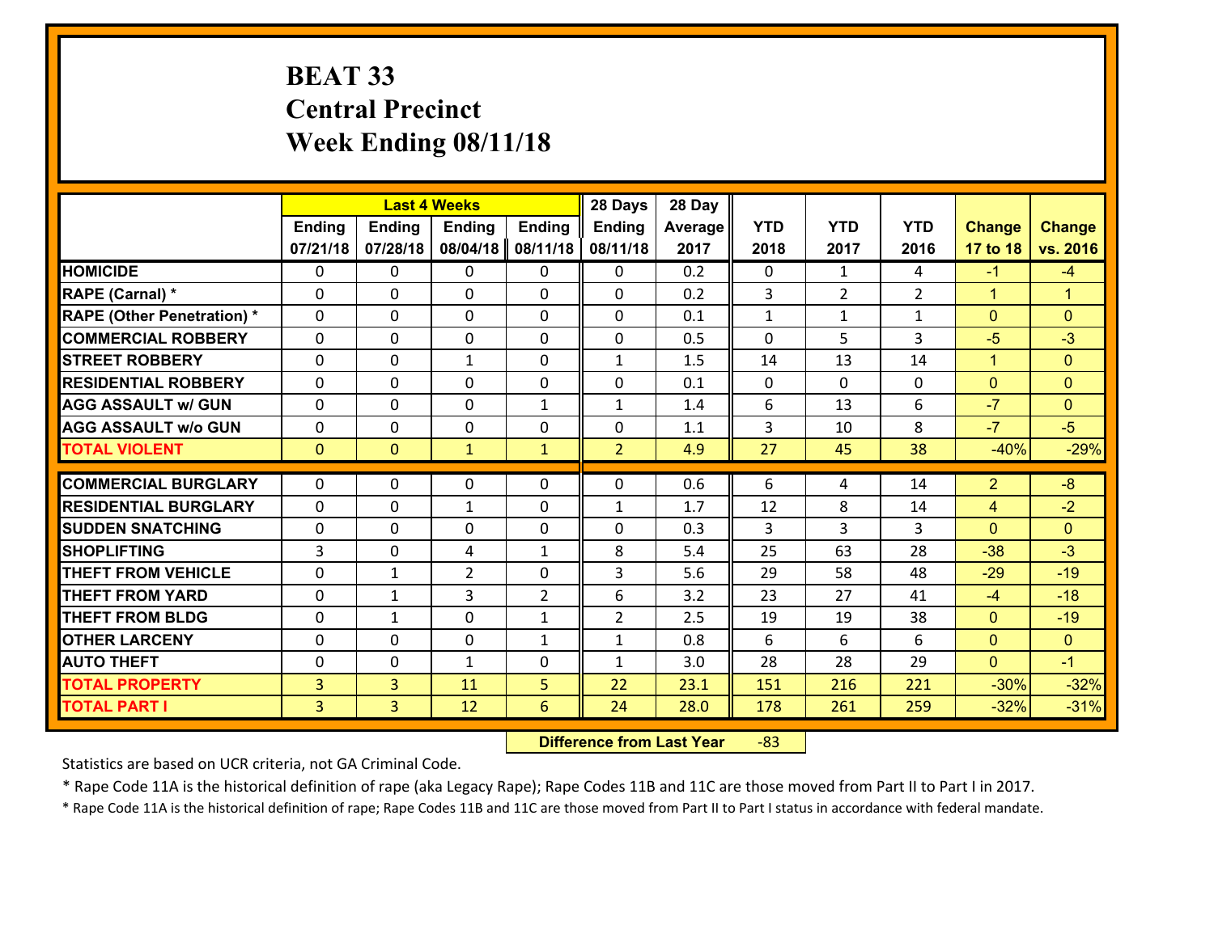# BEAT 33
## Central Precinct
## Week Ending 08/11/18

| | Last 4 Weeks | | | | 28 Days | 28 Day | | | | | |
|---|---|---|---|---|---|---|---|---|---|---|---|
| | Ending 07/21/18 | Ending 07/28/18 | Ending 08/04/18 | Ending 08/11/18 | Ending 08/11/18 | Average 2017 | YTD 2018 | YTD 2017 | YTD 2016 | Change 17 to 18 | Change vs. 2016 |
| HOMICIDE | 0 | 0 | 0 | 0 | 0 | 0.2 | 0 | 1 | 4 | -1 | -4 |
| RAPE (Carnal) * | 0 | 0 | 0 | 0 | 0 | 0.2 | 3 | 2 | 2 | 1 | 1 |
| RAPE (Other Penetration) * | 0 | 0 | 0 | 0 | 0 | 0.1 | 1 | 1 | 1 | 0 | 0 |
| COMMERCIAL ROBBERY | 0 | 0 | 0 | 0 | 0 | 0.5 | 0 | 5 | 3 | -5 | -3 |
| STREET ROBBERY | 0 | 0 | 1 | 0 | 1 | 1.5 | 14 | 13 | 14 | 1 | 0 |
| RESIDENTIAL ROBBERY | 0 | 0 | 0 | 0 | 0 | 0.1 | 0 | 0 | 0 | 0 | 0 |
| AGG ASSAULT w/ GUN | 0 | 0 | 0 | 1 | 1 | 1.4 | 6 | 13 | 6 | -7 | 0 |
| AGG ASSAULT w/o GUN | 0 | 0 | 0 | 0 | 0 | 1.1 | 3 | 10 | 8 | -7 | -5 |
| TOTAL VIOLENT | 0 | 0 | 1 | 1 | 2 | 4.9 | 27 | 45 | 38 | -40% | -29% |
| COMMERCIAL BURGLARY | 0 | 0 | 0 | 0 | 0 | 0.6 | 6 | 4 | 14 | 2 | -8 |
| RESIDENTIAL BURGLARY | 0 | 0 | 1 | 0 | 1 | 1.7 | 12 | 8 | 14 | 4 | -2 |
| SUDDEN SNATCHING | 0 | 0 | 0 | 0 | 0 | 0.3 | 3 | 3 | 3 | 0 | 0 |
| SHOPLIFTING | 3 | 0 | 4 | 1 | 8 | 5.4 | 25 | 63 | 28 | -38 | -3 |
| THEFT FROM VEHICLE | 0 | 1 | 2 | 0 | 3 | 5.6 | 29 | 58 | 48 | -29 | -19 |
| THEFT FROM YARD | 0 | 1 | 3 | 2 | 6 | 3.2 | 23 | 27 | 41 | -4 | -18 |
| THEFT FROM BLDG | 0 | 1 | 0 | 1 | 2 | 2.5 | 19 | 19 | 38 | 0 | -19 |
| OTHER LARCENY | 0 | 0 | 0 | 1 | 1 | 0.8 | 6 | 6 | 6 | 0 | 0 |
| AUTO THEFT | 0 | 0 | 1 | 0 | 1 | 3.0 | 28 | 28 | 29 | 0 | -1 |
| TOTAL PROPERTY | 3 | 3 | 11 | 5 | 22 | 23.1 | 151 | 216 | 221 | -30% | -32% |
| TOTAL PART I | 3 | 3 | 12 | 6 | 24 | 28.0 | 178 | 261 | 259 | -32% | -31% |

**Difference from Last Year** -83

Statistics are based on UCR criteria, not GA Criminal Code.

* Rape Code 11A is the historical definition of rape (aka Legacy Rape); Rape Codes 11B and 11C are those moved from Part II to Part I in 2017.

* Rape Code 11A is the historical definition of rape; Rape Codes 11B and 11C are those moved from Part II to Part I status in accordance with federal mandate.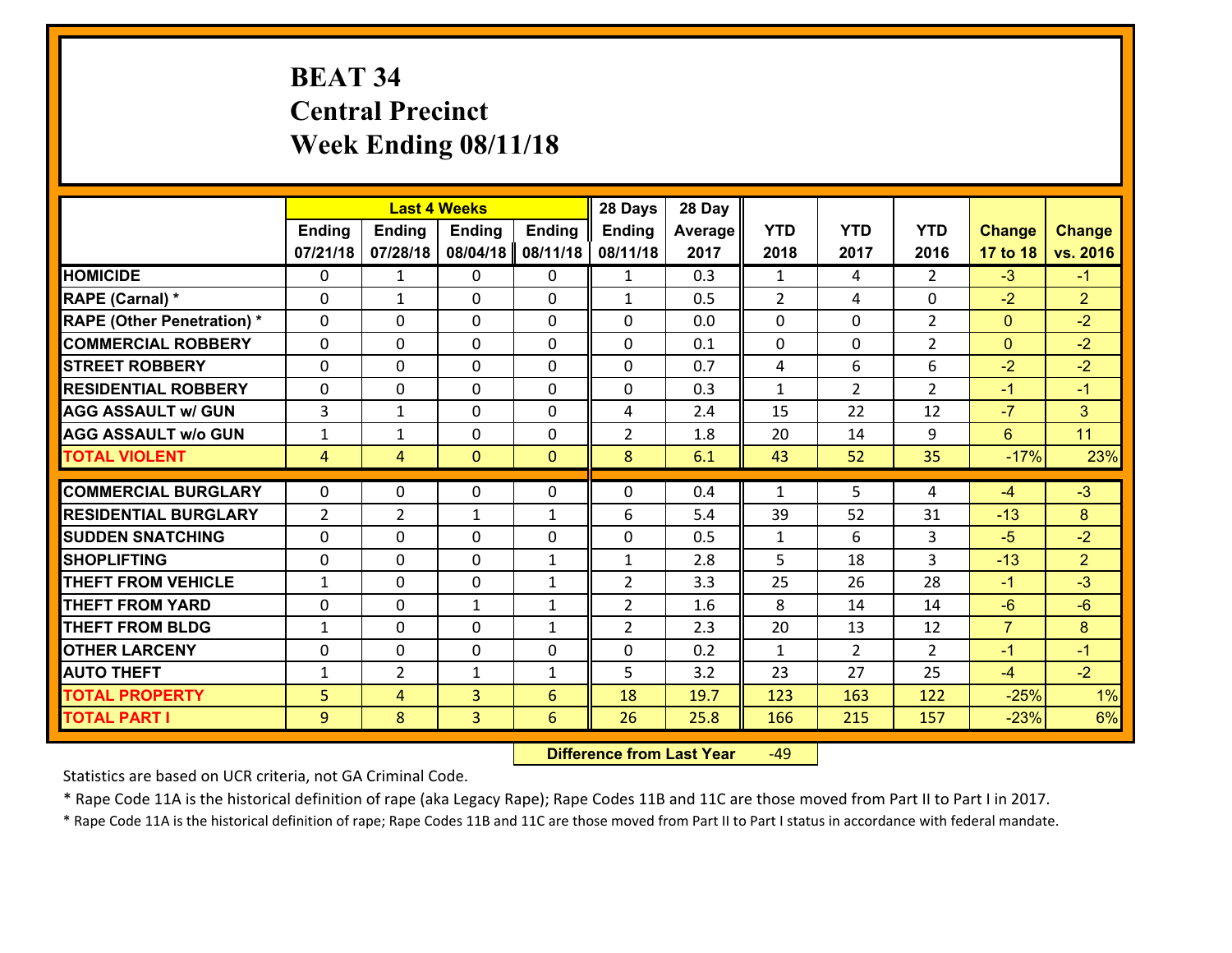# BEAT 34
## Central Precinct
## Week Ending 08/11/18

| | Last 4 Weeks | | | | 28 Days | 28 Day | | | | | |
|---|---|---|---|---|---|---|---|---|---|---|---|
| | Ending 07/21/18 | Ending 07/28/18 | Ending 08/04/18 | Ending 08/11/18 | Ending 08/11/18 | Average 2017 | YTD 2018 | YTD 2017 | YTD 2016 | Change 17 to 18 | Change vs. 2016 |
| HOMICIDE | 0 | 1 | 0 | 0 | 1 | 0.3 | 1 | 4 | 2 | -3 | -1 |
| RAPE (Carnal) * | 0 | 1 | 0 | 0 | 1 | 0.5 | 2 | 4 | 0 | -2 | 2 |
| RAPE (Other Penetration) * | 0 | 0 | 0 | 0 | 0 | 0.0 | 0 | 0 | 2 | 0 | -2 |
| COMMERCIAL ROBBERY | 0 | 0 | 0 | 0 | 0 | 0.1 | 0 | 0 | 2 | 0 | -2 |
| STREET ROBBERY | 0 | 0 | 0 | 0 | 0 | 0.7 | 4 | 6 | 6 | -2 | -2 |
| RESIDENTIAL ROBBERY | 0 | 0 | 0 | 0 | 0 | 0.3 | 1 | 2 | 2 | -1 | -1 |
| AGG ASSAULT w/ GUN | 3 | 1 | 0 | 0 | 4 | 2.4 | 15 | 22 | 12 | -7 | 3 |
| AGG ASSAULT w/o GUN | 1 | 1 | 0 | 0 | 2 | 1.8 | 20 | 14 | 9 | 6 | 11 |
| TOTAL VIOLENT | 4 | 4 | 0 | 0 | 8 | 6.1 | 43 | 52 | 35 | -17% | 23% |
| COMMERCIAL BURGLARY | 0 | 0 | 0 | 0 | 0 | 0.4 | 1 | 5 | 4 | -4 | -3 |
| RESIDENTIAL BURGLARY | 2 | 2 | 1 | 1 | 6 | 5.4 | 39 | 52 | 31 | -13 | 8 |
| SUDDEN SNATCHING | 0 | 0 | 0 | 0 | 0 | 0.5 | 1 | 6 | 3 | -5 | -2 |
| SHOPLIFTING | 0 | 0 | 0 | 1 | 1 | 2.8 | 5 | 18 | 3 | -13 | 2 |
| THEFT FROM VEHICLE | 1 | 0 | 0 | 1 | 2 | 3.3 | 25 | 26 | 28 | -1 | -3 |
| THEFT FROM YARD | 0 | 0 | 1 | 1 | 2 | 1.6 | 8 | 14 | 14 | -6 | -6 |
| THEFT FROM BLDG | 1 | 0 | 0 | 1 | 2 | 2.3 | 20 | 13 | 12 | 7 | 8 |
| OTHER LARCENY | 0 | 0 | 0 | 0 | 0 | 0.2 | 1 | 2 | 2 | -1 | -1 |
| AUTO THEFT | 1 | 2 | 1 | 1 | 5 | 3.2 | 23 | 27 | 25 | -4 | -2 |
| TOTAL PROPERTY | 5 | 4 | 3 | 6 | 18 | 19.7 | 123 | 163 | 122 | -25% | 1% |
| TOTAL PART I | 9 | 8 | 3 | 6 | 26 | 25.8 | 166 | 215 | 157 | -23% | 6% |

**Difference from Last Year** -49

Statistics are based on UCR criteria, not GA Criminal Code.

* Rape Code 11A is the historical definition of rape (aka Legacy Rape); Rape Codes 11B and 11C are those moved from Part II to Part I in 2017.

* Rape Code 11A is the historical definition of rape; Rape Codes 11B and 11C are those moved from Part II to Part I status in accordance with federal mandate.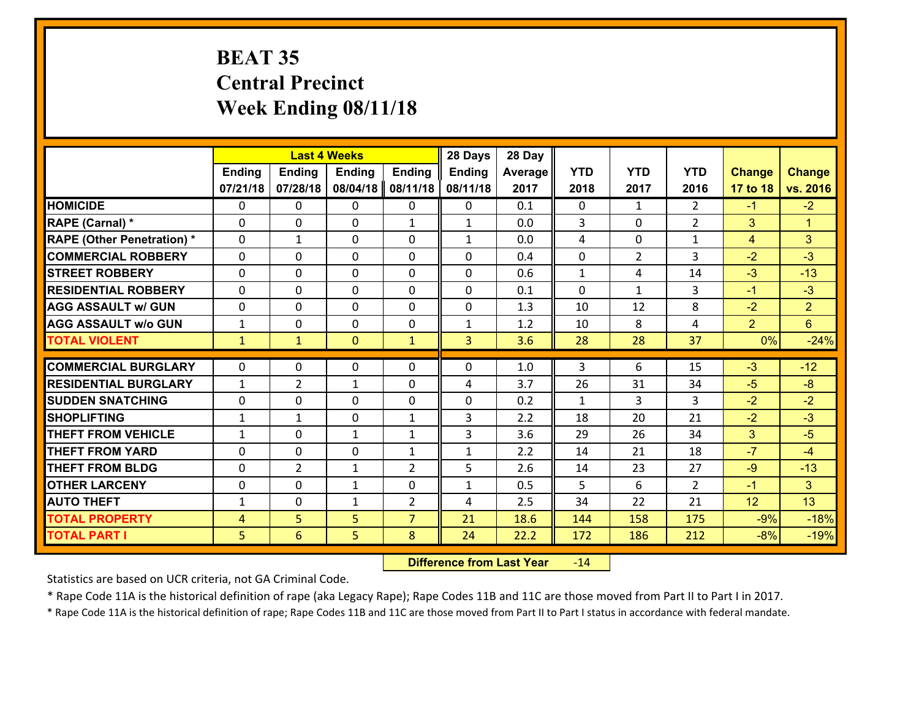# BEAT 35
## Central Precinct
## Week Ending 08/11/18

| | Last 4 Weeks | | | | 28 Days | 28 Day | | | | | |
|---|---|---|---|---|---|---|---|---|---|---|---|
| | Ending 07/21/18 | Ending 07/28/18 | Ending 08/04/18 | Ending 08/11/18 | Ending 08/11/18 | Average 2017 | YTD 2018 | YTD 2017 | YTD 2016 | Change 17 to 18 | Change vs. 2016 |
| **HOMICIDE** | 0 | 0 | 0 | 0 | 0 | 0.1 | 0 | 1 | 2 | -1 | -2 |
| **RAPE (Carnal) *** | 0 | 0 | 0 | 1 | 1 | 0.0 | 3 | 0 | 2 | 3 | 1 |
| **RAPE (Other Penetration) *** | 0 | 1 | 0 | 0 | 1 | 0.0 | 4 | 0 | 1 | 4 | 3 |
| **COMMERCIAL ROBBERY** | 0 | 0 | 0 | 0 | 0 | 0.4 | 0 | 2 | 3 | -2 | -3 |
| **STREET ROBBERY** | 0 | 0 | 0 | 0 | 0 | 0.6 | 1 | 4 | 14 | -3 | -13 |
| **RESIDENTIAL ROBBERY** | 0 | 0 | 0 | 0 | 0 | 0.1 | 0 | 1 | 3 | -1 | -3 |
| **AGG ASSAULT w/ GUN** | 0 | 0 | 0 | 0 | 0 | 1.3 | 10 | 12 | 8 | -2 | 2 |
| **AGG ASSAULT w/o GUN** | 1 | 0 | 0 | 0 | 1 | 1.2 | 10 | 8 | 4 | 2 | 6 |
| **TOTAL VIOLENT** | 1 | 1 | 0 | 1 | 3 | 3.6 | 28 | 28 | 37 | 0% | -24% |
| **COMMERCIAL BURGLARY** | 0 | 0 | 0 | 0 | 0 | 1.0 | 3 | 6 | 15 | -3 | -12 |
| **RESIDENTIAL BURGLARY** | 1 | 2 | 1 | 0 | 4 | 3.7 | 26 | 31 | 34 | -5 | -8 |
| **SUDDEN SNATCHING** | 0 | 0 | 0 | 0 | 0 | 0.2 | 1 | 3 | 3 | -2 | -2 |
| **SHOPLIFTING** | 1 | 1 | 0 | 1 | 3 | 2.2 | 18 | 20 | 21 | -2 | -3 |
| **THEFT FROM VEHICLE** | 1 | 0 | 1 | 1 | 3 | 3.6 | 29 | 26 | 34 | 3 | -5 |
| **THEFT FROM YARD** | 0 | 0 | 0 | 1 | 1 | 2.2 | 14 | 21 | 18 | -7 | -4 |
| **THEFT FROM BLDG** | 0 | 2 | 1 | 2 | 5 | 2.6 | 14 | 23 | 27 | -9 | -13 |
| **OTHER LARCENY** | 0 | 0 | 1 | 0 | 1 | 0.5 | 5 | 6 | 2 | -1 | 3 |
| **AUTO THEFT** | 1 | 0 | 1 | 2 | 4 | 2.5 | 34 | 22 | 21 | 12 | 13 |
| **TOTAL PROPERTY** | 4 | 5 | 5 | 7 | 21 | 18.6 | 144 | 158 | 175 | -9% | -18% |
| **TOTAL PART I** | 5 | 6 | 5 | 8 | 24 | 22.2 | 172 | 186 | 212 | -8% | -19% |

**Difference from Last Year** -14

Statistics are based on UCR criteria, not GA Criminal Code.

* Rape Code 11A is the historical definition of rape (aka Legacy Rape); Rape Codes 11B and 11C are those moved from Part II to Part I in 2017.

* Rape Code 11A is the historical definition of rape; Rape Codes 11B and 11C are those moved from Part II to Part I status in accordance with federal mandate.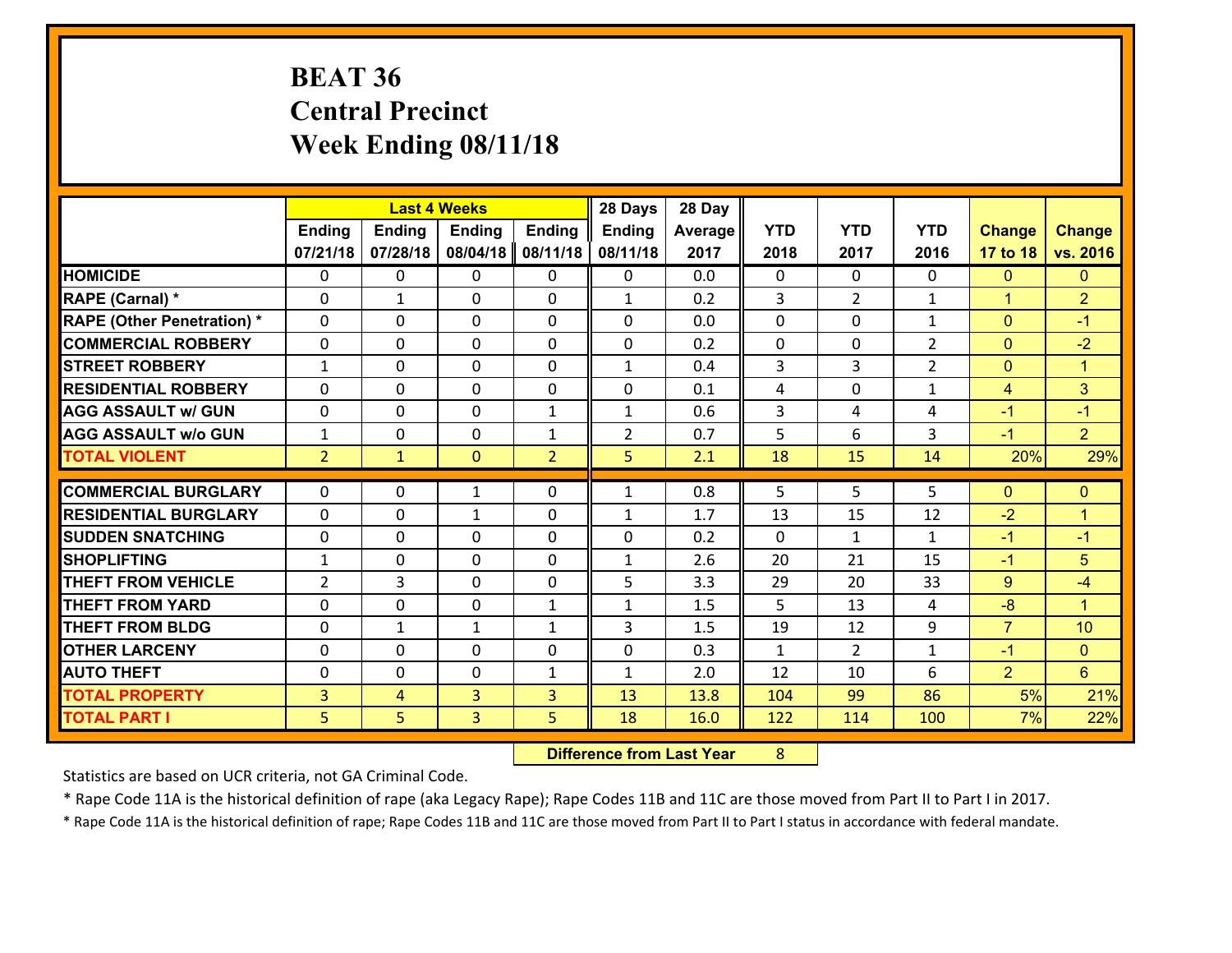# BEAT 36
## Central Precinct
## Week Ending 08/11/18

| | Last 4 Weeks | | | | 28 Days | 28 Day | | | | | |
|---|---|---|---|---|---|---|---|---|---|---|---|
| | Ending 07/21/18 | Ending 07/28/18 | Ending 08/04/18 | Ending 08/11/18 | Ending 08/11/18 | Average 2017 | YTD 2018 | YTD 2017 | YTD 2016 | Change 17 to 18 | Change vs. 2016 |
| HOMICIDE | 0 | 0 | 0 | 0 | 0 | 0.0 | 0 | 0 | 0 | 0 | 0 |
| RAPE (Carnal) * | 0 | 1 | 0 | 0 | 1 | 0.2 | 3 | 2 | 1 | 1 | 2 |
| RAPE (Other Penetration) * | 0 | 0 | 0 | 0 | 0 | 0.0 | 0 | 0 | 1 | 0 | -1 |
| COMMERCIAL ROBBERY | 0 | 0 | 0 | 0 | 0 | 0.2 | 0 | 0 | 2 | 0 | -2 |
| STREET ROBBERY | 1 | 0 | 0 | 0 | 1 | 0.4 | 3 | 3 | 2 | 0 | 1 |
| RESIDENTIAL ROBBERY | 0 | 0 | 0 | 0 | 0 | 0.1 | 4 | 0 | 1 | 4 | 3 |
| AGG ASSAULT w/ GUN | 0 | 0 | 0 | 1 | 1 | 0.6 | 3 | 4 | 4 | -1 | -1 |
| AGG ASSAULT w/o GUN | 1 | 0 | 0 | 1 | 2 | 0.7 | 5 | 6 | 3 | -1 | 2 |
| TOTAL VIOLENT | 2 | 1 | 0 | 2 | 5 | 2.1 | 18 | 15 | 14 | 20% | 29% |
| COMMERCIAL BURGLARY | 0 | 0 | 1 | 0 | 1 | 0.8 | 5 | 5 | 5 | 0 | 0 |
| RESIDENTIAL BURGLARY | 0 | 0 | 1 | 0 | 1 | 1.7 | 13 | 15 | 12 | -2 | 1 |
| SUDDEN SNATCHING | 0 | 0 | 0 | 0 | 0 | 0.2 | 0 | 1 | 1 | -1 | -1 |
| SHOPLIFTING | 1 | 0 | 0 | 0 | 1 | 2.6 | 20 | 21 | 15 | -1 | 5 |
| THEFT FROM VEHICLE | 2 | 3 | 0 | 0 | 5 | 3.3 | 29 | 20 | 33 | 9 | -4 |
| THEFT FROM YARD | 0 | 0 | 0 | 1 | 1 | 1.5 | 5 | 13 | 4 | -8 | 1 |
| THEFT FROM BLDG | 0 | 1 | 1 | 1 | 3 | 1.5 | 19 | 12 | 9 | 7 | 10 |
| OTHER LARCENY | 0 | 0 | 0 | 0 | 0 | 0.3 | 1 | 2 | 1 | -1 | 0 |
| AUTO THEFT | 0 | 0 | 0 | 1 | 1 | 2.0 | 12 | 10 | 6 | 2 | 6 |
| TOTAL PROPERTY | 3 | 4 | 3 | 3 | 13 | 13.8 | 104 | 99 | 86 | 5% | 21% |
| TOTAL PART I | 5 | 5 | 3 | 5 | 18 | 16.0 | 122 | 114 | 100 | 7% | 22% |

**Difference from Last Year** 8

Statistics are based on UCR criteria, not GA Criminal Code.

* Rape Code 11A is the historical definition of rape (aka Legacy Rape); Rape Codes 11B and 11C are those moved from Part II to Part I in 2017.

* Rape Code 11A is the historical definition of rape; Rape Codes 11B and 11C are those moved from Part II to Part I status in accordance with federal mandate.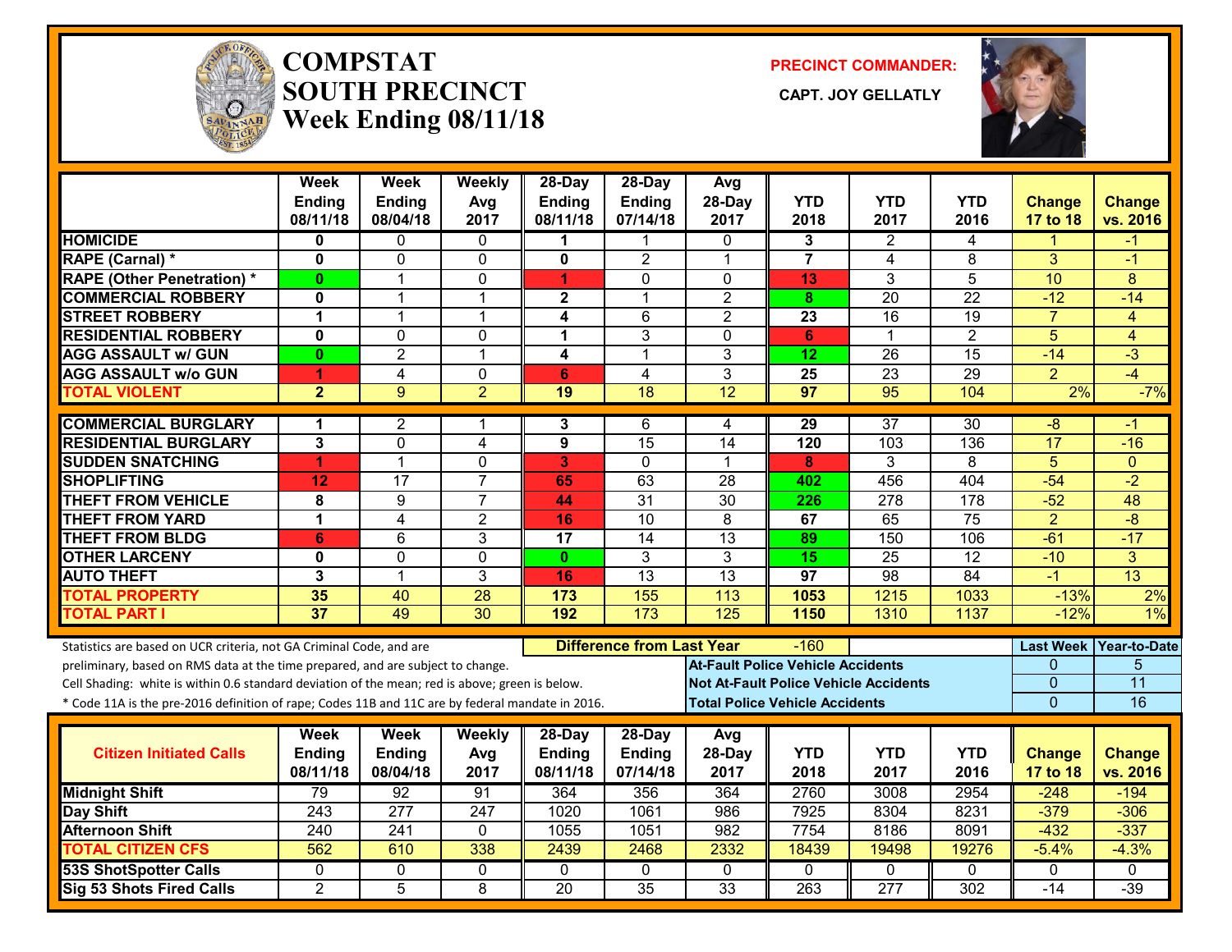# COMPSTAT SOUTH PRECINCT Week Ending 08/11/18

**PRECINCT COMMANDER:**

**CAPT. JOY GELLATLY**

| | Week Ending 08/11/18 | Week Ending 08/04/18 | Weekly Avg 2017 | 28-Day Ending 08/11/18 | 28-Day Ending 07/14/18 | Avg 28-Day 2017 | YTD 2018 | YTD 2017 | YTD 2016 | Change 17 to 18 | Change vs. 2016 |
|---|---|---|---|---|---|---|---|---|---|---|---|
| HOMICIDE | 0 | 0 | 0 | 1 | 1 | 0 | 3 | 2 | 4 | 1 | -1 |
| RAPE (Carnal) * | 0 | 0 | 0 | 0 | 2 | 1 | 7 | 4 | 8 | 3 | -1 |
| RAPE (Other Penetration) * | 0 | 1 | 0 | 1 | 0 | 0 | 13 | 3 | 5 | 10 | 8 |
| COMMERCIAL ROBBERY | 0 | 1 | 1 | 2 | 1 | 2 | 8 | 20 | 22 | -12 | -14 |
| STREET ROBBERY | 1 | 1 | 1 | 4 | 6 | 2 | 23 | 16 | 19 | 7 | 4 |
| RESIDENTIAL ROBBERY | 0 | 0 | 0 | 1 | 3 | 0 | 6 | 1 | 2 | 5 | 4 |
| AGG ASSAULT w/ GUN | 0 | 2 | 1 | 4 | 1 | 3 | 12 | 26 | 15 | -14 | -3 |
| AGG ASSAULT w/o GUN | 1 | 4 | 0 | 6 | 4 | 3 | 25 | 23 | 29 | 2 | -4 |
| TOTAL VIOLENT | 2 | 9 | 2 | 19 | 18 | 12 | 97 | 95 | 104 | 2% | -7% |
| COMMERCIAL BURGLARY | 1 | 2 | 1 | 3 | 6 | 4 | 29 | 37 | 30 | -8 | -1 |
| RESIDENTIAL BURGLARY | 3 | 0 | 4 | 9 | 15 | 14 | 120 | 103 | 136 | 17 | -16 |
| SUDDEN SNATCHING | 1 | 1 | 0 | 3 | 0 | 1 | 8 | 3 | 8 | 5 | 0 |
| SHOPLIFTING | 12 | 17 | 7 | 65 | 63 | 28 | 402 | 456 | 404 | -54 | -2 |
| THEFT FROM VEHICLE | 8 | 9 | 7 | 44 | 31 | 30 | 226 | 278 | 178 | -52 | 48 |
| THEFT FROM YARD | 1 | 4 | 2 | 16 | 10 | 8 | 67 | 65 | 75 | 2 | -8 |
| THEFT FROM BLDG | 6 | 6 | 3 | 17 | 14 | 13 | 89 | 150 | 106 | -61 | -17 |
| OTHER LARCENY | 0 | 0 | 0 | 0 | 3 | 3 | 15 | 25 | 12 | -10 | 3 |
| AUTO THEFT | 3 | 1 | 3 | 16 | 13 | 13 | 97 | 98 | 84 | -1 | 13 |
| TOTAL PROPERTY | 35 | 40 | 28 | 173 | 155 | 113 | 1053 | 1215 | 1033 | -13% | 2% |
| TOTAL PART I | 37 | 49 | 30 | 192 | 173 | 125 | 1150 | 1310 | 1137 | -12% | 1% |

Statistics are based on UCR criteria, not GA Criminal Code, and are preliminary, based on RMS data at the time prepared, and are subject to change.

Cell Shading: white is within 0.6 standard deviation of the mean; red is above; green is below.

* Code 11A is the pre-2016 definition of rape; Codes 11B and 11C are by federal mandate in 2016.

**Difference from Last Year:** -160

| | Last Week | Year-to-Date |
|---|---|---|
| At-Fault Police Vehicle Accidents | 0 | 5 |
| Not At-Fault Police Vehicle Accidents | 0 | 11 |
| Total Police Vehicle Accidents | 0 | 16 |

| Citizen Initiated Calls | Week Ending 08/11/18 | Week Ending 08/04/18 | Weekly Avg 2017 | 28-Day Ending 08/11/18 | 28-Day Ending 07/14/18 | Avg 28-Day 2017 | YTD 2018 | YTD 2017 | YTD 2016 | Change 17 to 18 | Change vs. 2016 |
|---|---|---|---|---|---|---|---|---|---|---|---|
| Midnight Shift | 79 | 92 | 91 | 364 | 356 | 364 | 2760 | 3008 | 2954 | -248 | -194 |
| Day Shift | 243 | 277 | 247 | 1020 | 1061 | 986 | 7925 | 8304 | 8231 | -379 | -306 |
| Afternoon Shift | 240 | 241 | 0 | 1055 | 1051 | 982 | 7754 | 8186 | 8091 | -432 | -337 |
| TOTAL CITIZEN CFS | 562 | 610 | 338 | 2439 | 2468 | 2332 | 18439 | 19498 | 19276 | -5.4% | -4.3% |
| 53S ShotSpotter Calls | 0 | 0 | 0 | 0 | 0 | 0 | 0 | 0 | 0 | 0 | 0 |
| Sig 53 Shots Fired Calls | 2 | 5 | 8 | 20 | 35 | 33 | 263 | 277 | 302 | -14 | -39 |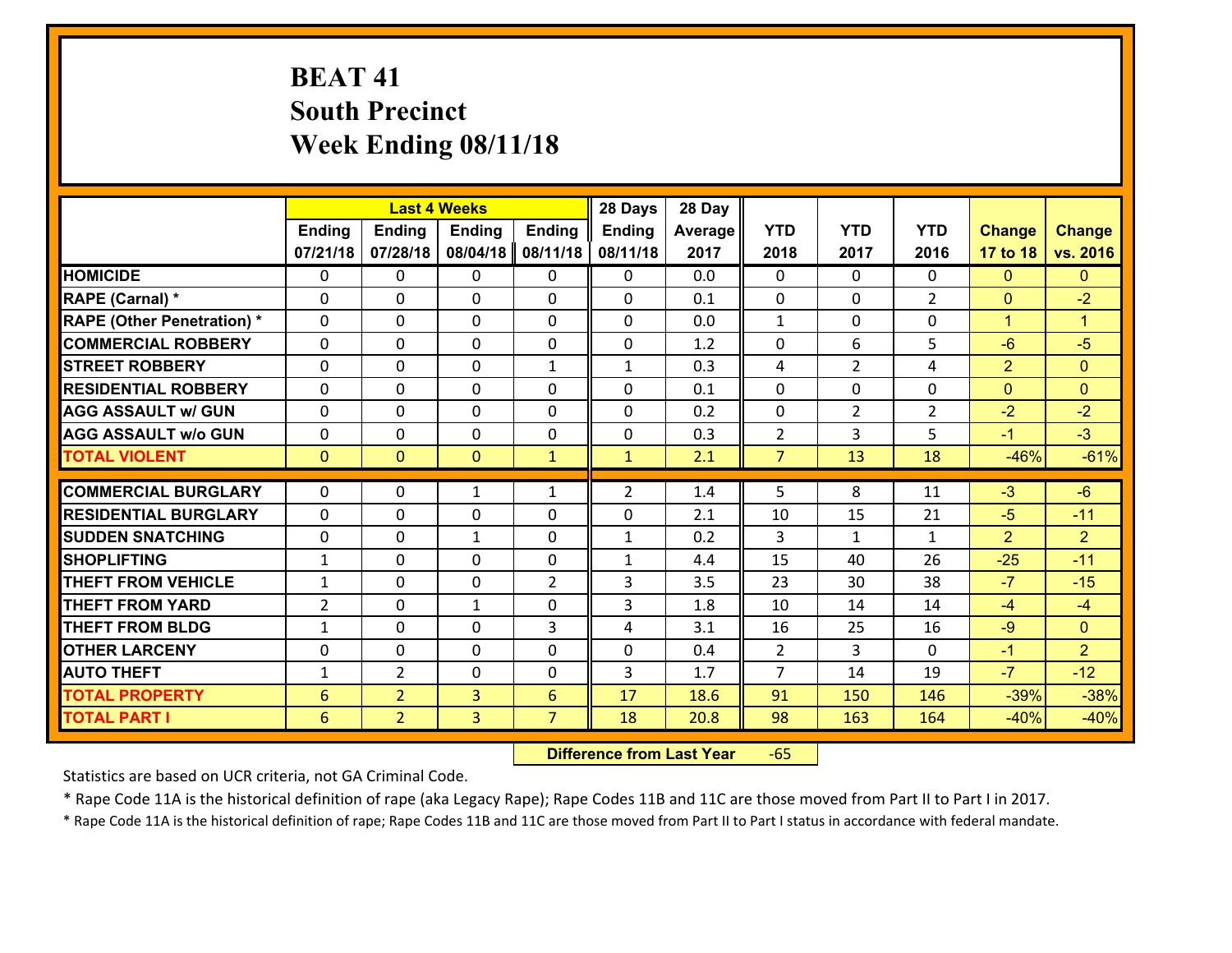# BEAT 41
## South Precinct
## Week Ending 08/11/18

| | Last 4 Weeks | | | | 28 Days | 28 Day | | | | | |
|---|---|---|---|---|---|---|---|---|---|---|---|
| | Ending 07/21/18 | Ending 07/28/18 | Ending 08/04/18 | Ending 08/11/18 | Ending 08/11/18 | Average 2017 | YTD 2018 | YTD 2017 | YTD 2016 | Change 17 to 18 | Change vs. 2016 |
| HOMICIDE | 0 | 0 | 0 | 0 | 0 | 0.0 | 0 | 0 | 0 | 0 | 0 |
| RAPE (Carnal) * | 0 | 0 | 0 | 0 | 0 | 0.1 | 0 | 0 | 2 | 0 | -2 |
| RAPE (Other Penetration) * | 0 | 0 | 0 | 0 | 0 | 0.0 | 1 | 0 | 0 | 1 | 1 |
| COMMERCIAL ROBBERY | 0 | 0 | 0 | 0 | 0 | 1.2 | 0 | 6 | 5 | -6 | -5 |
| STREET ROBBERY | 0 | 0 | 0 | 1 | 1 | 0.3 | 4 | 2 | 4 | 2 | 0 |
| RESIDENTIAL ROBBERY | 0 | 0 | 0 | 0 | 0 | 0.1 | 0 | 0 | 0 | 0 | 0 |
| AGG ASSAULT w/ GUN | 0 | 0 | 0 | 0 | 0 | 0.2 | 0 | 2 | 2 | -2 | -2 |
| AGG ASSAULT w/o GUN | 0 | 0 | 0 | 0 | 0 | 0.3 | 2 | 3 | 5 | -1 | -3 |
| TOTAL VIOLENT | 0 | 0 | 0 | 1 | 1 | 2.1 | 7 | 13 | 18 | -46% | -61% |
| COMMERCIAL BURGLARY | 0 | 0 | 1 | 1 | 2 | 1.4 | 5 | 8 | 11 | -3 | -6 |
| RESIDENTIAL BURGLARY | 0 | 0 | 0 | 0 | 0 | 2.1 | 10 | 15 | 21 | -5 | -11 |
| SUDDEN SNATCHING | 0 | 0 | 1 | 0 | 1 | 0.2 | 3 | 1 | 1 | 2 | 2 |
| SHOPLIFTING | 1 | 0 | 0 | 0 | 1 | 4.4 | 15 | 40 | 26 | -25 | -11 |
| THEFT FROM VEHICLE | 1 | 0 | 0 | 2 | 3 | 3.5 | 23 | 30 | 38 | -7 | -15 |
| THEFT FROM YARD | 2 | 0 | 1 | 0 | 3 | 1.8 | 10 | 14 | 14 | -4 | -4 |
| THEFT FROM BLDG | 1 | 0 | 0 | 3 | 4 | 3.1 | 16 | 25 | 16 | -9 | 0 |
| OTHER LARCENY | 0 | 0 | 0 | 0 | 0 | 0.4 | 2 | 3 | 0 | -1 | 2 |
| AUTO THEFT | 1 | 2 | 0 | 0 | 3 | 1.7 | 7 | 14 | 19 | -7 | -12 |
| TOTAL PROPERTY | 6 | 2 | 3 | 6 | 17 | 18.6 | 91 | 150 | 146 | -39% | -38% |
| TOTAL PART I | 6 | 2 | 3 | 7 | 18 | 20.8 | 98 | 163 | 164 | -40% | -40% |

**Difference from Last Year** -65

Statistics are based on UCR criteria, not GA Criminal Code.

* Rape Code 11A is the historical definition of rape (aka Legacy Rape); Rape Codes 11B and 11C are those moved from Part II to Part I in 2017.

* Rape Code 11A is the historical definition of rape; Rape Codes 11B and 11C are those moved from Part II to Part I status in accordance with federal mandate.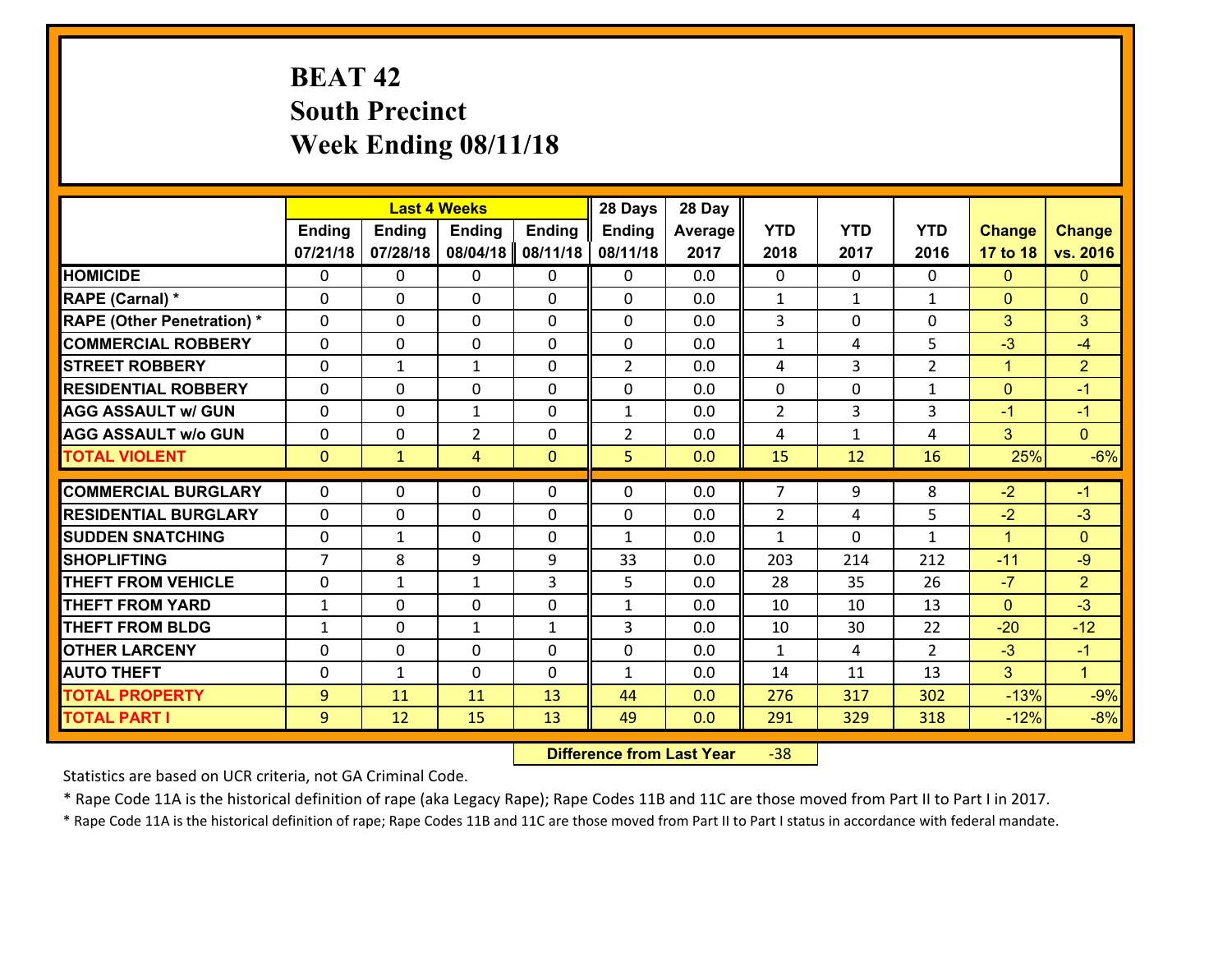# BEAT 42
## South Precinct
## Week Ending 08/11/18

| | Last 4 Weeks | | | | 28 Days | 28 Day | | | | | |
|---|---|---|---|---|---|---|---|---|---|---|---|
| | Ending 07/21/18 | Ending 07/28/18 | Ending 08/04/18 | Ending 08/11/18 | Ending 08/11/18 | Average 2017 | YTD 2018 | YTD 2017 | YTD 2016 | Change 17 to 18 | Change vs. 2016 |
| HOMICIDE | 0 | 0 | 0 | 0 | 0 | 0.0 | 0 | 0 | 0 | 0 | 0 |
| RAPE (Carnal) * | 0 | 0 | 0 | 0 | 0 | 0.0 | 1 | 1 | 1 | 0 | 0 |
| RAPE (Other Penetration) * | 0 | 0 | 0 | 0 | 0 | 0.0 | 3 | 0 | 0 | 3 | 3 |
| COMMERCIAL ROBBERY | 0 | 0 | 0 | 0 | 0 | 0.0 | 1 | 4 | 5 | -3 | -4 |
| STREET ROBBERY | 0 | 1 | 1 | 0 | 2 | 0.0 | 4 | 3 | 2 | 1 | 2 |
| RESIDENTIAL ROBBERY | 0 | 0 | 0 | 0 | 0 | 0.0 | 0 | 0 | 1 | 0 | -1 |
| AGG ASSAULT w/ GUN | 0 | 0 | 1 | 0 | 1 | 0.0 | 2 | 3 | 3 | -1 | -1 |
| AGG ASSAULT w/o GUN | 0 | 0 | 2 | 0 | 2 | 0.0 | 4 | 1 | 4 | 3 | 0 |
| TOTAL VIOLENT | 0 | 1 | 4 | 0 | 5 | 0.0 | 15 | 12 | 16 | 25% | -6% |
| COMMERCIAL BURGLARY | 0 | 0 | 0 | 0 | 0 | 0.0 | 7 | 9 | 8 | -2 | -1 |
| RESIDENTIAL BURGLARY | 0 | 0 | 0 | 0 | 0 | 0.0 | 2 | 4 | 5 | -2 | -3 |
| SUDDEN SNATCHING | 0 | 1 | 0 | 0 | 1 | 0.0 | 1 | 0 | 1 | 1 | 0 |
| SHOPLIFTING | 7 | 8 | 9 | 9 | 33 | 0.0 | 203 | 214 | 212 | -11 | -9 |
| THEFT FROM VEHICLE | 0 | 1 | 1 | 3 | 5 | 0.0 | 28 | 35 | 26 | -7 | 2 |
| THEFT FROM YARD | 1 | 0 | 0 | 0 | 1 | 0.0 | 10 | 10 | 13 | 0 | -3 |
| THEFT FROM BLDG | 1 | 0 | 1 | 1 | 3 | 0.0 | 10 | 30 | 22 | -20 | -12 |
| OTHER LARCENY | 0 | 0 | 0 | 0 | 0 | 0.0 | 1 | 4 | 2 | -3 | -1 |
| AUTO THEFT | 0 | 1 | 0 | 0 | 1 | 0.0 | 14 | 11 | 13 | 3 | 1 |
| TOTAL PROPERTY | 9 | 11 | 11 | 13 | 44 | 0.0 | 276 | 317 | 302 | -13% | -9% |
| TOTAL PART I | 9 | 12 | 15 | 13 | 49 | 0.0 | 291 | 329 | 318 | -12% | -8% |

**Difference from Last Year** -38

Statistics are based on UCR criteria, not GA Criminal Code.

* Rape Code 11A is the historical definition of rape (aka Legacy Rape); Rape Codes 11B and 11C are those moved from Part II to Part I in 2017.

* Rape Code 11A is the historical definition of rape; Rape Codes 11B and 11C are those moved from Part II to Part I status in accordance with federal mandate.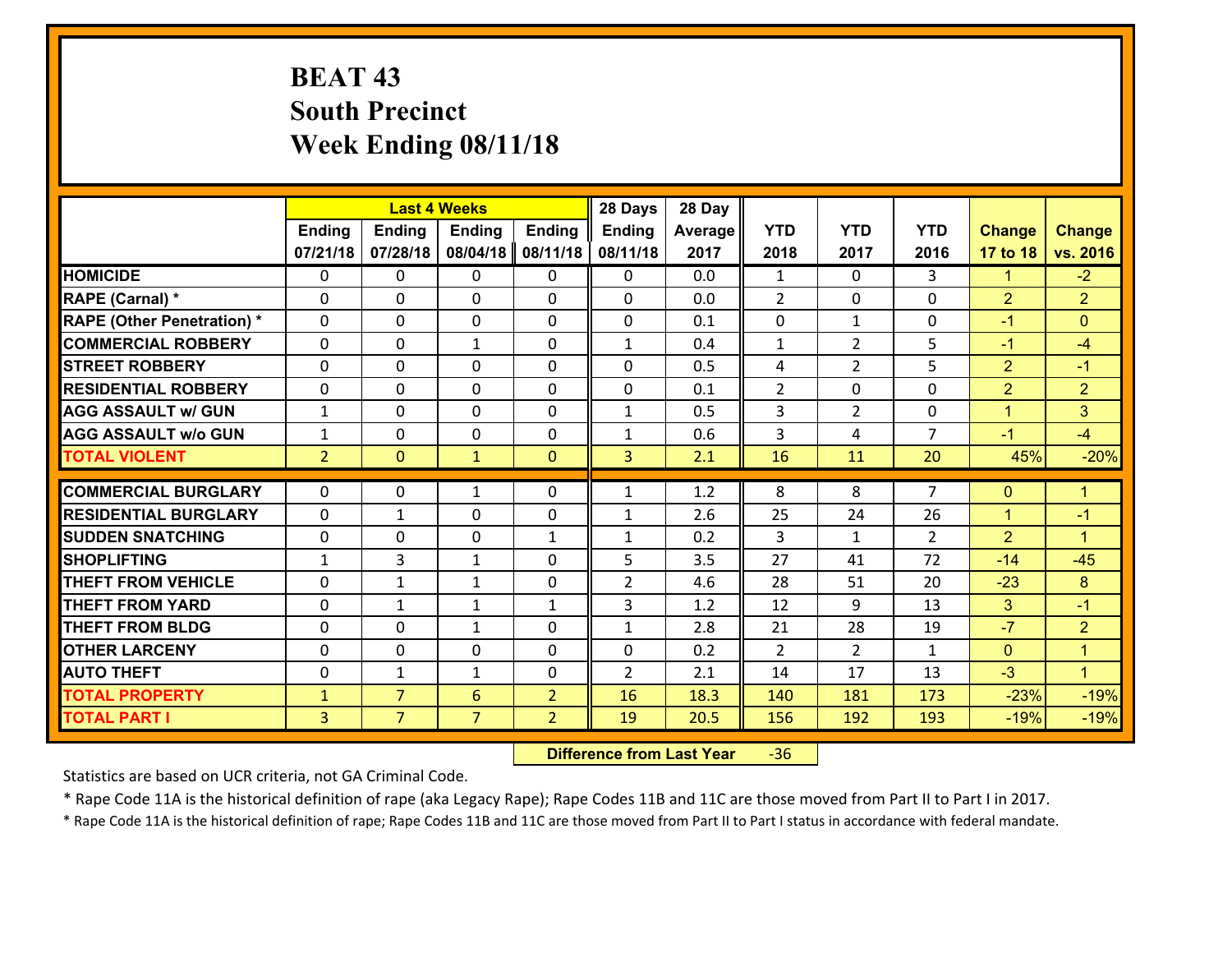# BEAT 43
## South Precinct
## Week Ending 08/11/18

| | Last 4 Weeks | | | | 28 Days | 28 Day | | | | | |
|---|---|---|---|---|---|---|---|---|---|---|---|
| | Ending 07/21/18 | Ending 07/28/18 | Ending 08/04/18 | Ending 08/11/18 | Ending 08/11/18 | Average 2017 | YTD 2018 | YTD 2017 | YTD 2016 | Change 17 to 18 | Change vs. 2016 |
| HOMICIDE | 0 | 0 | 0 | 0 | 0 | 0.0 | 1 | 0 | 3 | 1 | -2 |
| RAPE (Carnal) * | 0 | 0 | 0 | 0 | 0 | 0.0 | 2 | 0 | 0 | 2 | 2 |
| RAPE (Other Penetration) * | 0 | 0 | 0 | 0 | 0 | 0.1 | 0 | 1 | 0 | -1 | 0 |
| COMMERCIAL ROBBERY | 0 | 0 | 1 | 0 | 1 | 0.4 | 1 | 2 | 5 | -1 | -4 |
| STREET ROBBERY | 0 | 0 | 0 | 0 | 0 | 0.5 | 4 | 2 | 5 | 2 | -1 |
| RESIDENTIAL ROBBERY | 0 | 0 | 0 | 0 | 0 | 0.1 | 2 | 0 | 0 | 2 | 2 |
| AGG ASSAULT w/ GUN | 1 | 0 | 0 | 0 | 1 | 0.5 | 3 | 2 | 0 | 1 | 3 |
| AGG ASSAULT w/o GUN | 1 | 0 | 0 | 0 | 1 | 0.6 | 3 | 4 | 7 | -1 | -4 |
| TOTAL VIOLENT | 2 | 0 | 1 | 0 | 3 | 2.1 | 16 | 11 | 20 | 45% | -20% |
| COMMERCIAL BURGLARY | 0 | 0 | 1 | 0 | 1 | 1.2 | 8 | 8 | 7 | 0 | 1 |
| RESIDENTIAL BURGLARY | 0 | 1 | 0 | 0 | 1 | 2.6 | 25 | 24 | 26 | 1 | -1 |
| SUDDEN SNATCHING | 0 | 0 | 0 | 1 | 1 | 0.2 | 3 | 1 | 2 | 2 | 1 |
| SHOPLIFTING | 1 | 3 | 1 | 0 | 5 | 3.5 | 27 | 41 | 72 | -14 | -45 |
| THEFT FROM VEHICLE | 0 | 1 | 1 | 0 | 2 | 4.6 | 28 | 51 | 20 | -23 | 8 |
| THEFT FROM YARD | 0 | 1 | 1 | 1 | 3 | 1.2 | 12 | 9 | 13 | 3 | -1 |
| THEFT FROM BLDG | 0 | 0 | 1 | 0 | 1 | 2.8 | 21 | 28 | 19 | -7 | 2 |
| OTHER LARCENY | 0 | 0 | 0 | 0 | 0 | 0.2 | 2 | 2 | 1 | 0 | 1 |
| AUTO THEFT | 0 | 1 | 1 | 0 | 2 | 2.1 | 14 | 17 | 13 | -3 | 1 |
| TOTAL PROPERTY | 1 | 7 | 6 | 2 | 16 | 18.3 | 140 | 181 | 173 | -23% | -19% |
| TOTAL PART I | 3 | 7 | 7 | 2 | 19 | 20.5 | 156 | 192 | 193 | -19% | -19% |

**Difference from Last Year** -36

Statistics are based on UCR criteria, not GA Criminal Code.

* Rape Code 11A is the historical definition of rape (aka Legacy Rape); Rape Codes 11B and 11C are those moved from Part II to Part I in 2017.

* Rape Code 11A is the historical definition of rape; Rape Codes 11B and 11C are those moved from Part II to Part I status in accordance with federal mandate.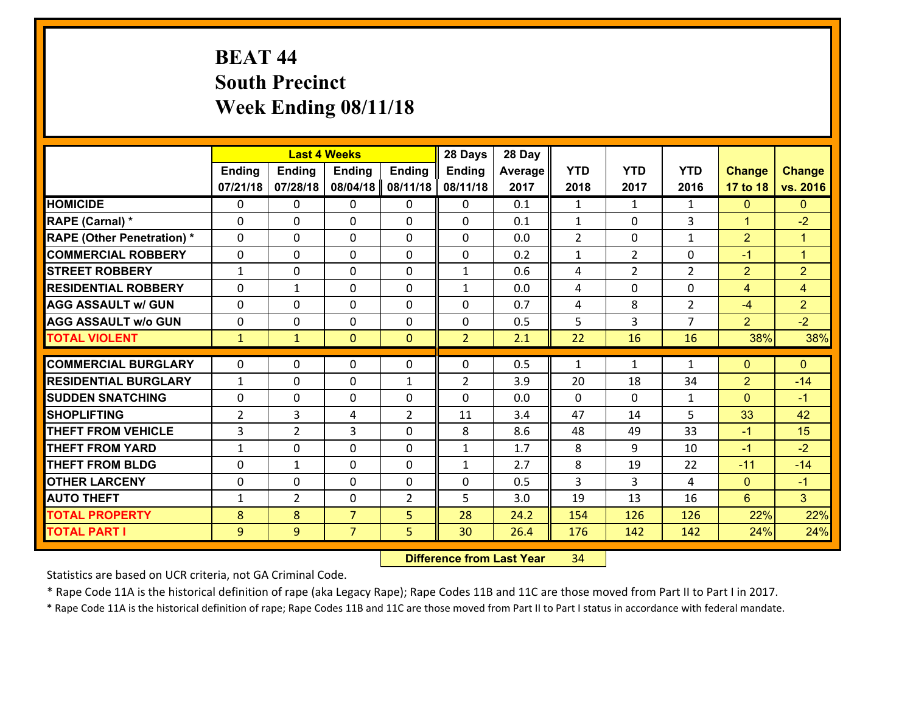# BEAT 44
## South Precinct
## Week Ending 08/11/18

| | Last 4 Weeks | | | | 28 Days | 28 Day | | | | | |
|---|---|---|---|---|---|---|---|---|---|---|---|
| | Ending 07/21/18 | Ending 07/28/18 | Ending 08/04/18 | Ending 08/11/18 | Ending 08/11/18 | Average 2017 | YTD 2018 | YTD 2017 | YTD 2016 | Change 17 to 18 | Change vs. 2016 |
| **HOMICIDE** | 0 | 0 | 0 | 0 | 0 | 0.1 | 1 | 1 | 1 | 0 | 0 |
| **RAPE (Carnal) *** | 0 | 0 | 0 | 0 | 0 | 0.1 | 1 | 0 | 3 | 1 | -2 |
| **RAPE (Other Penetration) *** | 0 | 0 | 0 | 0 | 0 | 0.0 | 2 | 0 | 1 | 2 | 1 |
| **COMMERCIAL ROBBERY** | 0 | 0 | 0 | 0 | 0 | 0.2 | 1 | 2 | 0 | -1 | 1 |
| **STREET ROBBERY** | 1 | 0 | 0 | 0 | 1 | 0.6 | 4 | 2 | 2 | 2 | 2 |
| **RESIDENTIAL ROBBERY** | 0 | 1 | 0 | 0 | 1 | 0.0 | 4 | 0 | 0 | 4 | 4 |
| **AGG ASSAULT w/ GUN** | 0 | 0 | 0 | 0 | 0 | 0.7 | 4 | 8 | 2 | -4 | 2 |
| **AGG ASSAULT w/o GUN** | 0 | 0 | 0 | 0 | 0 | 0.5 | 5 | 3 | 7 | 2 | -2 |
| **TOTAL VIOLENT** | 1 | 1 | 0 | 0 | 2 | 2.1 | 22 | 16 | 16 | 38% | 38% |
| **COMMERCIAL BURGLARY** | 0 | 0 | 0 | 0 | 0 | 0.5 | 1 | 1 | 1 | 0 | 0 |
| **RESIDENTIAL BURGLARY** | 1 | 0 | 0 | 1 | 2 | 3.9 | 20 | 18 | 34 | 2 | -14 |
| **SUDDEN SNATCHING** | 0 | 0 | 0 | 0 | 0 | 0.0 | 0 | 0 | 1 | 0 | -1 |
| **SHOPLIFTING** | 2 | 3 | 4 | 2 | 11 | 3.4 | 47 | 14 | 5 | 33 | 42 |
| **THEFT FROM VEHICLE** | 3 | 2 | 3 | 0 | 8 | 8.6 | 48 | 49 | 33 | -1 | 15 |
| **THEFT FROM YARD** | 1 | 0 | 0 | 0 | 1 | 1.7 | 8 | 9 | 10 | -1 | -2 |
| **THEFT FROM BLDG** | 0 | 1 | 0 | 0 | 1 | 2.7 | 8 | 19 | 22 | -11 | -14 |
| **OTHER LARCENY** | 0 | 0 | 0 | 0 | 0 | 0.5 | 3 | 3 | 4 | 0 | -1 |
| **AUTO THEFT** | 1 | 2 | 0 | 2 | 5 | 3.0 | 19 | 13 | 16 | 6 | 3 |
| **TOTAL PROPERTY** | 8 | 8 | 7 | 5 | 28 | 24.2 | 154 | 126 | 126 | 22% | 22% |
| **TOTAL PART I** | 9 | 9 | 7 | 5 | 30 | 26.4 | 176 | 142 | 142 | 24% | 24% |

**Difference from Last Year** 34

Statistics are based on UCR criteria, not GA Criminal Code.

* Rape Code 11A is the historical definition of rape (aka Legacy Rape); Rape Codes 11B and 11C are those moved from Part II to Part I in 2017.

* Rape Code 11A is the historical definition of rape; Rape Codes 11B and 11C are those moved from Part II to Part I status in accordance with federal mandate.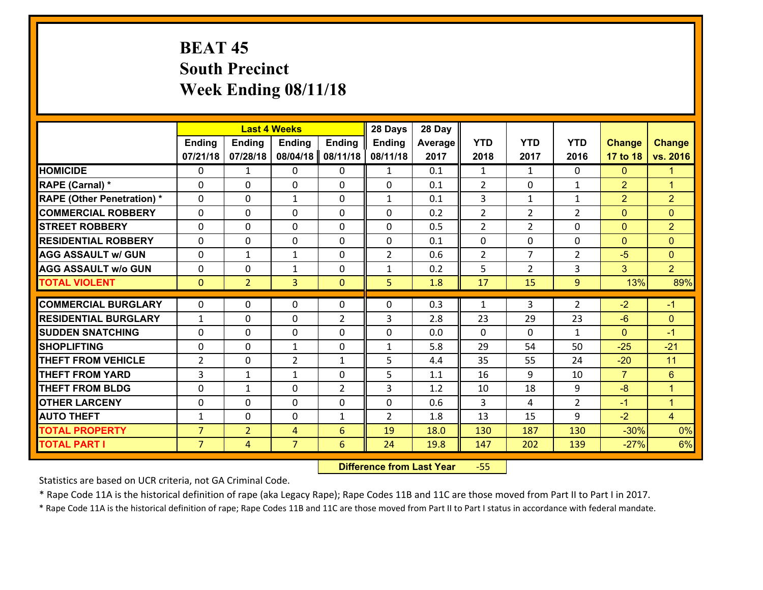# BEAT 45
## South Precinct
## Week Ending 08/11/18

| | Last 4 Weeks | | | | 28 Days | 28 Day | | | | | |
|---|---|---|---|---|---|---|---|---|---|---|---|
| | Ending 07/21/18 | Ending 07/28/18 | Ending 08/04/18 | Ending 08/11/18 | Ending 08/11/18 | Average 2017 | YTD 2018 | YTD 2017 | YTD 2016 | Change 17 to 18 | Change vs. 2016 |
| HOMICIDE | 0 | 1 | 0 | 0 | 1 | 0.1 | 1 | 1 | 0 | 0 | 1 |
| RAPE (Carnal) * | 0 | 0 | 0 | 0 | 0 | 0.1 | 2 | 0 | 1 | 2 | 1 |
| RAPE (Other Penetration) * | 0 | 0 | 1 | 0 | 1 | 0.1 | 3 | 1 | 1 | 2 | 2 |
| COMMERCIAL ROBBERY | 0 | 0 | 0 | 0 | 0 | 0.2 | 2 | 2 | 2 | 0 | 0 |
| STREET ROBBERY | 0 | 0 | 0 | 0 | 0 | 0.5 | 2 | 2 | 0 | 0 | 2 |
| RESIDENTIAL ROBBERY | 0 | 0 | 0 | 0 | 0 | 0.1 | 0 | 0 | 0 | 0 | 0 |
| AGG ASSAULT w/ GUN | 0 | 1 | 1 | 0 | 2 | 0.6 | 2 | 7 | 2 | -5 | 0 |
| AGG ASSAULT w/o GUN | 0 | 0 | 1 | 0 | 1 | 0.2 | 5 | 2 | 3 | 3 | 2 |
| TOTAL VIOLENT | 0 | 2 | 3 | 0 | 5 | 1.8 | 17 | 15 | 9 | 13% | 89% |
| COMMERCIAL BURGLARY | 0 | 0 | 0 | 0 | 0 | 0.3 | 1 | 3 | 2 | -2 | -1 |
| RESIDENTIAL BURGLARY | 1 | 0 | 0 | 2 | 3 | 2.8 | 23 | 29 | 23 | -6 | 0 |
| SUDDEN SNATCHING | 0 | 0 | 0 | 0 | 0 | 0.0 | 0 | 0 | 1 | 0 | -1 |
| SHOPLIFTING | 0 | 0 | 1 | 0 | 1 | 5.8 | 29 | 54 | 50 | -25 | -21 |
| THEFT FROM VEHICLE | 2 | 0 | 2 | 1 | 5 | 4.4 | 35 | 55 | 24 | -20 | 11 |
| THEFT FROM YARD | 3 | 1 | 1 | 0 | 5 | 1.1 | 16 | 9 | 10 | 7 | 6 |
| THEFT FROM BLDG | 0 | 1 | 0 | 2 | 3 | 1.2 | 10 | 18 | 9 | -8 | 1 |
| OTHER LARCENY | 0 | 0 | 0 | 0 | 0 | 0.6 | 3 | 4 | 2 | -1 | 1 |
| AUTO THEFT | 1 | 0 | 0 | 1 | 2 | 1.8 | 13 | 15 | 9 | -2 | 4 |
| TOTAL PROPERTY | 7 | 2 | 4 | 6 | 19 | 18.0 | 130 | 187 | 130 | -30% | 0% |
| TOTAL PART I | 7 | 4 | 7 | 6 | 24 | 19.8 | 147 | 202 | 139 | -27% | 6% |

**Difference from Last Year** -55

Statistics are based on UCR criteria, not GA Criminal Code.

* Rape Code 11A is the historical definition of rape (aka Legacy Rape); Rape Codes 11B and 11C are those moved from Part II to Part I in 2017.

* Rape Code 11A is the historical definition of rape; Rape Codes 11B and 11C are those moved from Part II to Part I status in accordance with federal mandate.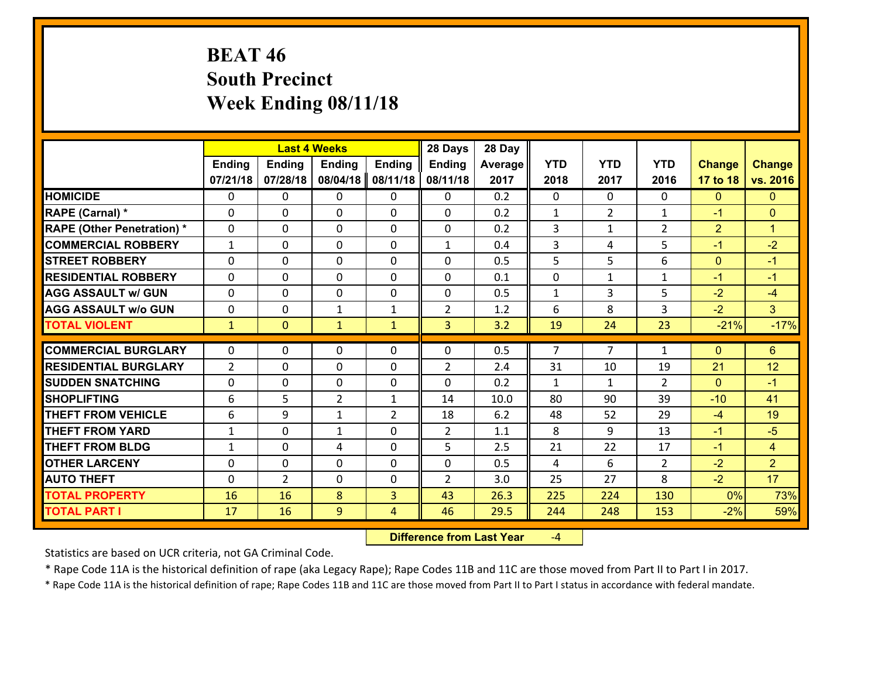# BEAT 46
## South Precinct
## Week Ending 08/11/18

| | Last 4 Weeks | | | | 28 Days | 28 Day | | | | | |
|---|---|---|---|---|---|---|---|---|---|---|---|
| | Ending 07/21/18 | Ending 07/28/18 | Ending 08/04/18 | Ending 08/11/18 | Ending 08/11/18 | Average 2017 | YTD 2018 | YTD 2017 | YTD 2016 | Change 17 to 18 | Change vs. 2016 |
| HOMICIDE | 0 | 0 | 0 | 0 | 0 | 0.2 | 0 | 0 | 0 | 0 | 0 |
| RAPE (Carnal) * | 0 | 0 | 0 | 0 | 0 | 0.2 | 1 | 2 | 1 | -1 | 0 |
| RAPE (Other Penetration) * | 0 | 0 | 0 | 0 | 0 | 0.2 | 3 | 1 | 2 | 2 | 1 |
| COMMERCIAL ROBBERY | 1 | 0 | 0 | 0 | 1 | 0.4 | 3 | 4 | 5 | -1 | -2 |
| STREET ROBBERY | 0 | 0 | 0 | 0 | 0 | 0.5 | 5 | 5 | 6 | 0 | -1 |
| RESIDENTIAL ROBBERY | 0 | 0 | 0 | 0 | 0 | 0.1 | 0 | 1 | 1 | -1 | -1 |
| AGG ASSAULT w/ GUN | 0 | 0 | 0 | 0 | 0 | 0.5 | 1 | 3 | 5 | -2 | -4 |
| AGG ASSAULT w/o GUN | 0 | 0 | 1 | 1 | 2 | 1.2 | 6 | 8 | 3 | -2 | 3 |
| TOTAL VIOLENT | 1 | 0 | 1 | 1 | 3 | 3.2 | 19 | 24 | 23 | -21% | -17% |
| COMMERCIAL BURGLARY | 0 | 0 | 0 | 0 | 0 | 0.5 | 7 | 7 | 1 | 0 | 6 |
| RESIDENTIAL BURGLARY | 2 | 0 | 0 | 0 | 2 | 2.4 | 31 | 10 | 19 | 21 | 12 |
| SUDDEN SNATCHING | 0 | 0 | 0 | 0 | 0 | 0.2 | 1 | 1 | 2 | 0 | -1 |
| SHOPLIFTING | 6 | 5 | 2 | 1 | 14 | 10.0 | 80 | 90 | 39 | -10 | 41 |
| THEFT FROM VEHICLE | 6 | 9 | 1 | 2 | 18 | 6.2 | 48 | 52 | 29 | -4 | 19 |
| THEFT FROM YARD | 1 | 0 | 1 | 0 | 2 | 1.1 | 8 | 9 | 13 | -1 | -5 |
| THEFT FROM BLDG | 1 | 0 | 4 | 0 | 5 | 2.5 | 21 | 22 | 17 | -1 | 4 |
| OTHER LARCENY | 0 | 0 | 0 | 0 | 0 | 0.5 | 4 | 6 | 2 | -2 | 2 |
| AUTO THEFT | 0 | 2 | 0 | 0 | 2 | 3.0 | 25 | 27 | 8 | -2 | 17 |
| TOTAL PROPERTY | 16 | 16 | 8 | 3 | 43 | 26.3 | 225 | 224 | 130 | 0% | 73% |
| TOTAL PART I | 17 | 16 | 9 | 4 | 46 | 29.5 | 244 | 248 | 153 | -2% | 59% |

**Difference from Last Year** -4

Statistics are based on UCR criteria, not GA Criminal Code.

* Rape Code 11A is the historical definition of rape (aka Legacy Rape); Rape Codes 11B and 11C are those moved from Part II to Part I in 2017.

* Rape Code 11A is the historical definition of rape; Rape Codes 11B and 11C are those moved from Part II to Part I status in accordance with federal mandate.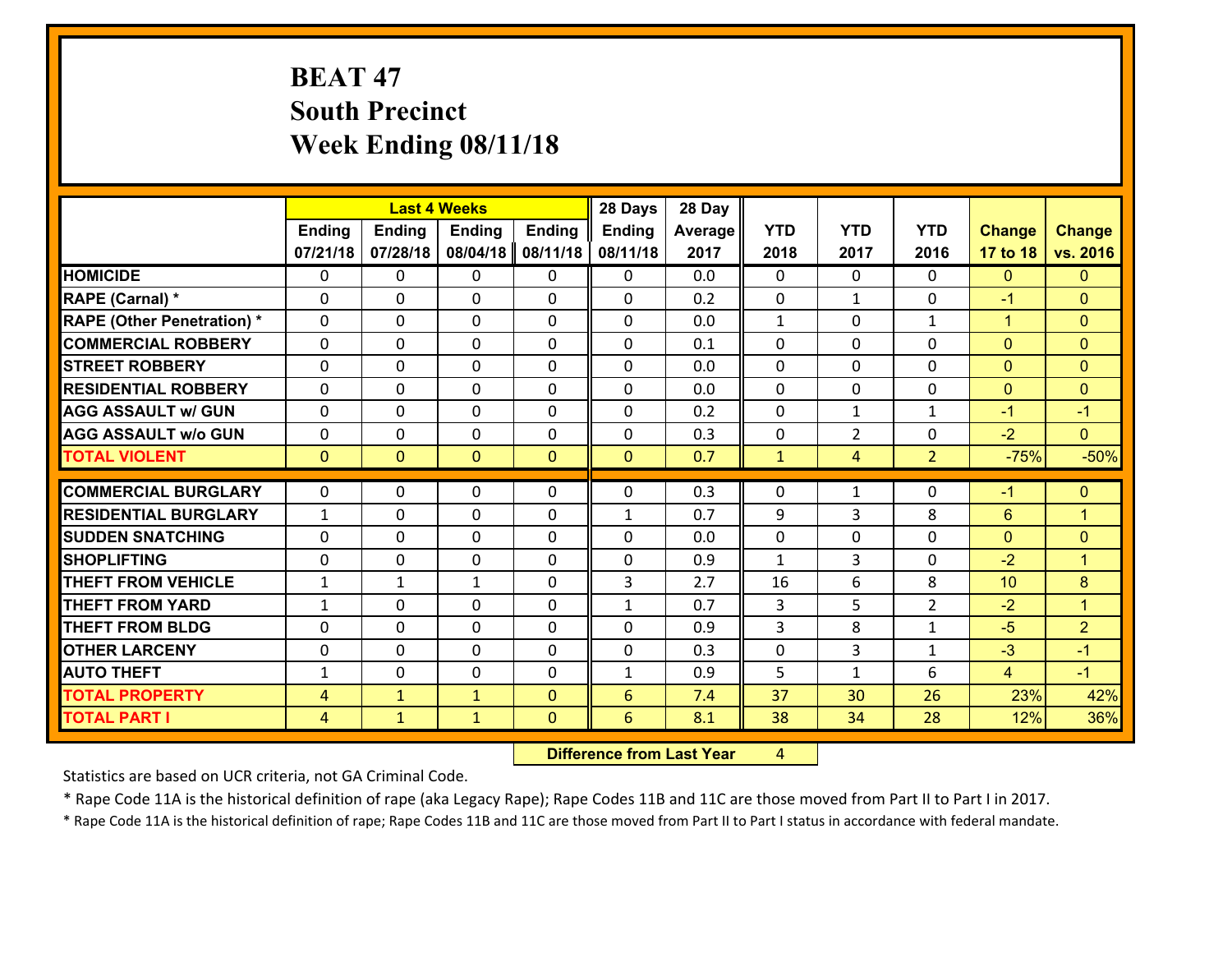# BEAT 47
## South Precinct
## Week Ending 08/11/18

| | Last 4 Weeks | | | | 28 Days | 28 Day | | | | | |
|---|---|---|---|---|---|---|---|---|---|---|---|
| | Ending 07/21/18 | Ending 07/28/18 | Ending 08/04/18 | Ending 08/11/18 | Ending 08/11/18 | Average 2017 | YTD 2018 | YTD 2017 | YTD 2016 | Change 17 to 18 | Change vs. 2016 |
| **HOMICIDE** | 0 | 0 | 0 | 0 | 0 | 0.0 | 0 | 0 | 0 | 0 | 0 |
| **RAPE (Carnal) *** | 0 | 0 | 0 | 0 | 0 | 0.2 | 0 | 1 | 0 | -1 | 0 |
| **RAPE (Other Penetration) *** | 0 | 0 | 0 | 0 | 0 | 0.0 | 1 | 0 | 1 | 1 | 0 |
| **COMMERCIAL ROBBERY** | 0 | 0 | 0 | 0 | 0 | 0.1 | 0 | 0 | 0 | 0 | 0 |
| **STREET ROBBERY** | 0 | 0 | 0 | 0 | 0 | 0.0 | 0 | 0 | 0 | 0 | 0 |
| **RESIDENTIAL ROBBERY** | 0 | 0 | 0 | 0 | 0 | 0.0 | 0 | 0 | 0 | 0 | 0 |
| **AGG ASSAULT w/ GUN** | 0 | 0 | 0 | 0 | 0 | 0.2 | 0 | 1 | 1 | -1 | -1 |
| **AGG ASSAULT w/o GUN** | 0 | 0 | 0 | 0 | 0 | 0.3 | 0 | 2 | 0 | -2 | 0 |
| **TOTAL VIOLENT** | 0 | 0 | 0 | 0 | 0 | 0.7 | 1 | 4 | 2 | -75% | -50% |
| **COMMERCIAL BURGLARY** | 0 | 0 | 0 | 0 | 0 | 0.3 | 0 | 1 | 0 | -1 | 0 |
| **RESIDENTIAL BURGLARY** | 1 | 0 | 0 | 0 | 1 | 0.7 | 9 | 3 | 8 | 6 | 1 |
| **SUDDEN SNATCHING** | 0 | 0 | 0 | 0 | 0 | 0.0 | 0 | 0 | 0 | 0 | 0 |
| **SHOPLIFTING** | 0 | 0 | 0 | 0 | 0 | 0.9 | 1 | 3 | 0 | -2 | 1 |
| **THEFT FROM VEHICLE** | 1 | 1 | 1 | 0 | 3 | 2.7 | 16 | 6 | 8 | 10 | 8 |
| **THEFT FROM YARD** | 1 | 0 | 0 | 0 | 1 | 0.7 | 3 | 5 | 2 | -2 | 1 |
| **THEFT FROM BLDG** | 0 | 0 | 0 | 0 | 0 | 0.9 | 3 | 8 | 1 | -5 | 2 |
| **OTHER LARCENY** | 0 | 0 | 0 | 0 | 0 | 0.3 | 0 | 3 | 1 | -3 | -1 |
| **AUTO THEFT** | 1 | 0 | 0 | 0 | 1 | 0.9 | 5 | 1 | 6 | 4 | -1 |
| **TOTAL PROPERTY** | 4 | 1 | 1 | 0 | 6 | 7.4 | 37 | 30 | 26 | 23% | 42% |
| **TOTAL PART I** | 4 | 1 | 1 | 0 | 6 | 8.1 | 38 | 34 | 28 | 12% | 36% |

**Difference from Last Year** 4

Statistics are based on UCR criteria, not GA Criminal Code.

* Rape Code 11A is the historical definition of rape (aka Legacy Rape); Rape Codes 11B and 11C are those moved from Part II to Part I in 2017.

* Rape Code 11A is the historical definition of rape; Rape Codes 11B and 11C are those moved from Part II to Part I status in accordance with federal mandate.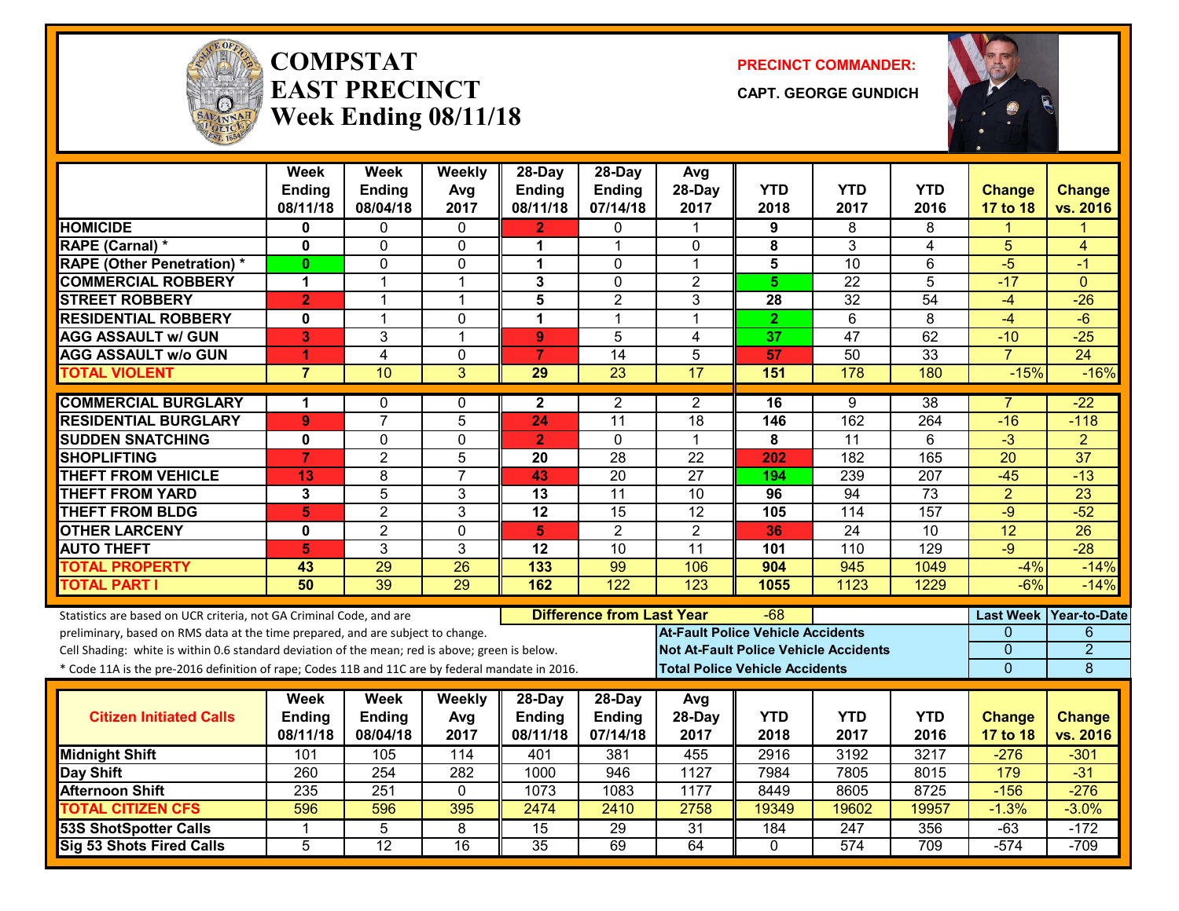# COMPSTAT EAST PRECINCT Week Ending 08/11/18

**PRECINCT COMMANDER:** CAPT. GEORGE GUNDICH

| | Week Ending 08/11/18 | Week Ending 08/04/18 | Weekly Avg 2017 | 28-Day Ending 08/11/18 | 28-Day Ending 07/14/18 | Avg 28-Day 2017 | YTD 2018 | YTD 2017 | YTD 2016 | Change 17 to 18 | Change vs. 2016 |
|---|---|---|---|---|---|---|---|---|---|---|---|
| HOMICIDE | 0 | 0 | 0 | 2 | 0 | 1 | 9 | 8 | 8 | 1 | 1 |
| RAPE (Carnal) * | 0 | 0 | 0 | 1 | 1 | 0 | 8 | 3 | 4 | 5 | 4 |
| RAPE (Other Penetration) * | 0 | 0 | 0 | 1 | 0 | 1 | 5 | 10 | 6 | -5 | -1 |
| COMMERCIAL ROBBERY | 1 | 1 | 1 | 3 | 0 | 2 | 5 | 22 | 5 | -17 | 0 |
| STREET ROBBERY | 2 | 1 | 1 | 5 | 2 | 3 | 28 | 32 | 54 | -4 | -26 |
| RESIDENTIAL ROBBERY | 0 | 1 | 0 | 1 | 1 | 1 | 2 | 6 | 8 | -4 | -6 |
| AGG ASSAULT w/ GUN | 3 | 3 | 1 | 9 | 5 | 4 | 37 | 47 | 62 | -10 | -25 |
| AGG ASSAULT w/o GUN | 1 | 4 | 0 | 7 | 14 | 5 | 57 | 50 | 33 | 7 | 24 |
| TOTAL VIOLENT | 7 | 10 | 3 | 29 | 23 | 17 | 151 | 178 | 180 | -15% | -16% |
| COMMERCIAL BURGLARY | 1 | 0 | 0 | 2 | 2 | 2 | 16 | 9 | 38 | 7 | -22 |
| RESIDENTIAL BURGLARY | 9 | 7 | 5 | 24 | 11 | 18 | 146 | 162 | 264 | -16 | -118 |
| SUDDEN SNATCHING | 0 | 0 | 0 | 2 | 0 | 1 | 8 | 11 | 6 | -3 | 2 |
| SHOPLIFTING | 7 | 2 | 5 | 20 | 28 | 22 | 202 | 182 | 165 | 20 | 37 |
| THEFT FROM VEHICLE | 13 | 8 | 7 | 43 | 20 | 27 | 194 | 239 | 207 | -45 | -13 |
| THEFT FROM YARD | 3 | 5 | 3 | 13 | 11 | 10 | 96 | 94 | 73 | 2 | 23 |
| THEFT FROM BLDG | 5 | 2 | 3 | 12 | 15 | 12 | 105 | 114 | 157 | -9 | -52 |
| OTHER LARCENY | 0 | 2 | 0 | 5 | 2 | 2 | 36 | 24 | 10 | 12 | 26 |
| AUTO THEFT | 5 | 3 | 3 | 12 | 10 | 11 | 101 | 110 | 129 | -9 | -28 |
| TOTAL PROPERTY | 43 | 29 | 26 | 133 | 99 | 106 | 904 | 945 | 1049 | -4% | -14% |
| TOTAL PART I | 50 | 39 | 29 | 162 | 122 | 123 | 1055 | 1123 | 1229 | -6% | -14% |

Statistics are based on UCR criteria, not GA Criminal Code, and are preliminary, based on RMS data at the time prepared, and are subject to change.
Cell Shading: white is within 0.6 standard deviation of the mean; red is above; green is below.
* Code 11A is the pre-2016 definition of rape; Codes 11B and 11C are by federal mandate in 2016.

**Difference from Last Year:** -68

| | Last Week | Year-to-Date |
|---|---|---|
| At-Fault Police Vehicle Accidents | 0 | 6 |
| Not At-Fault Police Vehicle Accidents | 0 | 2 |
| Total Police Vehicle Accidents | 0 | 8 |

| Citizen Initiated Calls | Week Ending 08/11/18 | Week Ending 08/04/18 | Weekly Avg 2017 | 28-Day Ending 08/11/18 | 28-Day Ending 07/14/18 | Avg 28-Day 2017 | YTD 2018 | YTD 2017 | YTD 2016 | Change 17 to 18 | Change vs. 2016 |
|---|---|---|---|---|---|---|---|---|---|---|---|
| Midnight Shift | 101 | 105 | 114 | 401 | 381 | 455 | 2916 | 3192 | 3217 | -276 | -301 |
| Day Shift | 260 | 254 | 282 | 1000 | 946 | 1127 | 7984 | 7805 | 8015 | 179 | -31 |
| Afternoon Shift | 235 | 251 | 0 | 1073 | 1083 | 1177 | 8449 | 8605 | 8725 | -156 | -276 |
| TOTAL CITIZEN CFS | 596 | 596 | 395 | 2474 | 2410 | 2758 | 19349 | 19602 | 19957 | -1.3% | -3.0% |
| 53S ShotSpotter Calls | 1 | 5 | 8 | 15 | 29 | 31 | 184 | 247 | 356 | -63 | -172 |
| Sig 53 Shots Fired Calls | 5 | 12 | 16 | 35 | 69 | 64 | 0 | 574 | 709 | -574 | -709 |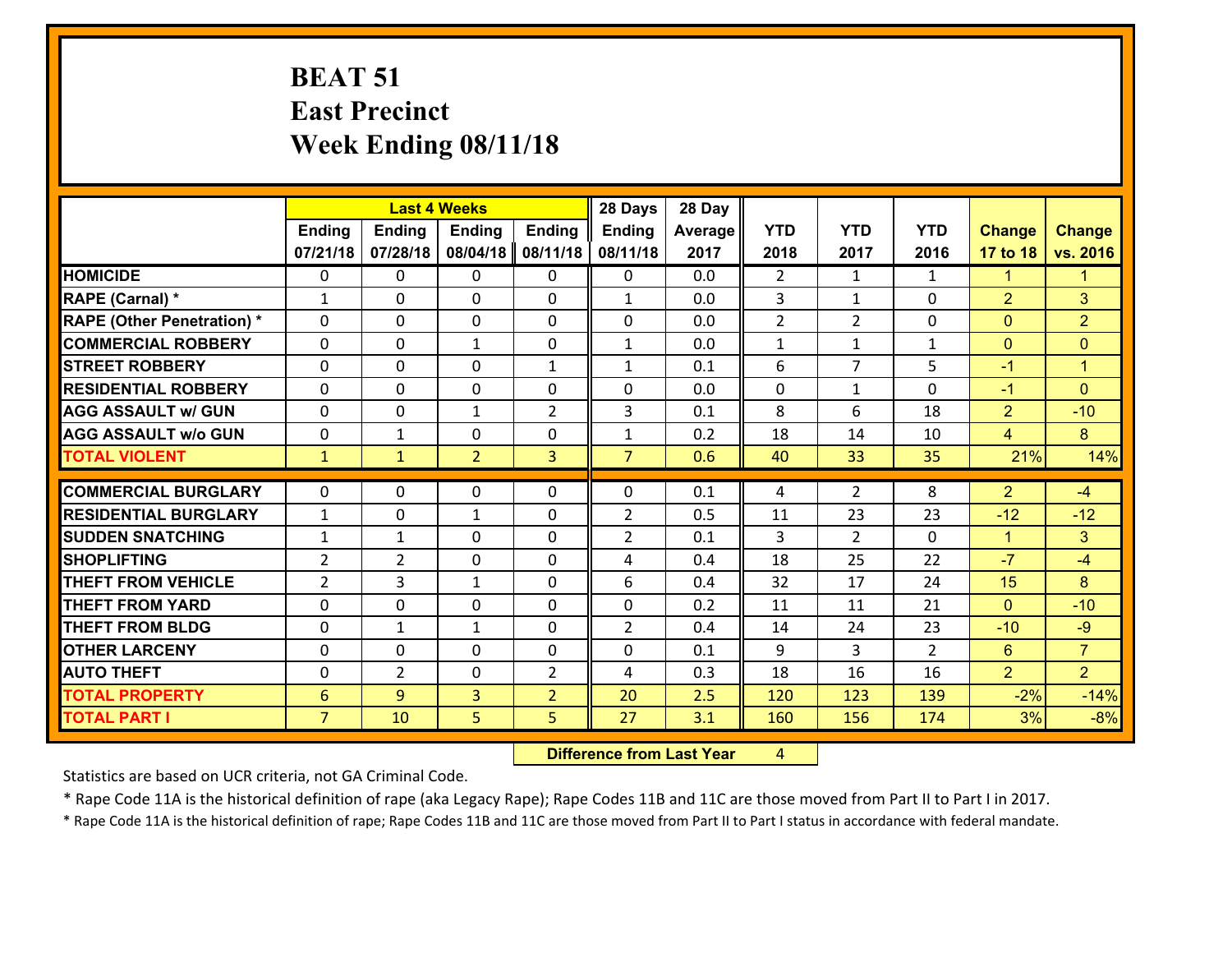# BEAT 51
# East Precinct
# Week Ending 08/11/18

| | Last 4 Weeks | | | | 28 Days | 28 Day | | | | | |
|---|---|---|---|---|---|---|---|---|---|---|---|
| | Ending 07/21/18 | Ending 07/28/18 | Ending 08/04/18 | Ending 08/11/18 | Ending 08/11/18 | Average 2017 | YTD 2018 | YTD 2017 | YTD 2016 | Change 17 to 18 | Change vs. 2016 |
| HOMICIDE | 0 | 0 | 0 | 0 | 0 | 0.0 | 2 | 1 | 1 | 1 | 1 |
| RAPE (Carnal) * | 1 | 0 | 0 | 0 | 1 | 0.0 | 3 | 1 | 0 | 2 | 3 |
| RAPE (Other Penetration) * | 0 | 0 | 0 | 0 | 0 | 0.0 | 2 | 2 | 0 | 0 | 2 |
| COMMERCIAL ROBBERY | 0 | 0 | 1 | 0 | 1 | 0.0 | 1 | 1 | 1 | 0 | 0 |
| STREET ROBBERY | 0 | 0 | 0 | 1 | 1 | 0.1 | 6 | 7 | 5 | -1 | 1 |
| RESIDENTIAL ROBBERY | 0 | 0 | 0 | 0 | 0 | 0.0 | 0 | 1 | 0 | -1 | 0 |
| AGG ASSAULT w/ GUN | 0 | 0 | 1 | 2 | 3 | 0.1 | 8 | 6 | 18 | 2 | -10 |
| AGG ASSAULT w/o GUN | 0 | 1 | 0 | 0 | 1 | 0.2 | 18 | 14 | 10 | 4 | 8 |
| TOTAL VIOLENT | 1 | 1 | 2 | 3 | 7 | 0.6 | 40 | 33 | 35 | 21% | 14% |
| COMMERCIAL BURGLARY | 0 | 0 | 0 | 0 | 0 | 0.1 | 4 | 2 | 8 | 2 | -4 |
| RESIDENTIAL BURGLARY | 1 | 0 | 1 | 0 | 2 | 0.5 | 11 | 23 | 23 | -12 | -12 |
| SUDDEN SNATCHING | 1 | 1 | 0 | 0 | 2 | 0.1 | 3 | 2 | 0 | 1 | 3 |
| SHOPLIFTING | 2 | 2 | 0 | 0 | 4 | 0.4 | 18 | 25 | 22 | -7 | -4 |
| THEFT FROM VEHICLE | 2 | 3 | 1 | 0 | 6 | 0.4 | 32 | 17 | 24 | 15 | 8 |
| THEFT FROM YARD | 0 | 0 | 0 | 0 | 0 | 0.2 | 11 | 11 | 21 | 0 | -10 |
| THEFT FROM BLDG | 0 | 1 | 1 | 0 | 2 | 0.4 | 14 | 24 | 23 | -10 | -9 |
| OTHER LARCENY | 0 | 0 | 0 | 0 | 0 | 0.1 | 9 | 3 | 2 | 6 | 7 |
| AUTO THEFT | 0 | 2 | 0 | 2 | 4 | 0.3 | 18 | 16 | 16 | 2 | 2 |
| TOTAL PROPERTY | 6 | 9 | 3 | 2 | 20 | 2.5 | 120 | 123 | 139 | -2% | -14% |
| TOTAL PART I | 7 | 10 | 5 | 5 | 27 | 3.1 | 160 | 156 | 174 | 3% | -8% |

**Difference from Last Year** 4

Statistics are based on UCR criteria, not GA Criminal Code.

* Rape Code 11A is the historical definition of rape (aka Legacy Rape); Rape Codes 11B and 11C are those moved from Part II to Part I in 2017.

* Rape Code 11A is the historical definition of rape; Rape Codes 11B and 11C are those moved from Part II to Part I status in accordance with federal mandate.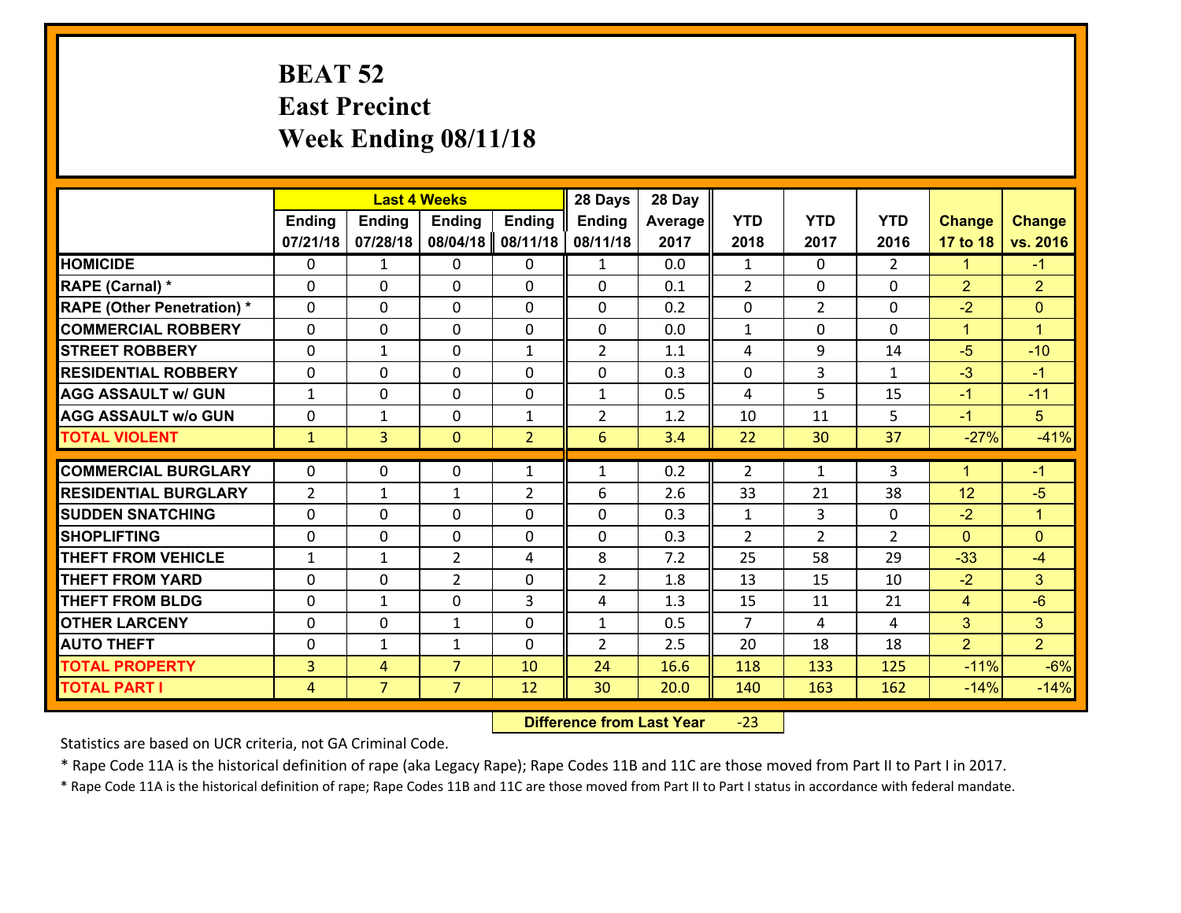# BEAT 52
## East Precinct
## Week Ending 08/11/18

| | Last 4 Weeks | | | | 28 Days | 28 Day | | | | | |
|---|---|---|---|---|---|---|---|---|---|---|---|
| | Ending 07/21/18 | Ending 07/28/18 | Ending 08/04/18 | Ending 08/11/18 | Ending 08/11/18 | Average 2017 | YTD 2018 | YTD 2017 | YTD 2016 | Change 17 to 18 | Change vs. 2016 |
| **HOMICIDE** | 0 | 1 | 0 | 0 | 1 | 0.0 | 1 | 0 | 2 | 1 | -1 |
| **RAPE (Carnal) *** | 0 | 0 | 0 | 0 | 0 | 0.1 | 2 | 0 | 0 | 2 | 2 |
| **RAPE (Other Penetration) *** | 0 | 0 | 0 | 0 | 0 | 0.2 | 0 | 2 | 0 | -2 | 0 |
| **COMMERCIAL ROBBERY** | 0 | 0 | 0 | 0 | 0 | 0.0 | 1 | 0 | 0 | 1 | 1 |
| **STREET ROBBERY** | 0 | 1 | 0 | 1 | 2 | 1.1 | 4 | 9 | 14 | -5 | -10 |
| **RESIDENTIAL ROBBERY** | 0 | 0 | 0 | 0 | 0 | 0.3 | 0 | 3 | 1 | -3 | -1 |
| **AGG ASSAULT w/ GUN** | 1 | 0 | 0 | 0 | 1 | 0.5 | 4 | 5 | 15 | -1 | -11 |
| **AGG ASSAULT w/o GUN** | 0 | 1 | 0 | 1 | 2 | 1.2 | 10 | 11 | 5 | -1 | 5 |
| **TOTAL VIOLENT** | 1 | 3 | 0 | 2 | 6 | 3.4 | 22 | 30 | 37 | -27% | -41% |
| **COMMERCIAL BURGLARY** | 0 | 0 | 0 | 1 | 1 | 0.2 | 2 | 1 | 3 | 1 | -1 |
| **RESIDENTIAL BURGLARY** | 2 | 1 | 1 | 2 | 6 | 2.6 | 33 | 21 | 38 | 12 | -5 |
| **SUDDEN SNATCHING** | 0 | 0 | 0 | 0 | 0 | 0.3 | 1 | 3 | 0 | -2 | 1 |
| **SHOPLIFTING** | 0 | 0 | 0 | 0 | 0 | 0.3 | 2 | 2 | 2 | 0 | 0 |
| **THEFT FROM VEHICLE** | 1 | 1 | 2 | 4 | 8 | 7.2 | 25 | 58 | 29 | -33 | -4 |
| **THEFT FROM YARD** | 0 | 0 | 2 | 0 | 2 | 1.8 | 13 | 15 | 10 | -2 | 3 |
| **THEFT FROM BLDG** | 0 | 1 | 0 | 3 | 4 | 1.3 | 15 | 11 | 21 | 4 | -6 |
| **OTHER LARCENY** | 0 | 0 | 1 | 0 | 1 | 0.5 | 7 | 4 | 4 | 3 | 3 |
| **AUTO THEFT** | 0 | 1 | 1 | 0 | 2 | 2.5 | 20 | 18 | 18 | 2 | 2 |
| **TOTAL PROPERTY** | 3 | 4 | 7 | 10 | 24 | 16.6 | 118 | 133 | 125 | -11% | -6% |
| **TOTAL PART I** | 4 | 7 | 7 | 12 | 30 | 20.0 | 140 | 163 | 162 | -14% | -14% |

**Difference from Last Year** -23

Statistics are based on UCR criteria, not GA Criminal Code.

* Rape Code 11A is the historical definition of rape (aka Legacy Rape); Rape Codes 11B and 11C are those moved from Part II to Part I in 2017.

* Rape Code 11A is the historical definition of rape; Rape Codes 11B and 11C are those moved from Part II to Part I status in accordance with federal mandate.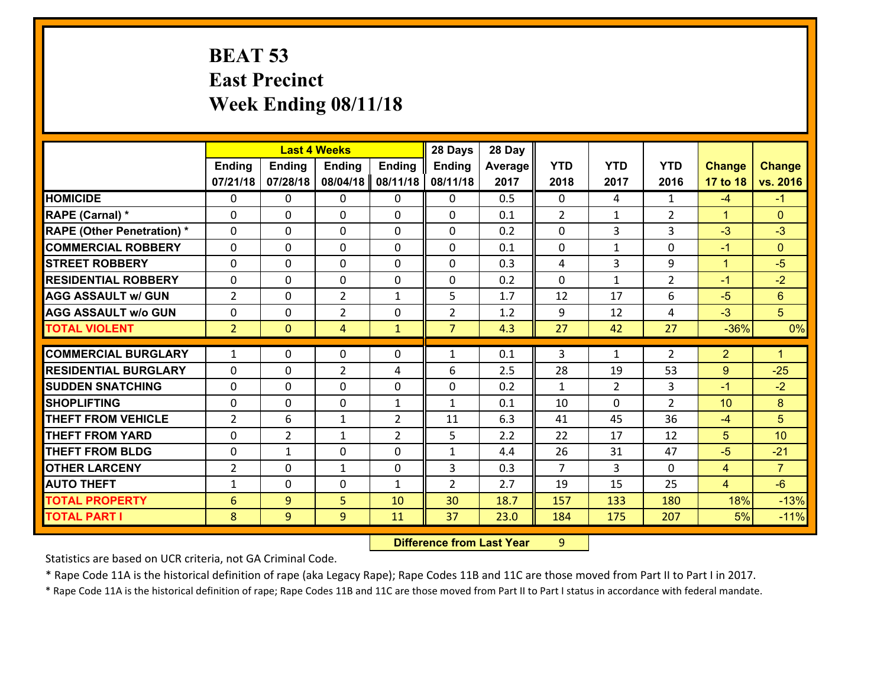# BEAT 53
# East Precinct
# Week Ending 08/11/18

| | Last 4 Weeks | | | | 28 Days | 28 Day | | | | | |
|---|---|---|---|---|---|---|---|---|---|---|---|
| | Ending 07/21/18 | Ending 07/28/18 | Ending 08/04/18 | Ending 08/11/18 | Ending 08/11/18 | Average 2017 | YTD 2018 | YTD 2017 | YTD 2016 | Change 17 to 18 | Change vs. 2016 |
| **HOMICIDE** | 0 | 0 | 0 | 0 | 0 | 0.5 | 0 | 4 | 1 | -4 | -1 |
| **RAPE (Carnal) *** | 0 | 0 | 0 | 0 | 0 | 0.1 | 2 | 1 | 2 | 1 | 0 |
| **RAPE (Other Penetration) *** | 0 | 0 | 0 | 0 | 0 | 0.2 | 0 | 3 | 3 | -3 | -3 |
| **COMMERCIAL ROBBERY** | 0 | 0 | 0 | 0 | 0 | 0.1 | 0 | 1 | 0 | -1 | 0 |
| **STREET ROBBERY** | 0 | 0 | 0 | 0 | 0 | 0.3 | 4 | 3 | 9 | 1 | -5 |
| **RESIDENTIAL ROBBERY** | 0 | 0 | 0 | 0 | 0 | 0.2 | 0 | 1 | 2 | -1 | -2 |
| **AGG ASSAULT w/ GUN** | 2 | 0 | 2 | 1 | 5 | 1.7 | 12 | 17 | 6 | -5 | 6 |
| **AGG ASSAULT w/o GUN** | 0 | 0 | 2 | 0 | 2 | 1.2 | 9 | 12 | 4 | -3 | 5 |
| **TOTAL VIOLENT** | 2 | 0 | 4 | 1 | 7 | 4.3 | 27 | 42 | 27 | -36% | 0% |
| **COMMERCIAL BURGLARY** | 1 | 0 | 0 | 0 | 1 | 0.1 | 3 | 1 | 2 | 2 | 1 |
| **RESIDENTIAL BURGLARY** | 0 | 0 | 2 | 4 | 6 | 2.5 | 28 | 19 | 53 | 9 | -25 |
| **SUDDEN SNATCHING** | 0 | 0 | 0 | 0 | 0 | 0.2 | 1 | 2 | 3 | -1 | -2 |
| **SHOPLIFTING** | 0 | 0 | 0 | 1 | 1 | 0.1 | 10 | 0 | 2 | 10 | 8 |
| **THEFT FROM VEHICLE** | 2 | 6 | 1 | 2 | 11 | 6.3 | 41 | 45 | 36 | -4 | 5 |
| **THEFT FROM YARD** | 0 | 2 | 1 | 2 | 5 | 2.2 | 22 | 17 | 12 | 5 | 10 |
| **THEFT FROM BLDG** | 0 | 1 | 0 | 0 | 1 | 4.4 | 26 | 31 | 47 | -5 | -21 |
| **OTHER LARCENY** | 2 | 0 | 1 | 0 | 3 | 0.3 | 7 | 3 | 0 | 4 | 7 |
| **AUTO THEFT** | 1 | 0 | 0 | 1 | 2 | 2.7 | 19 | 15 | 25 | 4 | -6 |
| **TOTAL PROPERTY** | 6 | 9 | 5 | 10 | 30 | 18.7 | 157 | 133 | 180 | 18% | -13% |
| **TOTAL PART I** | 8 | 9 | 9 | 11 | 37 | 23.0 | 184 | 175 | 207 | 5% | -11% |

**Difference from Last Year** 9

Statistics are based on UCR criteria, not GA Criminal Code.

* Rape Code 11A is the historical definition of rape (aka Legacy Rape); Rape Codes 11B and 11C are those moved from Part II to Part I in 2017.

* Rape Code 11A is the historical definition of rape; Rape Codes 11B and 11C are those moved from Part II to Part I status in accordance with federal mandate.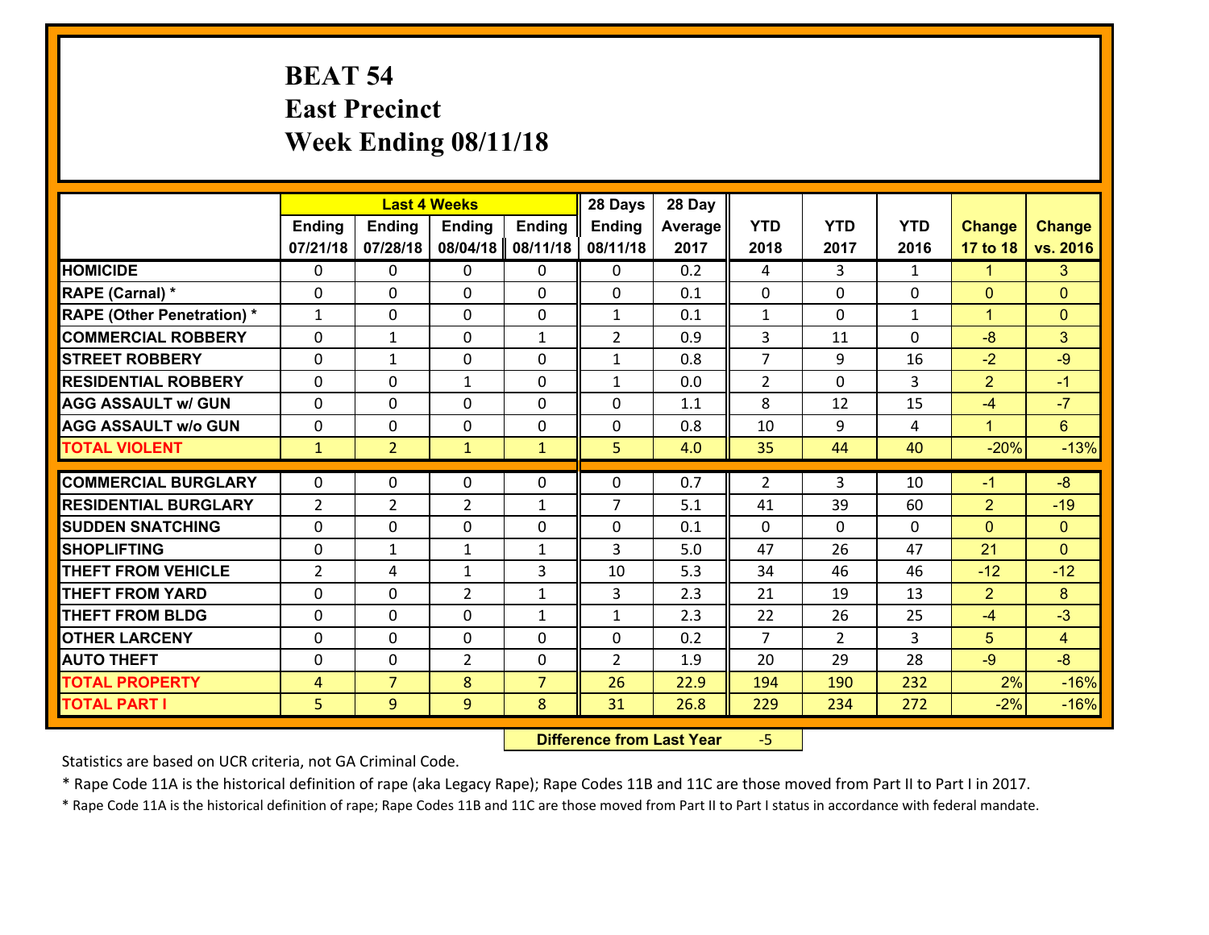# BEAT 54
## East Precinct
## Week Ending 08/11/18

| | Last 4 Weeks | | | | 28 Days | 28 Day | | | | | |
|---|---|---|---|---|---|---|---|---|---|---|---|
| | Ending 07/21/18 | Ending 07/28/18 | Ending 08/04/18 | Ending 08/11/18 | Ending 08/11/18 | Average 2017 | YTD 2018 | YTD 2017 | YTD 2016 | Change 17 to 18 | Change vs. 2016 |
| **HOMICIDE** | 0 | 0 | 0 | 0 | 0 | 0.2 | 4 | 3 | 1 | 1 | 3 |
| **RAPE (Carnal) *** | 0 | 0 | 0 | 0 | 0 | 0.1 | 0 | 0 | 0 | 0 | 0 |
| **RAPE (Other Penetration) *** | 1 | 0 | 0 | 0 | 1 | 0.1 | 1 | 0 | 1 | 1 | 0 |
| **COMMERCIAL ROBBERY** | 0 | 1 | 0 | 1 | 2 | 0.9 | 3 | 11 | 0 | -8 | 3 |
| **STREET ROBBERY** | 0 | 1 | 0 | 0 | 1 | 0.8 | 7 | 9 | 16 | -2 | -9 |
| **RESIDENTIAL ROBBERY** | 0 | 0 | 1 | 0 | 1 | 0.0 | 2 | 0 | 3 | 2 | -1 |
| **AGG ASSAULT w/ GUN** | 0 | 0 | 0 | 0 | 0 | 1.1 | 8 | 12 | 15 | -4 | -7 |
| **AGG ASSAULT w/o GUN** | 0 | 0 | 0 | 0 | 0 | 0.8 | 10 | 9 | 4 | 1 | 6 |
| **TOTAL VIOLENT** | 1 | 2 | 1 | 1 | 5 | 4.0 | 35 | 44 | 40 | -20% | -13% |
| **COMMERCIAL BURGLARY** | 0 | 0 | 0 | 0 | 0 | 0.7 | 2 | 3 | 10 | -1 | -8 |
| **RESIDENTIAL BURGLARY** | 2 | 2 | 2 | 1 | 7 | 5.1 | 41 | 39 | 60 | 2 | -19 |
| **SUDDEN SNATCHING** | 0 | 0 | 0 | 0 | 0 | 0.1 | 0 | 0 | 0 | 0 | 0 |
| **SHOPLIFTING** | 0 | 1 | 1 | 1 | 3 | 5.0 | 47 | 26 | 47 | 21 | 0 |
| **THEFT FROM VEHICLE** | 2 | 4 | 1 | 3 | 10 | 5.3 | 34 | 46 | 46 | -12 | -12 |
| **THEFT FROM YARD** | 0 | 0 | 2 | 1 | 3 | 2.3 | 21 | 19 | 13 | 2 | 8 |
| **THEFT FROM BLDG** | 0 | 0 | 0 | 1 | 1 | 2.3 | 22 | 26 | 25 | -4 | -3 |
| **OTHER LARCENY** | 0 | 0 | 0 | 0 | 0 | 0.2 | 7 | 2 | 3 | 5 | 4 |
| **AUTO THEFT** | 0 | 0 | 2 | 0 | 2 | 1.9 | 20 | 29 | 28 | -9 | -8 |
| **TOTAL PROPERTY** | 4 | 7 | 8 | 7 | 26 | 22.9 | 194 | 190 | 232 | 2% | -16% |
| **TOTAL PART I** | 5 | 9 | 9 | 8 | 31 | 26.8 | 229 | 234 | 272 | -2% | -16% |

**Difference from Last Year** -5

Statistics are based on UCR criteria, not GA Criminal Code.

* Rape Code 11A is the historical definition of rape (aka Legacy Rape); Rape Codes 11B and 11C are those moved from Part II to Part I in 2017.

* Rape Code 11A is the historical definition of rape; Rape Codes 11B and 11C are those moved from Part II to Part I status in accordance with federal mandate.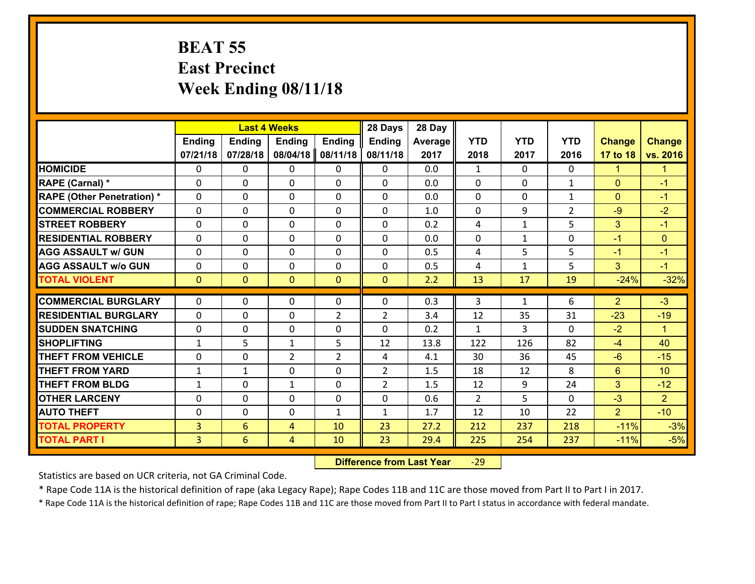# BEAT 55
## East Precinct
## Week Ending 08/11/18

| | Last 4 Weeks | | | | 28 Days | 28 Day | | | | | |
|---|---|---|---|---|---|---|---|---|---|---|---|
| | Ending 07/21/18 | Ending 07/28/18 | Ending 08/04/18 | Ending 08/11/18 | Ending 08/11/18 | Average 2017 | YTD 2018 | YTD 2017 | YTD 2016 | Change 17 to 18 | Change vs. 2016 |
| **HOMICIDE** | 0 | 0 | 0 | 0 | 0 | 0.0 | 1 | 0 | 0 | 1 | 1 |
| **RAPE (Carnal) *** | 0 | 0 | 0 | 0 | 0 | 0.0 | 0 | 0 | 1 | 0 | -1 |
| **RAPE (Other Penetration) *** | 0 | 0 | 0 | 0 | 0 | 0.0 | 0 | 0 | 1 | 0 | -1 |
| **COMMERCIAL ROBBERY** | 0 | 0 | 0 | 0 | 0 | 1.0 | 0 | 9 | 2 | -9 | -2 |
| **STREET ROBBERY** | 0 | 0 | 0 | 0 | 0 | 0.2 | 4 | 1 | 5 | 3 | -1 |
| **RESIDENTIAL ROBBERY** | 0 | 0 | 0 | 0 | 0 | 0.0 | 0 | 1 | 0 | -1 | 0 |
| **AGG ASSAULT w/ GUN** | 0 | 0 | 0 | 0 | 0 | 0.5 | 4 | 5 | 5 | -1 | -1 |
| **AGG ASSAULT w/o GUN** | 0 | 0 | 0 | 0 | 0 | 0.5 | 4 | 1 | 5 | 3 | -1 |
| **TOTAL VIOLENT** | 0 | 0 | 0 | 0 | 0 | 2.2 | 13 | 17 | 19 | -24% | -32% |
| **COMMERCIAL BURGLARY** | 0 | 0 | 0 | 0 | 0 | 0.3 | 3 | 1 | 6 | 2 | -3 |
| **RESIDENTIAL BURGLARY** | 0 | 0 | 0 | 2 | 2 | 3.4 | 12 | 35 | 31 | -23 | -19 |
| **SUDDEN SNATCHING** | 0 | 0 | 0 | 0 | 0 | 0.2 | 1 | 3 | 0 | -2 | 1 |
| **SHOPLIFTING** | 1 | 5 | 1 | 5 | 12 | 13.8 | 122 | 126 | 82 | -4 | 40 |
| **THEFT FROM VEHICLE** | 0 | 0 | 2 | 2 | 4 | 4.1 | 30 | 36 | 45 | -6 | -15 |
| **THEFT FROM YARD** | 1 | 1 | 0 | 0 | 2 | 1.5 | 18 | 12 | 8 | 6 | 10 |
| **THEFT FROM BLDG** | 1 | 0 | 1 | 0 | 2 | 1.5 | 12 | 9 | 24 | 3 | -12 |
| **OTHER LARCENY** | 0 | 0 | 0 | 0 | 0 | 0.6 | 2 | 5 | 0 | -3 | 2 |
| **AUTO THEFT** | 0 | 0 | 0 | 1 | 1 | 1.7 | 12 | 10 | 22 | 2 | -10 |
| **TOTAL PROPERTY** | 3 | 6 | 4 | 10 | 23 | 27.2 | 212 | 237 | 218 | -11% | -3% |
| **TOTAL PART I** | 3 | 6 | 4 | 10 | 23 | 29.4 | 225 | 254 | 237 | -11% | -5% |

**Difference from Last Year** -29

Statistics are based on UCR criteria, not GA Criminal Code.

* Rape Code 11A is the historical definition of rape (aka Legacy Rape); Rape Codes 11B and 11C are those moved from Part II to Part I in 2017.

* Rape Code 11A is the historical definition of rape; Rape Codes 11B and 11C are those moved from Part II to Part I status in accordance with federal mandate.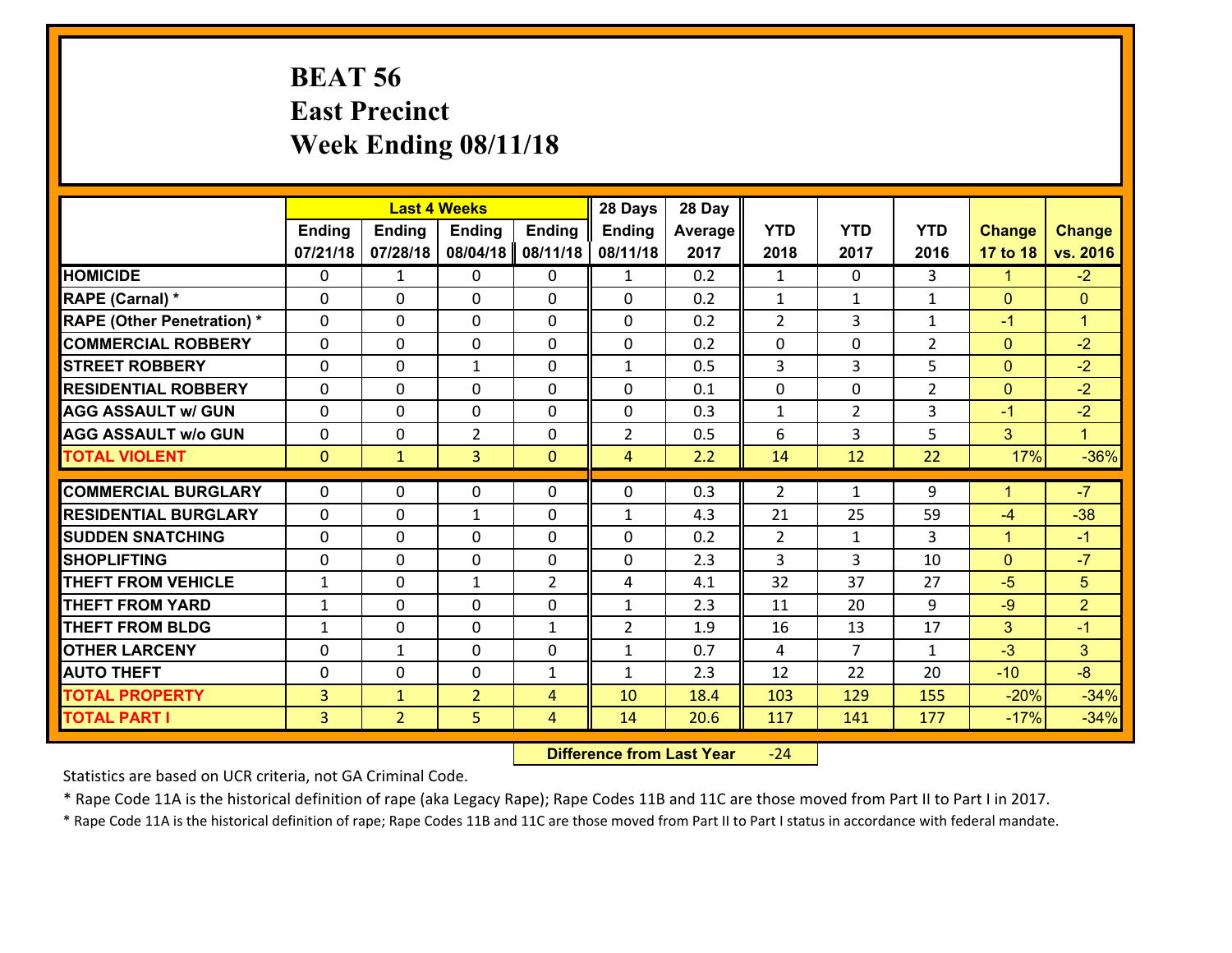# BEAT 56
## East Precinct
## Week Ending 08/11/18

| | Last 4 Weeks | | | | 28 Days | 28 Day | YTD | YTD | YTD | Change | Change |
|---|---|---|---|---|---|---|---|---|---|---|---|
| | Ending 07/21/18 | Ending 07/28/18 | Ending 08/04/18 | Ending 08/11/18 | Ending 08/11/18 | Average 2017 | 2018 | 2017 | 2016 | 17 to 18 | vs. 2016 |
| **HOMICIDE** | 0 | 1 | 0 | 0 | 1 | 0.2 | 1 | 0 | 3 | 1 | -2 |
| **RAPE (Carnal) *** | 0 | 0 | 0 | 0 | 0 | 0.2 | 1 | 1 | 1 | 0 | 0 |
| **RAPE (Other Penetration) *** | 0 | 0 | 0 | 0 | 0 | 0.2 | 2 | 3 | 1 | -1 | 1 |
| **COMMERCIAL ROBBERY** | 0 | 0 | 0 | 0 | 0 | 0.2 | 0 | 0 | 2 | 0 | -2 |
| **STREET ROBBERY** | 0 | 0 | 1 | 0 | 1 | 0.5 | 3 | 3 | 5 | 0 | -2 |
| **RESIDENTIAL ROBBERY** | 0 | 0 | 0 | 0 | 0 | 0.1 | 0 | 0 | 2 | 0 | -2 |
| **AGG ASSAULT w/ GUN** | 0 | 0 | 0 | 0 | 0 | 0.3 | 1 | 2 | 3 | -1 | -2 |
| **AGG ASSAULT w/o GUN** | 0 | 0 | 2 | 0 | 2 | 0.5 | 6 | 3 | 5 | 3 | 1 |
| **TOTAL VIOLENT** | 0 | 1 | 3 | 0 | 4 | 2.2 | 14 | 12 | 22 | 17% | -36% |
| **COMMERCIAL BURGLARY** | 0 | 0 | 0 | 0 | 0 | 0.3 | 2 | 1 | 9 | 1 | -7 |
| **RESIDENTIAL BURGLARY** | 0 | 0 | 1 | 0 | 1 | 4.3 | 21 | 25 | 59 | -4 | -38 |
| **SUDDEN SNATCHING** | 0 | 0 | 0 | 0 | 0 | 0.2 | 2 | 1 | 3 | 1 | -1 |
| **SHOPLIFTING** | 0 | 0 | 0 | 0 | 0 | 2.3 | 3 | 3 | 10 | 0 | -7 |
| **THEFT FROM VEHICLE** | 1 | 0 | 1 | 2 | 4 | 4.1 | 32 | 37 | 27 | -5 | 5 |
| **THEFT FROM YARD** | 1 | 0 | 0 | 0 | 1 | 2.3 | 11 | 20 | 9 | -9 | 2 |
| **THEFT FROM BLDG** | 1 | 0 | 0 | 1 | 2 | 1.9 | 16 | 13 | 17 | 3 | -1 |
| **OTHER LARCENY** | 0 | 1 | 0 | 0 | 1 | 0.7 | 4 | 7 | 1 | -3 | 3 |
| **AUTO THEFT** | 0 | 0 | 0 | 1 | 1 | 2.3 | 12 | 22 | 20 | -10 | -8 |
| **TOTAL PROPERTY** | 3 | 1 | 2 | 4 | 10 | 18.4 | 103 | 129 | 155 | -20% | -34% |
| **TOTAL PART I** | 3 | 2 | 5 | 4 | 14 | 20.6 | 117 | 141 | 177 | -17% | -34% |

**Difference from Last Year** -24

Statistics are based on UCR criteria, not GA Criminal Code.

* Rape Code 11A is the historical definition of rape (aka Legacy Rape); Rape Codes 11B and 11C are those moved from Part II to Part I in 2017.

* Rape Code 11A is the historical definition of rape; Rape Codes 11B and 11C are those moved from Part II to Part I status in accordance with federal mandate.